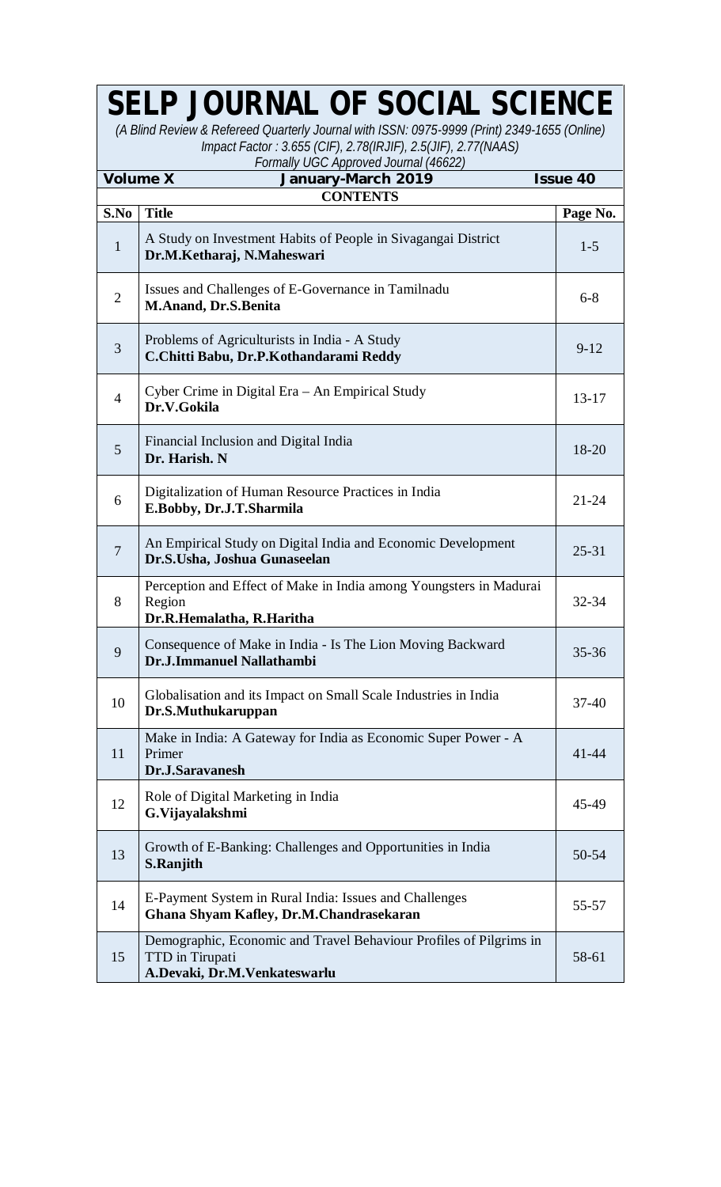# SELP JOURNAL OF SOCIAL SCIENCE

*(A Blind Review & Refereed Quarterly Journal with ISSN: 0975-9999 (Print) 2349-1655 (Online)*
*Impact Factor : 3.655 (CIF), 2.78(IRJIF), 2.5(JIF), 2.77(NAAS)*
*Formally UGC Approved Journal (46622)*

**Volume X** **January-March 2019** **Issue 40**

## CONTENTS

| S.No | Title | Page No. |
|---|---|---|
| 1 | A Study on Investment Habits of People in Sivagangai District<br>**Dr.M.Ketharaj, N.Maheswari** | 1-5 |
| 2 | Issues and Challenges of E-Governance in Tamilnadu<br>**M.Anand, Dr.S.Benita** | 6-8 |
| 3 | Problems of Agriculturists in India - A Study<br>**C.Chitti Babu, Dr.P.Kothandarami Reddy** | 9-12 |
| 4 | Cyber Crime in Digital Era – An Empirical Study<br>**Dr.V.Gokila** | 13-17 |
| 5 | Financial Inclusion and Digital India<br>**Dr. Harish. N** | 18-20 |
| 6 | Digitalization of Human Resource Practices in India<br>**E.Bobby, Dr.J.T.Sharmila** | 21-24 |
| 7 | An Empirical Study on Digital India and Economic Development<br>**Dr.S.Usha, Joshua Gunaseelan** | 25-31 |
| 8 | Perception and Effect of Make in India among Youngsters in Madurai Region<br>**Dr.R.Hemalatha, R.Haritha** | 32-34 |
| 9 | Consequence of Make in India - Is The Lion Moving Backward<br>**Dr.J.Immanuel Nallathambi** | 35-36 |
| 10 | Globalisation and its Impact on Small Scale Industries in India<br>**Dr.S.Muthukaruppan** | 37-40 |
| 11 | Make in India: A Gateway for India as Economic Super Power - A Primer<br>**Dr.J.Saravanesh** | 41-44 |
| 12 | Role of Digital Marketing in India<br>**G.Vijayalakshmi** | 45-49 |
| 13 | Growth of E-Banking: Challenges and Opportunities in India<br>**S.Ranjith** | 50-54 |
| 14 | E-Payment System in Rural India: Issues and Challenges<br>**Ghana Shyam Kafley, Dr.M.Chandrasekaran** | 55-57 |
| 15 | Demographic, Economic and Travel Behaviour Profiles of Pilgrims in TTD in Tirupati<br>**A.Devaki, Dr.M.Venkateswarlu** | 58-61 |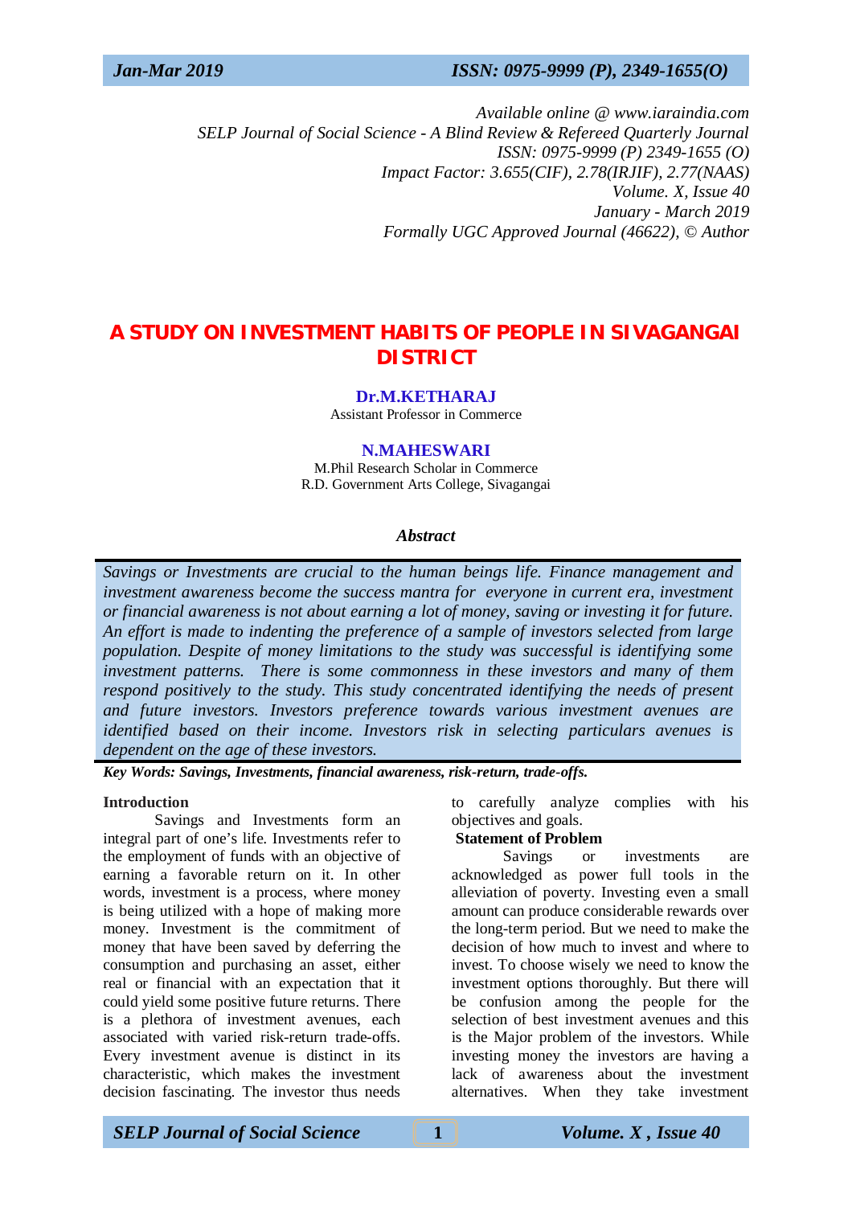Available online @ www.iaraindia.com
SELP Journal of Social Science - A Blind Review & Refereed Quarterly Journal
ISSN: 0975-9999 (P) 2349-1655 (O)
Impact Factor: 3.655(CIF), 2.78(IRJIF), 2.77(NAAS)
Volume. X, Issue 40
January - March 2019
Formally UGC Approved Journal (46622), © Author

# A STUDY ON INVESTMENT HABITS OF PEOPLE IN SIVAGANGAI DISTRICT

**Dr.M.KETHARAJ**
Assistant Professor in Commerce

**N.MAHESWARI**
M.Phil Research Scholar in Commerce
R.D. Government Arts College, Sivagangai

### *Abstract*

*Savings or Investments are crucial to the human beings life. Finance management and investment awareness become the success mantra for everyone in current era, investment or financial awareness is not about earning a lot of money, saving or investing it for future. An effort is made to indenting the preference of a sample of investors selected from large population. Despite of money limitations to the study was successful is identifying some investment patterns. There is some commonness in these investors and many of them respond positively to the study. This study concentrated identifying the needs of present and future investors. Investors preference towards various investment avenues are identified based on their income. Investors risk in selecting particulars avenues is dependent on the age of these investors.*

***Key Words: Savings, Investments, financial awareness, risk-return, trade-offs.***

## Introduction

Savings and Investments form an integral part of one's life. Investments refer to the employment of funds with an objective of earning a favorable return on it. In other words, investment is a process, where money is being utilized with a hope of making more money. Investment is the commitment of money that have been saved by deferring the consumption and purchasing an asset, either real or financial with an expectation that it could yield some positive future returns. There is a plethora of investment avenues, each associated with varied risk-return trade-offs. Every investment avenue is distinct in its characteristic, which makes the investment decision fascinating. The investor thus needs to carefully analyze complies with his objectives and goals.

## Statement of Problem

Savings or investments are acknowledged as power full tools in the alleviation of poverty. Investing even a small amount can produce considerable rewards over the long-term period. But we need to make the decision of how much to invest and where to invest. To choose wisely we need to know the investment options thoroughly. But there will be confusion among the people for the selection of best investment avenues and this is the Major problem of the investors. While investing money the investors are having a lack of awareness about the investment alternatives. When they take investment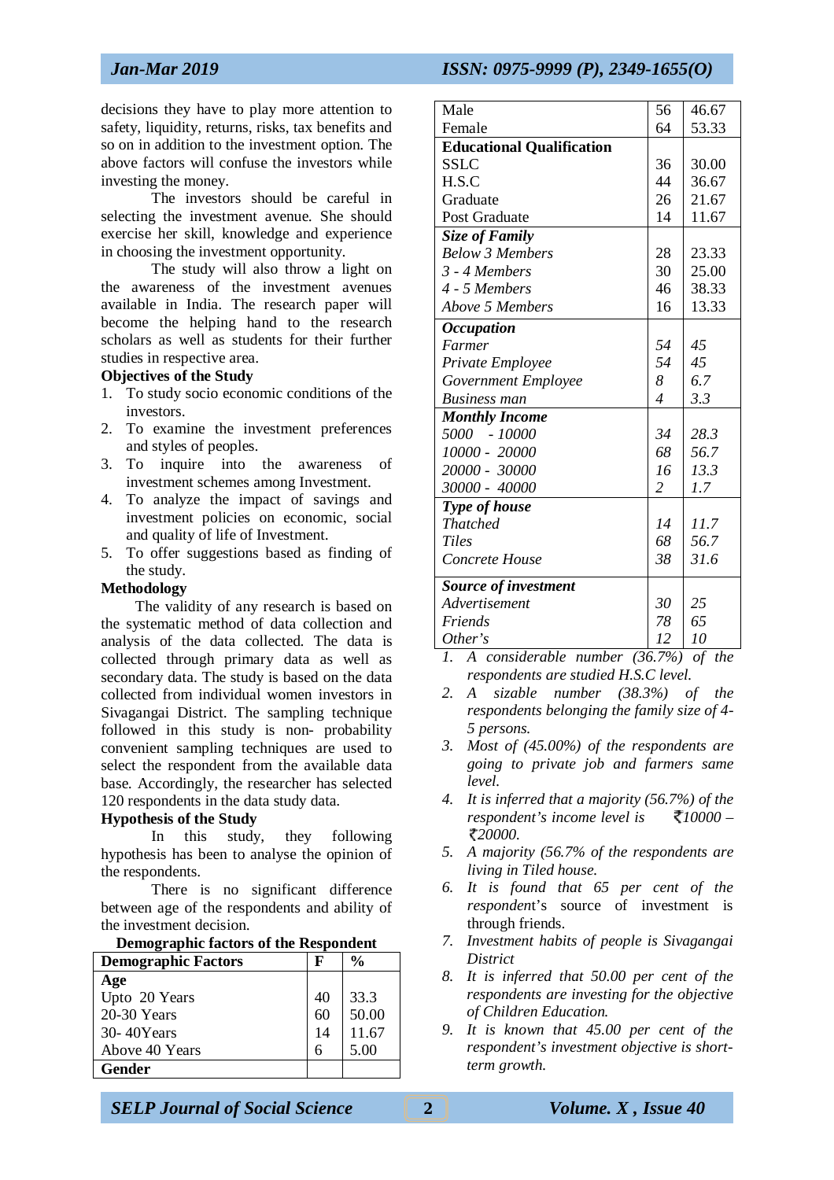decisions they have to play more attention to safety, liquidity, returns, risks, tax benefits and so on in addition to the investment option. The above factors will confuse the investors while investing the money.

The investors should be careful in selecting the investment avenue. She should exercise her skill, knowledge and experience in choosing the investment opportunity.

The study will also throw a light on the awareness of the investment avenues available in India. The research paper will become the helping hand to the research scholars as well as students for their further studies in respective area.

**Objectives of the Study**

1. To study socio economic conditions of the investors.
2. To examine the investment preferences and styles of peoples.
3. To inquire into the awareness of investment schemes among Investment.
4. To analyze the impact of savings and investment policies on economic, social and quality of life of Investment.
5. To offer suggestions based as finding of the study.

**Methodology**

The validity of any research is based on the systematic method of data collection and analysis of the data collected. The data is collected through primary data as well as secondary data. The study is based on the data collected from individual women investors in Sivagangai District. The sampling technique followed in this study is non- probability convenient sampling techniques are used to select the respondent from the available data base. Accordingly, the researcher has selected 120 respondents in the data study data.

**Hypothesis of the Study**

In this study, they following hypothesis has been to analyse the opinion of the respondents.

There is no significant difference between age of the respondents and ability of the investment decision.

**Demographic factors of the Respondent**

| Demographic Factors | F | % |
|---|---|---|
| **Age** | | |
| Upto 20 Years | 40 | 33.3 |
| 20-30 Years | 60 | 50.00 |
| 30- 40Years | 14 | 11.67 |
| Above 40 Years | 6 | 5.00 |
| **Gender** | | |
| Male | 56 | 46.67 |
| Female | 64 | 53.33 |
| **Educational Qualification** | | |
| SSLC | 36 | 30.00 |
| H.S.C | 44 | 36.67 |
| Graduate | 26 | 21.67 |
| Post Graduate | 14 | 11.67 |
| ***Size of Family*** | | |
| *Below 3 Members* | 28 | 23.33 |
| *3 - 4 Members* | 30 | 25.00 |
| *4 - 5 Members* | 46 | 38.33 |
| *Above 5 Members* | 16 | 13.33 |
| ***Occupation*** | | |
| *Farmer* | *54* | *45* |
| *Private Employee* | *54* | *45* |
| *Government Employee* | *8* | *6.7* |
| *Business man* | *4* | *3.3* |
| ***Monthly Income*** | | |
| *5000 - 10000* | *34* | *28.3* |
| *10000 - 20000* | *68* | *56.7* |
| *20000 - 30000* | *16* | *13.3* |
| *30000 - 40000* | *2* | *1.7* |
| ***Type of house*** | | |
| *Thatched* | *14* | *11.7* |
| *Tiles* | *68* | *56.7* |
| *Concrete House* | *38* | *31.6* |
| ***Source of investment*** | | |
| *Advertisement* | *30* | *25* |
| *Friends* | *78* | *65* |
| *Other's* | *12* | *10* |

1. *A considerable number (36.7%) of the respondents are studied H.S.C level.*
2. *A sizable number (38.3%) of the respondents belonging the family size of 4-5 persons.*
3. *Most of (45.00%) of the respondents are going to private job and farmers same level.*
4. *It is inferred that a majority (56.7%) of the respondent's income level is ₹10000 – ₹20000.*
5. *A majority (56.7% of the respondents are living in Tiled house.*
6. *It is found that 65 per cent of the respondent*'s source of investment is through friends.
7. *Investment habits of people is Sivagangai District*
8. *It is inferred that 50.00 per cent of the respondents are investing for the objective of Children Education.*
9. *It is known that 45.00 per cent of the respondent's investment objective is short-term growth.*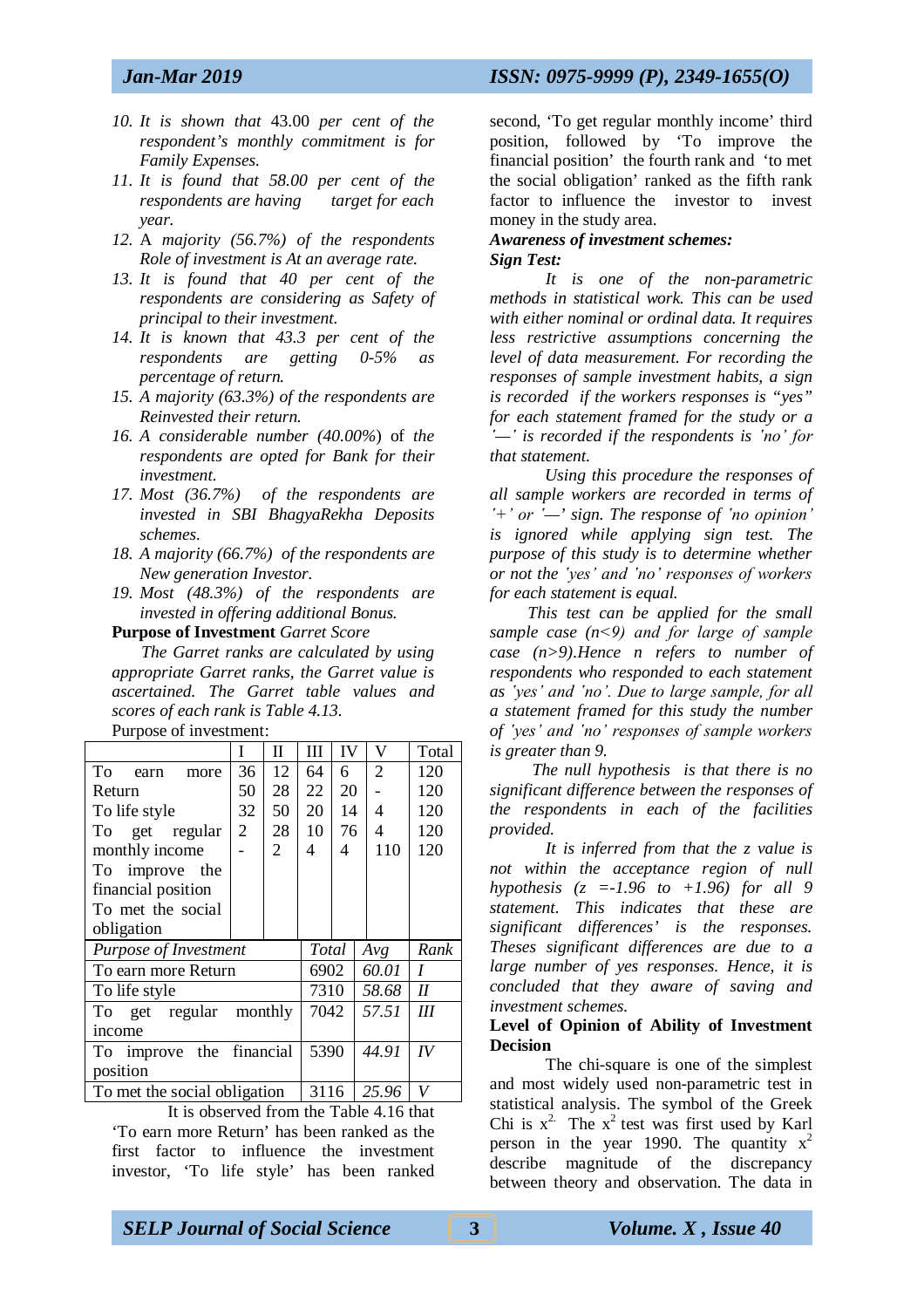10. *It is shown that* 43.00 *per cent of the respondent's monthly commitment is for Family Expenses.*
11. *It is found that 58.00 per cent of the respondents are having target for each year.*
12. A *majority (56.7%) of the respondents Role of investment is At an average rate.*
13. *It is found that 40 per cent of the respondents are considering as Safety of principal to their investment.*
14. *It is known that 43.3 per cent of the respondents are getting 0-5% as percentage of return.*
15. *A majority (63.3%) of the respondents are Reinvested their return.*
16. *A considerable number (40.00%*) of *the respondents are opted for Bank for their investment.*
17. *Most (36.7%) of the respondents are invested in SBI BhagyaRekha Deposits schemes.*
18. *A majority (66.7%) of the respondents are New generation Investor.*
19. *Most (48.3%) of the respondents are invested in offering additional Bonus.*

**Purpose of Investment** *Garret Score*

*The Garret ranks are calculated by using appropriate Garret ranks, the Garret value is ascertained. The Garret table values and scores of each rank is Table 4.13.*

Purpose of investment:

| | I | II | III | IV | V | Total |
|---|---|---|---|---|---|---|
| To earn more Return | 36 | 12 | 64 | 6 | 2 | 120 |
| To life style | 50 | 28 | 22 | 20 | - | 120 |
| To get regular monthly income | 32 | 50 | 20 | 14 | 4 | 120 |
| To improve the financial position | 2 | 28 | 10 | 76 | 4 | 120 |
| To met the social obligation | - | 2 | 4 | 4 | 110 | 120 |

| *Purpose of Investment* | *Total* | *Avg* | *Rank* |
|---|---|---|---|
| To earn more Return | 6902 | *60.01* | *I* |
| To life style | 7310 | *58.68* | *II* |
| To get regular monthly income | 7042 | *57.51* | *III* |
| To improve the financial position | 5390 | *44.91* | *IV* |
| To met the social obligation | 3116 | *25.96* | *V* |

It is observed from the Table 4.16 that 'To earn more Return' has been ranked as the first factor to influence the investment investor, 'To life style' has been ranked second, 'To get regular monthly income' third position, followed by 'To improve the financial position' the fourth rank and 'to met the social obligation' ranked as the fifth rank factor to influence the investor to invest money in the study area.

***Awareness of investment schemes:***

***Sign Test:***

*It is one of the non-parametric methods in statistical work. This can be used with either nominal or ordinal data. It requires less restrictive assumptions concerning the level of data measurement. For recording the responses of sample investment habits, a sign is recorded if the workers responses is "yes" for each statement framed for the study or a '—' is recorded if the respondents is 'no' for that statement.*

*Using this procedure the responses of all sample workers are recorded in terms of '+' or '—' sign. The response of 'no opinion' is ignored while applying sign test. The purpose of this study is to determine whether or not the 'yes' and 'no' responses of workers for each statement is equal.*

*This test can be applied for the small sample case (n<9) and for large of sample case (n>9).Hence n refers to number of respondents who responded to each statement as 'yes' and 'no'. Due to large sample, for all a statement framed for this study the number of 'yes' and 'no' responses of sample workers is greater than 9.*

*The null hypothesis is that there is no significant difference between the responses of the respondents in each of the facilities provided.*

*It is inferred from that the z value is not within the acceptance region of null hypothesis (z =-1.96 to +1.96) for all 9 statement. This indicates that these are significant differences' is the responses. Theses significant differences are due to a large number of yes responses. Hence, it is concluded that they aware of saving and investment schemes.*

**Level of Opinion of Ability of Investment Decision**

The chi-square is one of the simplest and most widely used non-parametric test in statistical analysis. The symbol of the Greek Chi is $x^2$. The $x^2$ test was first used by Karl person in the year 1990. The quantity $x^2$ describe magnitude of the discrepancy between theory and observation. The data in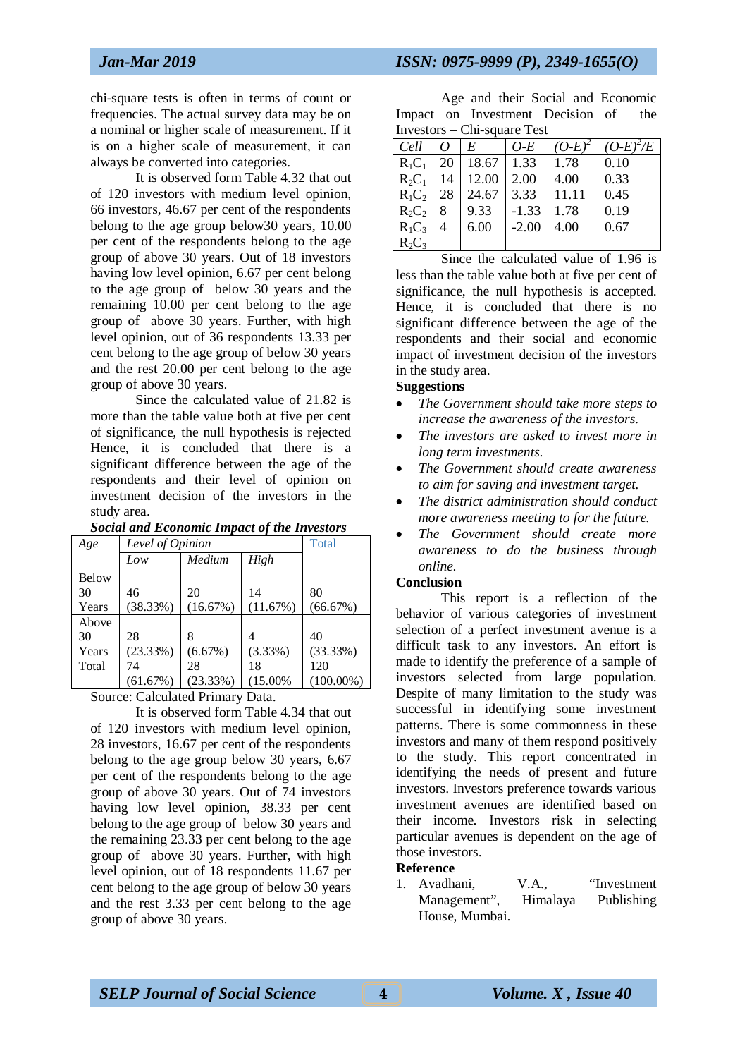chi-square tests is often in terms of count or frequencies. The actual survey data may be on a nominal or higher scale of measurement. If it is on a higher scale of measurement, it can always be converted into categories.

It is observed form Table 4.32 that out of 120 investors with medium level opinion, 66 investors, 46.67 per cent of the respondents belong to the age group below30 years, 10.00 per cent of the respondents belong to the age group of above 30 years. Out of 18 investors having low level opinion, 6.67 per cent belong to the age group of below 30 years and the remaining 10.00 per cent belong to the age group of above 30 years. Further, with high level opinion, out of 36 respondents 13.33 per cent belong to the age group of below 30 years and the rest 20.00 per cent belong to the age group of above 30 years.

Since the calculated value of 21.82 is more than the table value both at five per cent of significance, the null hypothesis is rejected Hence, it is concluded that there is a significant difference between the age of the respondents and their level of opinion on investment decision of the investors in the study area.

***Social and Economic Impact of the Investors***

| *Age* | *Level of Opinion* | | | Total |
|---|---|---|---|---|
| | *Low* | *Medium* | *High* | |
| Below 30 Years | 46 (38.33%) | 20 (16.67%) | 14 (11.67%) | 80 (66.67%) |
| Above 30 Years | 28 (23.33%) | 8 (6.67%) | 4 (3.33%) | 40 (33.33%) |
| Total | 74 (61.67%) | 28 (23.33%) | 18 (15.00% | 120 (100.00%) |

Source: Calculated Primary Data.

It is observed form Table 4.34 that out of 120 investors with medium level opinion, 28 investors, 16.67 per cent of the respondents belong to the age group below 30 years, 6.67 per cent of the respondents belong to the age group of above 30 years. Out of 74 investors having low level opinion, 38.33 per cent belong to the age group of below 30 years and the remaining 23.33 per cent belong to the age group of above 30 years. Further, with high level opinion, out of 18 respondents 11.67 per cent belong to the age group of below 30 years and the rest 3.33 per cent belong to the age group of above 30 years.

Age and their Social and Economic Impact on Investment Decision of the Investors – Chi-square Test

| *Cell* | *O* | *E* | *O-E* | $(O-E)^2$ | $(O-E)^2/E$ |
|---|---|---|---|---|---|
| $R_1C_1$ | 20 | 18.67 | 1.33 | 1.78 | 0.10 |
| $R_2C_1$ | 14 | 12.00 | 2.00 | 4.00 | 0.33 |
| $R_1C_2$ | 28 | 24.67 | 3.33 | 11.11 | 0.45 |
| $R_2C_2$ | 8 | 9.33 | -1.33 | 1.78 | 0.19 |
| $R_1C_3$ | 4 | 6.00 | -2.00 | 4.00 | 0.67 |
| $R_2C_3$ | | | | | |

Since the calculated value of 1.96 is less than the table value both at five per cent of significance, the null hypothesis is accepted. Hence, it is concluded that there is no significant difference between the age of the respondents and their social and economic impact of investment decision of the investors in the study area.

**Suggestions**

- *The Government should take more steps to increase the awareness of the investors.*
- *The investors are asked to invest more in long term investments.*
- *The Government should create awareness to aim for saving and investment target.*
- *The district administration should conduct more awareness meeting to for the future.*
- *The Government should create more awareness to do the business through online.*

**Conclusion**

This report is a reflection of the behavior of various categories of investment selection of a perfect investment avenue is a difficult task to any investors. An effort is made to identify the preference of a sample of investors selected from large population. Despite of many limitation to the study was successful in identifying some investment patterns. There is some commonness in these investors and many of them respond positively to the study. This report concentrated in identifying the needs of present and future investors. Investors preference towards various investment avenues are identified based on their income. Investors risk in selecting particular avenues is dependent on the age of those investors.

**Reference**

1. Avadhani, V.A., "Investment Management", Himalaya Publishing House, Mumbai.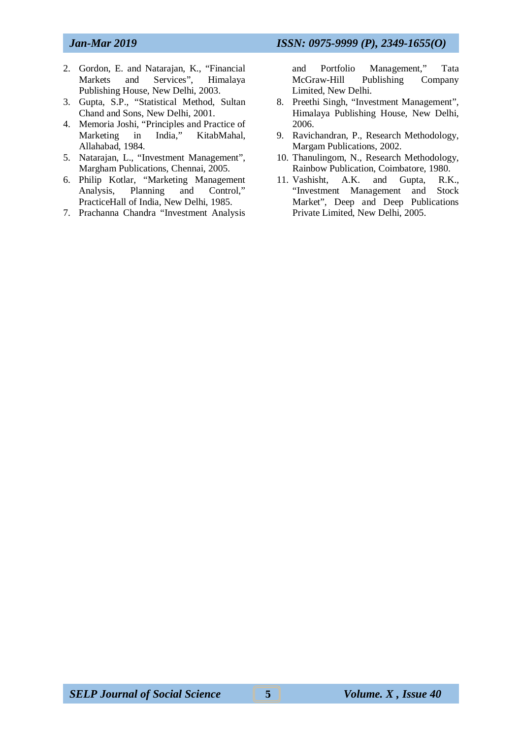2. Gordon, E. and Natarajan, K., "Financial Markets and Services", Himalaya Publishing House, New Delhi, 2003.
3. Gupta, S.P., "Statistical Method, Sultan Chand and Sons, New Delhi, 2001.
4. Memoria Joshi, "Principles and Practice of Marketing in India," KitabMahal, Allahabad, 1984.
5. Natarajan, L., "Investment Management", Margham Publications, Chennai, 2005.
6. Philip Kotlar, "Marketing Management Analysis, Planning and Control," PracticeHall of India, New Delhi, 1985.
7. Prachanna Chandra "Investment Analysis and Portfolio Management," Tata McGraw-Hill Publishing Company Limited, New Delhi.
8. Preethi Singh, "Investment Management", Himalaya Publishing House, New Delhi, 2006.
9. Ravichandran, P., Research Methodology, Margam Publications, 2002.
10. Thanulingom, N., Research Methodology, Rainbow Publication, Coimbatore, 1980.
11. Vashisht, A.K. and Gupta, R.K., "Investment Management and Stock Market", Deep and Deep Publications Private Limited, New Delhi, 2005.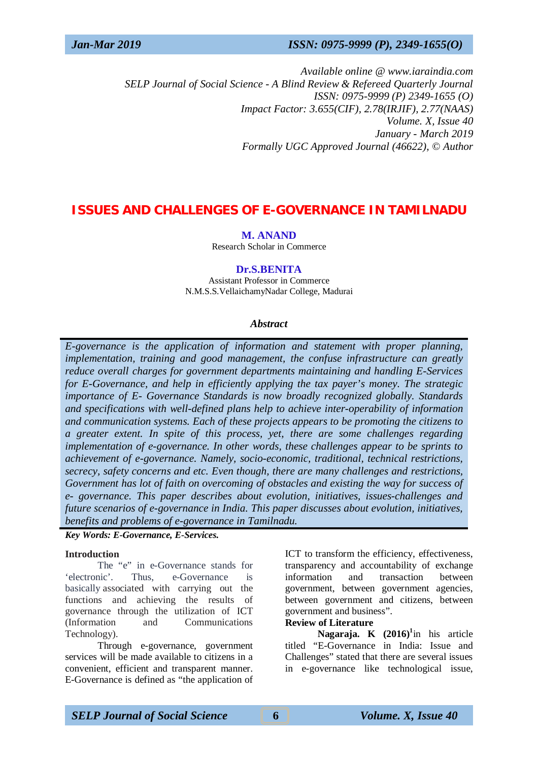Available online @ www.iaraindia.com
SELP Journal of Social Science - A Blind Review & Refereed Quarterly Journal
ISSN: 0975-9999 (P) 2349-1655 (O)
Impact Factor: 3.655(CIF), 2.78(IRJIF), 2.77(NAAS)
Volume. X, Issue 40
January - March 2019
Formally UGC Approved Journal (46622), © Author

# ISSUES AND CHALLENGES OF E-GOVERNANCE IN TAMILNADU

**M. ANAND**
Research Scholar in Commerce

**Dr.S.BENITA**
Assistant Professor in Commerce
N.M.S.S.VellaichamyNadar College, Madurai

### Abstract

*E-governance is the application of information and statement with proper planning, implementation, training and good management, the confuse infrastructure can greatly reduce overall charges for government departments maintaining and handling E-Services for E-Governance, and help in efficiently applying the tax payer's money. The strategic importance of E- Governance Standards is now broadly recognized globally. Standards and specifications with well-defined plans help to achieve inter-operability of information and communication systems. Each of these projects appears to be promoting the citizens to a greater extent. In spite of this process, yet, there are some challenges regarding implementation of e-governance. In other words, these challenges appear to be sprints to achievement of e-governance. Namely, socio-economic, traditional, technical restrictions, secrecy, safety concerns and etc. Even though, there are many challenges and restrictions, Government has lot of faith on overcoming of obstacles and existing the way for success of e- governance. This paper describes about evolution, initiatives, issues-challenges and future scenarios of e-governance in India. This paper discusses about evolution, initiatives, benefits and problems of e-governance in Tamilnadu.*

***Key Words: E-Governance, E-Services.***

### Introduction

The "e" in e-Governance stands for 'electronic'. Thus, e-Governance is basically associated with carrying out the functions and achieving the results of governance through the utilization of ICT (Information and Communications Technology).

Through e-governance, government services will be made available to citizens in a convenient, efficient and transparent manner. E-Governance is defined as "the application of ICT to transform the efficiency, effectiveness, transparency and accountability of exchange information and transaction between government, between government agencies, between government and citizens, between government and business".

### Review of Literature

**Nagaraja. K (2016)**[1] in his article titled "E-Governance in India: Issue and Challenges" stated that there are several issues in e-governance like technological issue,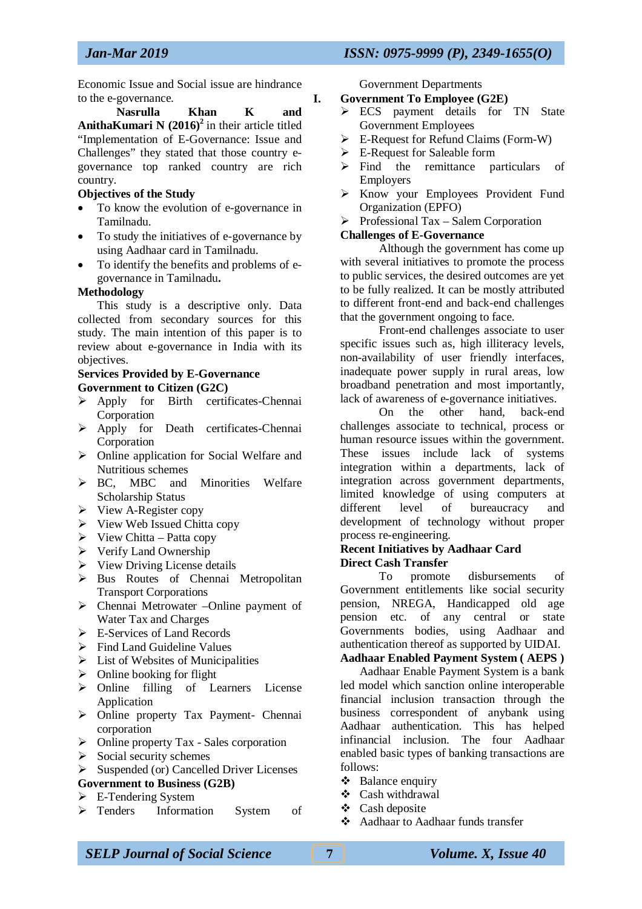Economic Issue and Social issue are hindrance to the e-governance.

**Nasrulla Khan K and AnithaKumari N (2016)**[2] in their article titled "Implementation of E-Governance: Issue and Challenges" they stated that those country e-governance top ranked country are rich country.

**Objectives of the Study**

- To know the evolution of e-governance in Tamilnadu.
- To study the initiatives of e-governance by using Aadhaar card in Tamilnadu.
- To identify the benefits and problems of e-governance in Tamilnadu**.**

**Methodology**

This study is a descriptive only. Data collected from secondary sources for this study. The main intention of this paper is to review about e-governance in India with its objectives.

**Services Provided by E-Governance**

**Government to Citizen (G2C)**

- Apply for Birth certificates-Chennai Corporation
- Apply for Death certificates-Chennai Corporation
- Online application for Social Welfare and Nutritious schemes
- BC, MBC and Minorities Welfare Scholarship Status
- View A-Register copy
- View Web Issued Chitta copy
- View Chitta – Patta copy
- Verify Land Ownership
- View Driving License details
- Bus Routes of Chennai Metropolitan Transport Corporations
- Chennai Metrowater –Online payment of Water Tax and Charges
- E-Services of Land Records
- Find Land Guideline Values
- List of Websites of Municipalities
- Online booking for flight
- Online filling of Learners License Application
- Online property Tax Payment- Chennai corporation
- Online property Tax - Sales corporation
- Social security schemes
- Suspended (or) Cancelled Driver Licenses

**Government to Business (G2B)**

- E-Tendering System
- Tenders Information System of Government Departments

**I. Government To Employee (G2E)**

- ECS payment details for TN State Government Employees
- E-Request for Refund Claims (Form-W)
- E-Request for Saleable form
- Find the remittance particulars of Employers
- Know your Employees Provident Fund Organization (EPFO)
- Professional Tax – Salem Corporation

**Challenges of E-Governance**

Although the government has come up with several initiatives to promote the process to public services, the desired outcomes are yet to be fully realized. It can be mostly attributed to different front-end and back-end challenges that the government ongoing to face.

Front-end challenges associate to user specific issues such as, high illiteracy levels, non-availability of user friendly interfaces, inadequate power supply in rural areas, low broadband penetration and most importantly, lack of awareness of e-governance initiatives.

On the other hand, back-end challenges associate to technical, process or human resource issues within the government. These issues include lack of systems integration within a departments, lack of integration across government departments, limited knowledge of using computers at different level of bureaucracy and development of technology without proper process re-engineering.

**Recent Initiatives by Aadhaar Card**

**Direct Cash Transfer**

To promote disbursements of Government entitlements like social security pension, NREGA, Handicapped old age pension etc. of any central or state Governments bodies, using Aadhaar and authentication thereof as supported by UIDAI.

**Aadhaar Enabled Payment System ( AEPS )**

Aadhaar Enable Payment System is a bank led model which sanction online interoperable financial inclusion transaction through the business correspondent of anybank using Aadhaar authentication. This has helped infinancial inclusion. The four Aadhaar enabled basic types of banking transactions are follows:

- Balance enquiry
- Cash withdrawal
- Cash deposite
- Aadhaar to Aadhaar funds transfer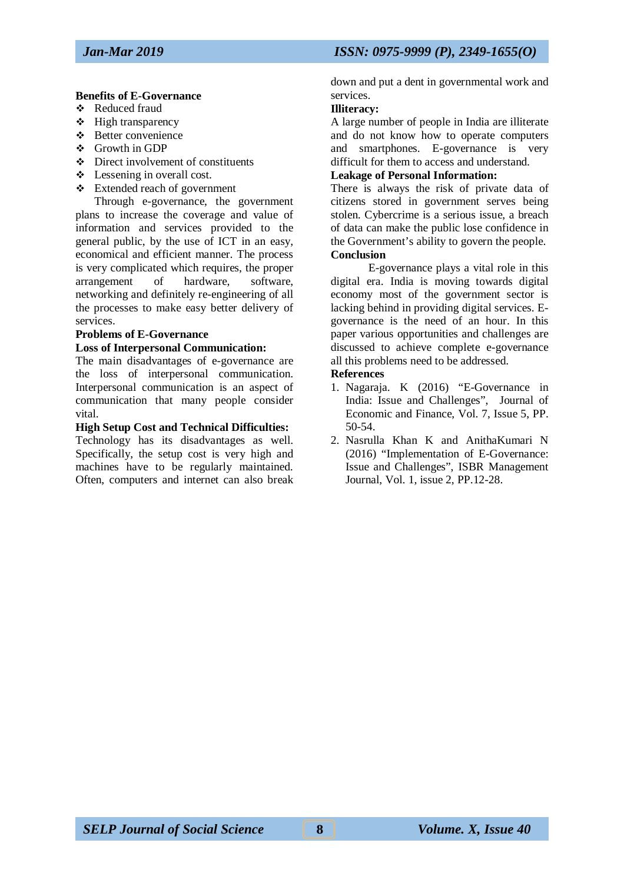**Benefits of E-Governance**

- Reduced fraud
- High transparency
- Better convenience
- Growth in GDP
- Direct involvement of constituents
- Lessening in overall cost.
- Extended reach of government

Through e-governance, the government plans to increase the coverage and value of information and services provided to the general public, by the use of ICT in an easy, economical and efficient manner. The process is very complicated which requires, the proper arrangement of hardware, software, networking and definitely re-engineering of all the processes to make easy better delivery of services.

**Problems of E-Governance**

**Loss of Interpersonal Communication:**

The main disadvantages of e-governance are the loss of interpersonal communication. Interpersonal communication is an aspect of communication that many people consider vital.

**High Setup Cost and Technical Difficulties:**

Technology has its disadvantages as well. Specifically, the setup cost is very high and machines have to be regularly maintained. Often, computers and internet can also break down and put a dent in governmental work and services.

**Illiteracy:**

A large number of people in India are illiterate and do not know how to operate computers and smartphones. E-governance is very difficult for them to access and understand.

**Leakage of Personal Information:**

There is always the risk of private data of citizens stored in government serves being stolen. Cybercrime is a serious issue, a breach of data can make the public lose confidence in the Government's ability to govern the people.

**Conclusion**

E-governance plays a vital role in this digital era. India is moving towards digital economy most of the government sector is lacking behind in providing digital services. E-governance is the need of an hour. In this paper various opportunities and challenges are discussed to achieve complete e-governance all this problems need to be addressed.

**References**

1. Nagaraja. K (2016) "E-Governance in India: Issue and Challenges", Journal of Economic and Finance, Vol. 7, Issue 5, PP. 50-54.
2. Nasrulla Khan K and AnithaKumari N (2016) "Implementation of E-Governance: Issue and Challenges", ISBR Management Journal, Vol. 1, issue 2, PP.12-28.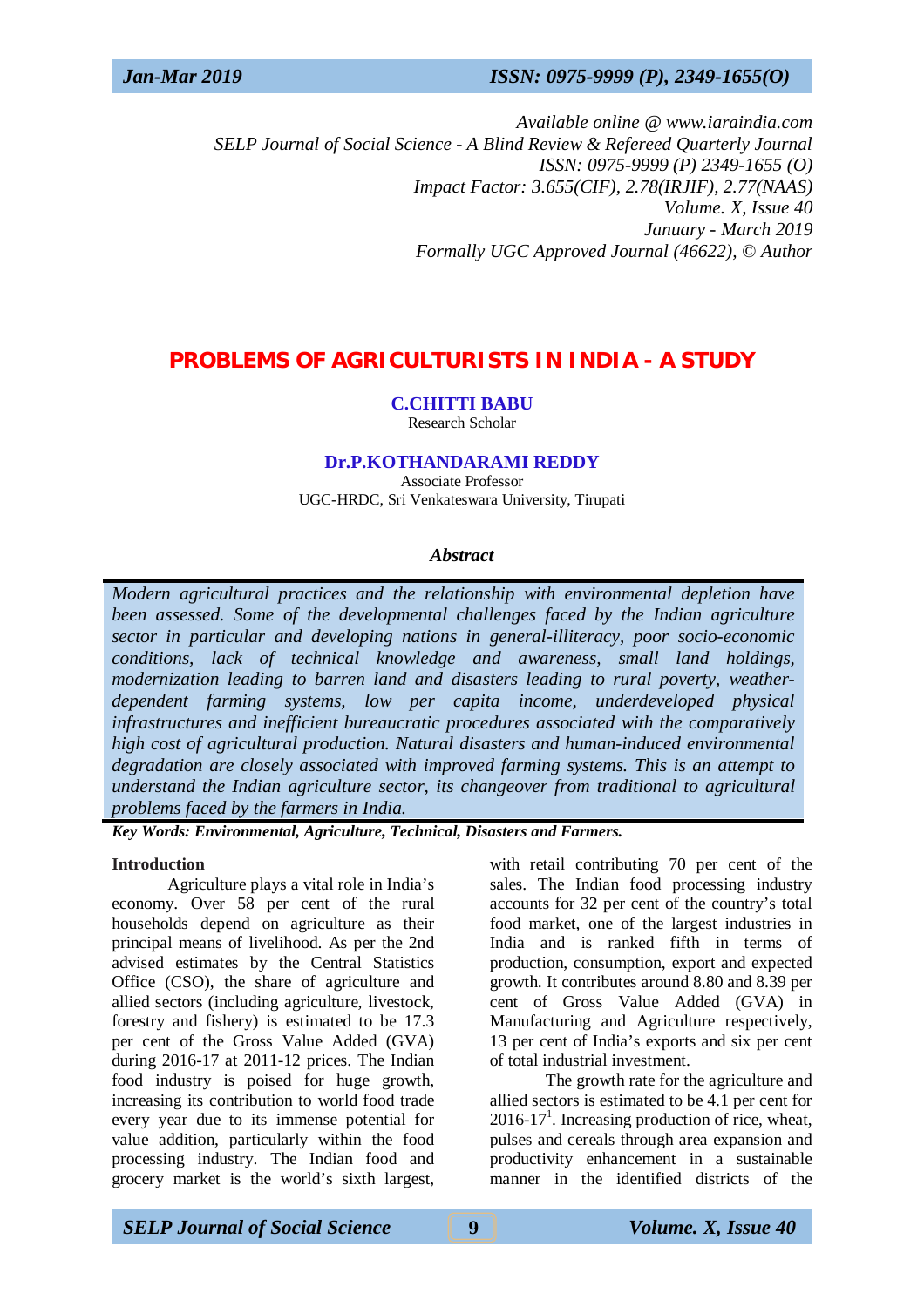Available online @ www.iaraindia.com
SELP Journal of Social Science - A Blind Review & Refereed Quarterly Journal
ISSN: 0975-9999 (P) 2349-1655 (O)
Impact Factor: 3.655(CIF), 2.78(IRJIF), 2.77(NAAS)
Volume. X, Issue 40
January - March 2019
Formally UGC Approved Journal (46622), © Author

# PROBLEMS OF AGRICULTURISTS IN INDIA - A STUDY

**C.CHITTI BABU**
Research Scholar

**Dr.P.KOTHANDARAMI REDDY**
Associate Professor
UGC-HRDC, Sri Venkateswara University, Tirupati

### *Abstract*

*Modern agricultural practices and the relationship with environmental depletion have been assessed. Some of the developmental challenges faced by the Indian agriculture sector in particular and developing nations in general-illiteracy, poor socio-economic conditions, lack of technical knowledge and awareness, small land holdings, modernization leading to barren land and disasters leading to rural poverty, weather-dependent farming systems, low per capita income, underdeveloped physical infrastructures and inefficient bureaucratic procedures associated with the comparatively high cost of agricultural production. Natural disasters and human-induced environmental degradation are closely associated with improved farming systems. This is an attempt to understand the Indian agriculture sector, its changeover from traditional to agricultural problems faced by the farmers in India.*

***Key Words: Environmental, Agriculture, Technical, Disasters and Farmers.***

## Introduction

Agriculture plays a vital role in India's economy. Over 58 per cent of the rural households depend on agriculture as their principal means of livelihood. As per the 2nd advised estimates by the Central Statistics Office (CSO), the share of agriculture and allied sectors (including agriculture, livestock, forestry and fishery) is estimated to be 17.3 per cent of the Gross Value Added (GVA) during 2016-17 at 2011-12 prices. The Indian food industry is poised for huge growth, increasing its contribution to world food trade every year due to its immense potential for value addition, particularly within the food processing industry. The Indian food and grocery market is the world's sixth largest, with retail contributing 70 per cent of the sales. The Indian food processing industry accounts for 32 per cent of the country's total food market, one of the largest industries in India and is ranked fifth in terms of production, consumption, export and expected growth. It contributes around 8.80 and 8.39 per cent of Gross Value Added (GVA) in Manufacturing and Agriculture respectively, 13 per cent of India's exports and six per cent of total industrial investment.

The growth rate for the agriculture and allied sectors is estimated to be 4.1 per cent for 2016-17[1]. Increasing production of rice, wheat, pulses and cereals through area expansion and productivity enhancement in a sustainable manner in the identified districts of the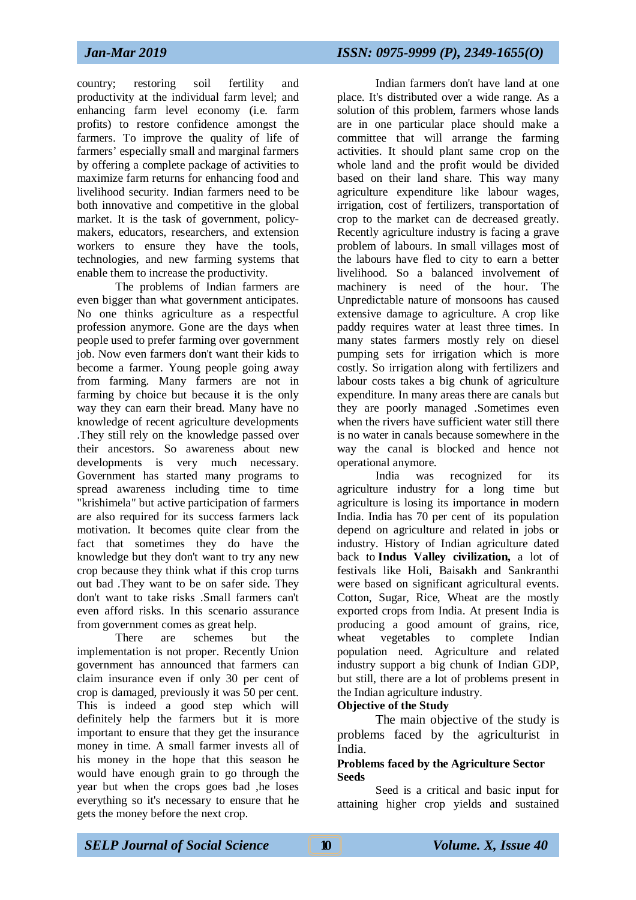country; restoring soil fertility and productivity at the individual farm level; and enhancing farm level economy (i.e. farm profits) to restore confidence amongst the farmers. To improve the quality of life of farmers' especially small and marginal farmers by offering a complete package of activities to maximize farm returns for enhancing food and livelihood security. Indian farmers need to be both innovative and competitive in the global market. It is the task of government, policy-makers, educators, researchers, and extension workers to ensure they have the tools, technologies, and new farming systems that enable them to increase the productivity.

The problems of Indian farmers are even bigger than what government anticipates. No one thinks agriculture as a respectful profession anymore. Gone are the days when people used to prefer farming over government job. Now even farmers don't want their kids to become a farmer. Young people going away from farming. Many farmers are not in farming by choice but because it is the only way they can earn their bread. Many have no knowledge of recent agriculture developments .They still rely on the knowledge passed over their ancestors. So awareness about new developments is very much necessary. Government has started many programs to spread awareness including time to time "krishimela" but active participation of farmers are also required for its success farmers lack motivation. It becomes quite clear from the fact that sometimes they do have the knowledge but they don't want to try any new crop because they think what if this crop turns out bad .They want to be on safer side. They don't want to take risks .Small farmers can't even afford risks. In this scenario assurance from government comes as great help.

There are schemes but the implementation is not proper. Recently Union government has announced that farmers can claim insurance even if only 30 per cent of crop is damaged, previously it was 50 per cent. This is indeed a good step which will definitely help the farmers but it is more important to ensure that they get the insurance money in time. A small farmer invests all of his money in the hope that this season he would have enough grain to go through the year but when the crops goes bad ,he loses everything so it's necessary to ensure that he gets the money before the next crop.

Indian farmers don't have land at one place. It's distributed over a wide range. As a solution of this problem, farmers whose lands are in one particular place should make a committee that will arrange the farming activities. It should plant same crop on the whole land and the profit would be divided based on their land share. This way many agriculture expenditure like labour wages, irrigation, cost of fertilizers, transportation of crop to the market can de decreased greatly. Recently agriculture industry is facing a grave problem of labours. In small villages most of the labours have fled to city to earn a better livelihood. So a balanced involvement of machinery is need of the hour. The Unpredictable nature of monsoons has caused extensive damage to agriculture. A crop like paddy requires water at least three times. In many states farmers mostly rely on diesel pumping sets for irrigation which is more costly. So irrigation along with fertilizers and labour costs takes a big chunk of agriculture expenditure. In many areas there are canals but they are poorly managed .Sometimes even when the rivers have sufficient water still there is no water in canals because somewhere in the way the canal is blocked and hence not operational anymore.

India was recognized for its agriculture industry for a long time but agriculture is losing its importance in modern India. India has 70 per cent of its population depend on agriculture and related in jobs or industry. History of Indian agriculture dated back to **Indus Valley civilization,** a lot of festivals like Holi, Baisakh and Sankranthi were based on significant agricultural events. Cotton, Sugar, Rice, Wheat are the mostly exported crops from India. At present India is producing a good amount of grains, rice, wheat vegetables to complete Indian population need. Agriculture and related industry support a big chunk of Indian GDP, but still, there are a lot of problems present in the Indian agriculture industry.

**Objective of the Study**

The main objective of the study is problems faced by the agriculturist in India.

**Problems faced by the Agriculture Sector**

**Seeds**

Seed is a critical and basic input for attaining higher crop yields and sustained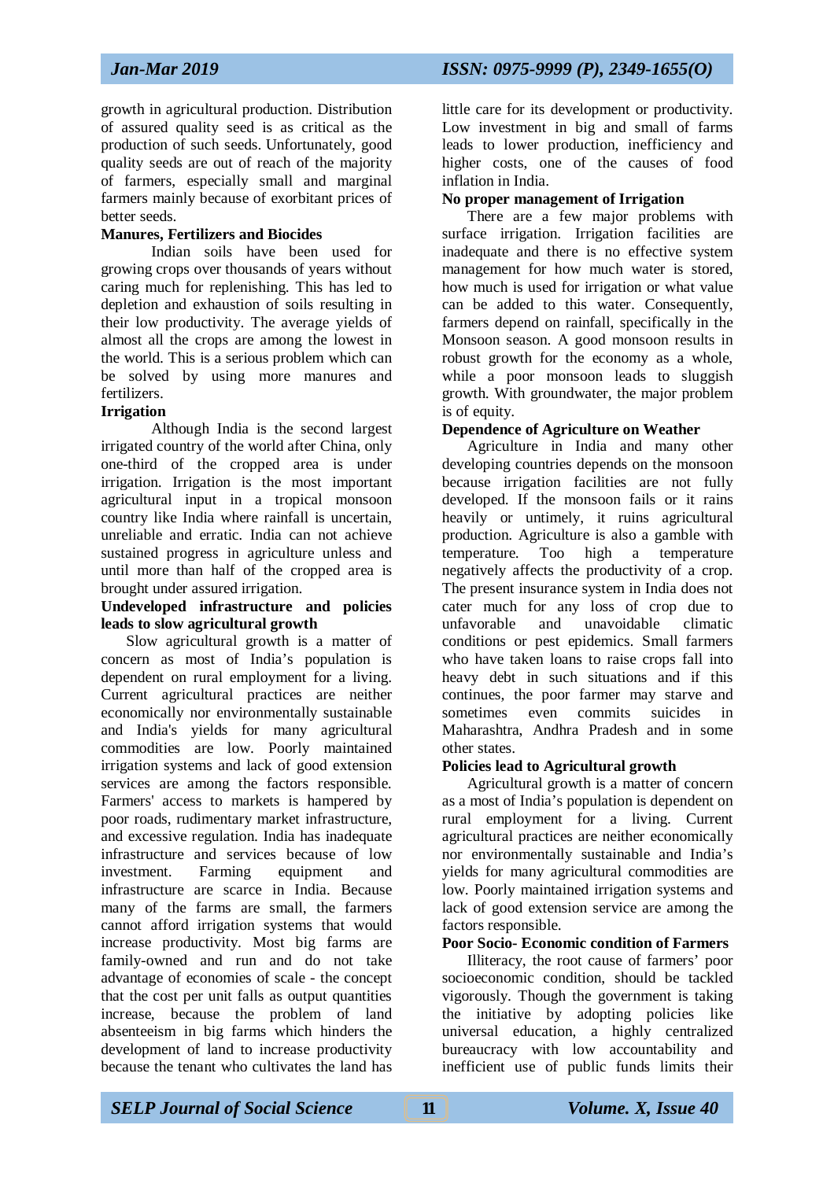growth in agricultural production. Distribution of assured quality seed is as critical as the production of such seeds. Unfortunately, good quality seeds are out of reach of the majority of farmers, especially small and marginal farmers mainly because of exorbitant prices of better seeds.

**Manures, Fertilizers and Biocides**

Indian soils have been used for growing crops over thousands of years without caring much for replenishing. This has led to depletion and exhaustion of soils resulting in their low productivity. The average yields of almost all the crops are among the lowest in the world. This is a serious problem which can be solved by using more manures and fertilizers.

**Irrigation**

Although India is the second largest irrigated country of the world after China, only one-third of the cropped area is under irrigation. Irrigation is the most important agricultural input in a tropical monsoon country like India where rainfall is uncertain, unreliable and erratic. India can not achieve sustained progress in agriculture unless and until more than half of the cropped area is brought under assured irrigation.

**Undeveloped infrastructure and policies leads to slow agricultural growth**

Slow agricultural growth is a matter of concern as most of India's population is dependent on rural employment for a living. Current agricultural practices are neither economically nor environmentally sustainable and India's yields for many agricultural commodities are low. Poorly maintained irrigation systems and lack of good extension services are among the factors responsible. Farmers' access to markets is hampered by poor roads, rudimentary market infrastructure, and excessive regulation. India has inadequate infrastructure and services because of low investment. Farming equipment and infrastructure are scarce in India. Because many of the farms are small, the farmers cannot afford irrigation systems that would increase productivity. Most big farms are family-owned and run and do not take advantage of economies of scale - the concept that the cost per unit falls as output quantities increase, because the problem of land absenteeism in big farms which hinders the development of land to increase productivity because the tenant who cultivates the land has little care for its development or productivity. Low investment in big and small of farms leads to lower production, inefficiency and higher costs, one of the causes of food inflation in India.

**No proper management of Irrigation**

There are a few major problems with surface irrigation. Irrigation facilities are inadequate and there is no effective system management for how much water is stored, how much is used for irrigation or what value can be added to this water. Consequently, farmers depend on rainfall, specifically in the Monsoon season. A good monsoon results in robust growth for the economy as a whole, while a poor monsoon leads to sluggish growth. With groundwater, the major problem is of equity.

**Dependence of Agriculture on Weather**

Agriculture in India and many other developing countries depends on the monsoon because irrigation facilities are not fully developed. If the monsoon fails or it rains heavily or untimely, it ruins agricultural production. Agriculture is also a gamble with temperature. Too high a temperature negatively affects the productivity of a crop. The present insurance system in India does not cater much for any loss of crop due to unfavorable and unavoidable climatic conditions or pest epidemics. Small farmers who have taken loans to raise crops fall into heavy debt in such situations and if this continues, the poor farmer may starve and sometimes even commits suicides in Maharashtra, Andhra Pradesh and in some other states.

**Policies lead to Agricultural growth**

Agricultural growth is a matter of concern as a most of India's population is dependent on rural employment for a living. Current agricultural practices are neither economically nor environmentally sustainable and India's yields for many agricultural commodities are low. Poorly maintained irrigation systems and lack of good extension service are among the factors responsible.

**Poor Socio- Economic condition of Farmers**

Illiteracy, the root cause of farmers' poor socioeconomic condition, should be tackled vigorously. Though the government is taking the initiative by adopting policies like universal education, a highly centralized bureaucracy with low accountability and inefficient use of public funds limits their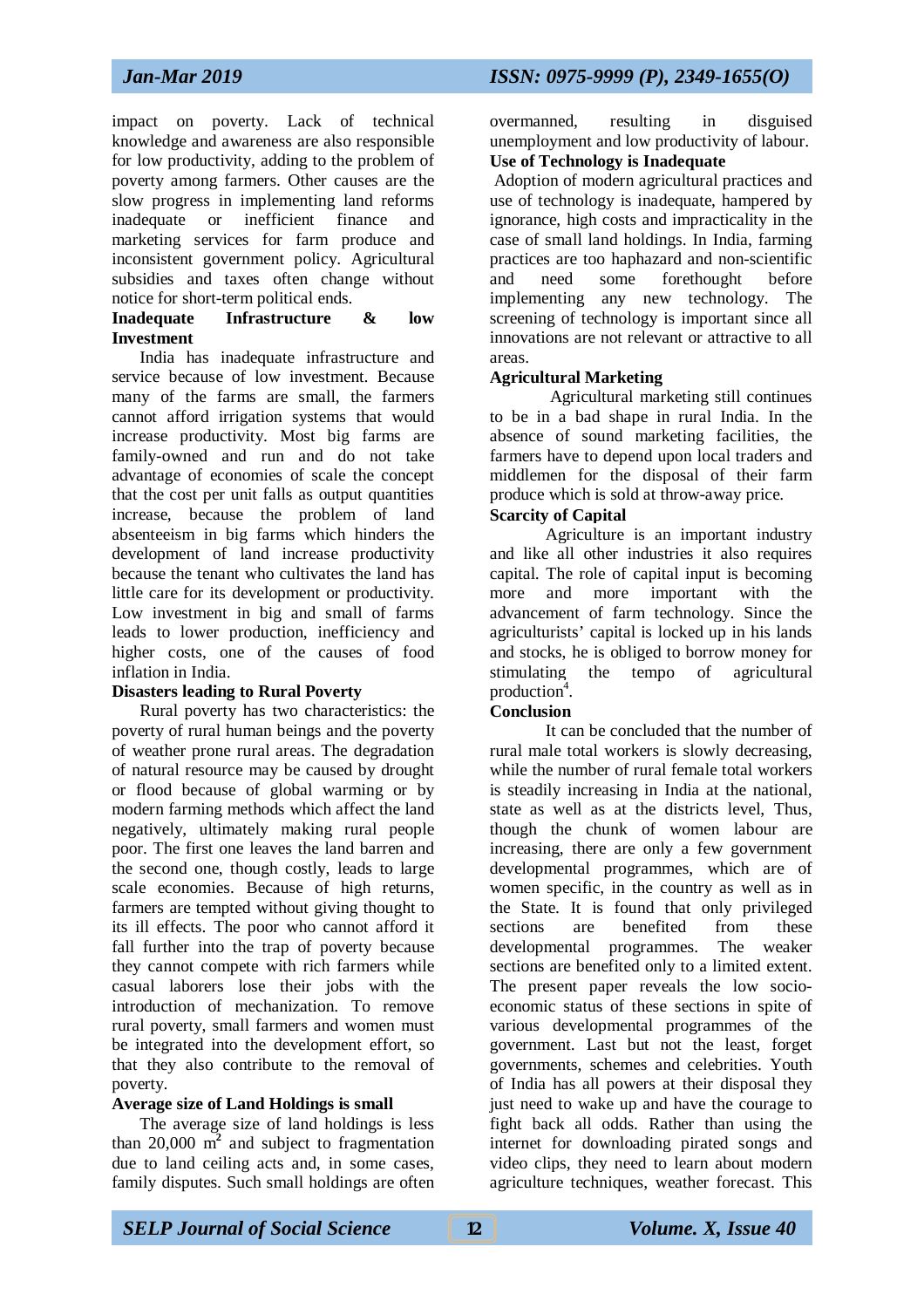impact on poverty. Lack of technical knowledge and awareness are also responsible for low productivity, adding to the problem of poverty among farmers. Other causes are the slow progress in implementing land reforms inadequate or inefficient finance and marketing services for farm produce and inconsistent government policy. Agricultural subsidies and taxes often change without notice for short-term political ends.

**Inadequate Infrastructure & low Investment**

India has inadequate infrastructure and service because of low investment. Because many of the farms are small, the farmers cannot afford irrigation systems that would increase productivity. Most big farms are family-owned and run and do not take advantage of economies of scale the concept that the cost per unit falls as output quantities increase, because the problem of land absenteeism in big farms which hinders the development of land increase productivity because the tenant who cultivates the land has little care for its development or productivity. Low investment in big and small of farms leads to lower production, inefficiency and higher costs, one of the causes of food inflation in India.

**Disasters leading to Rural Poverty**

Rural poverty has two characteristics: the poverty of rural human beings and the poverty of weather prone rural areas. The degradation of natural resource may be caused by drought or flood because of global warming or by modern farming methods which affect the land negatively, ultimately making rural people poor. The first one leaves the land barren and the second one, though costly, leads to large scale economies. Because of high returns, farmers are tempted without giving thought to its ill effects. The poor who cannot afford it fall further into the trap of poverty because they cannot compete with rich farmers while casual laborers lose their jobs with the introduction of mechanization. To remove rural poverty, small farmers and women must be integrated into the development effort, so that they also contribute to the removal of poverty.

**Average size of Land Holdings is small**

The average size of land holdings is less than 20,000 $m^2$ and subject to fragmentation due to land ceiling acts and, in some cases, family disputes. Such small holdings are often overmanned, resulting in disguised unemployment and low productivity of labour.

**Use of Technology is Inadequate**

Adoption of modern agricultural practices and use of technology is inadequate, hampered by ignorance, high costs and impracticality in the case of small land holdings. In India, farming practices are too haphazard and non-scientific and need some forethought before implementing any new technology. The screening of technology is important since all innovations are not relevant or attractive to all areas.

**Agricultural Marketing**

Agricultural marketing still continues to be in a bad shape in rural India. In the absence of sound marketing facilities, the farmers have to depend upon local traders and middlemen for the disposal of their farm produce which is sold at throw-away price.

**Scarcity of Capital**

Agriculture is an important industry and like all other industries it also requires capital. The role of capital input is becoming more and more important with the advancement of farm technology. Since the agriculturists' capital is locked up in his lands and stocks, he is obliged to borrow money for stimulating the tempo of agricultural production[4].

**Conclusion**

It can be concluded that the number of rural male total workers is slowly decreasing, while the number of rural female total workers is steadily increasing in India at the national, state as well as at the districts level, Thus, though the chunk of women labour are increasing, there are only a few government developmental programmes, which are of women specific, in the country as well as in the State. It is found that only privileged sections are benefited from these developmental programmes. The weaker sections are benefited only to a limited extent. The present paper reveals the low socio-economic status of these sections in spite of various developmental programmes of the government. Last but not the least, forget governments, schemes and celebrities. Youth of India has all powers at their disposal they just need to wake up and have the courage to fight back all odds. Rather than using the internet for downloading pirated songs and video clips, they need to learn about modern agriculture techniques, weather forecast. This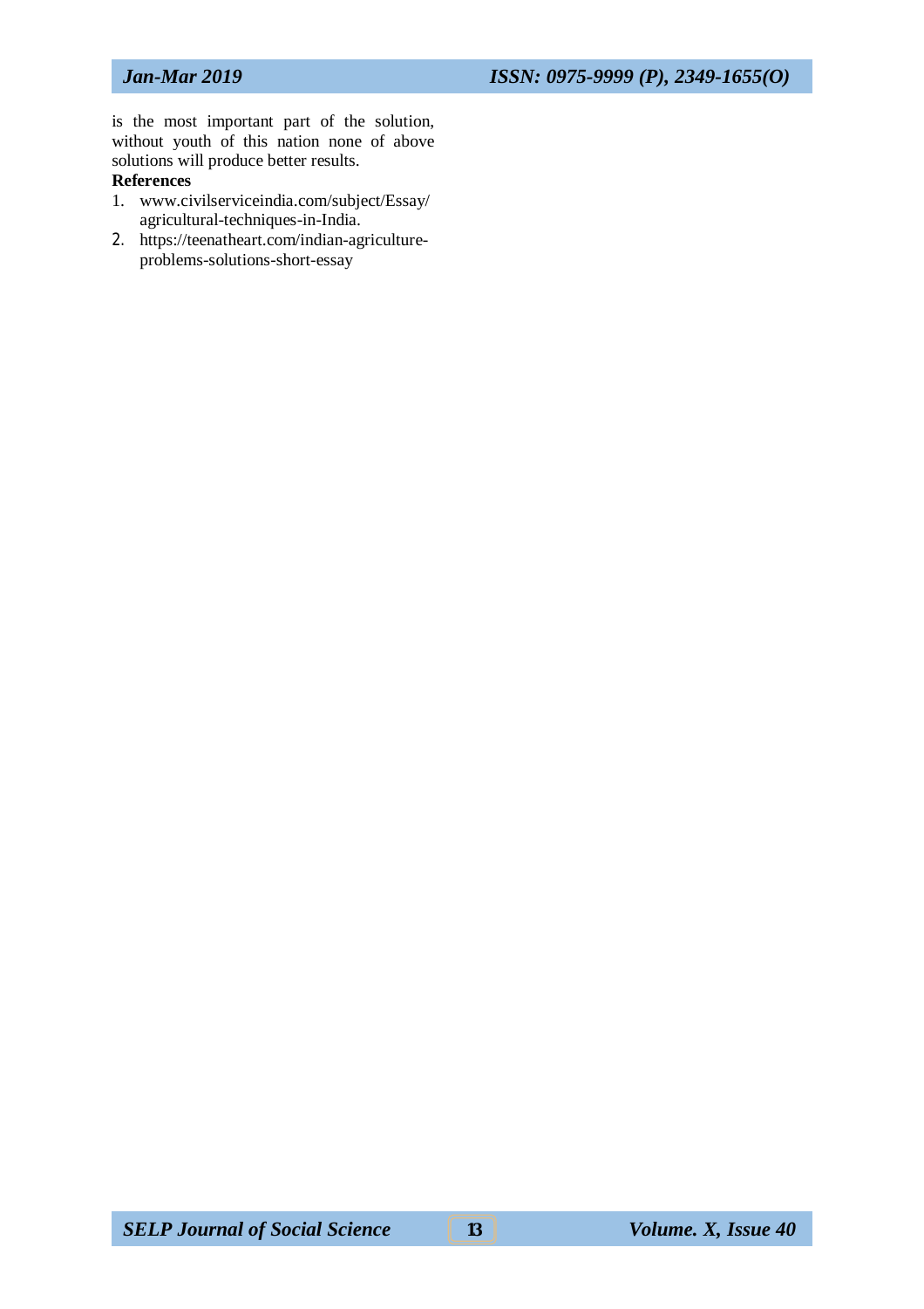is the most important part of the solution, without youth of this nation none of above solutions will produce better results.

**References**

1. www.civilserviceindia.com/subject/Essay/agricultural-techniques-in-India.
2. https://teenatheart.com/indian-agriculture-problems-solutions-short-essay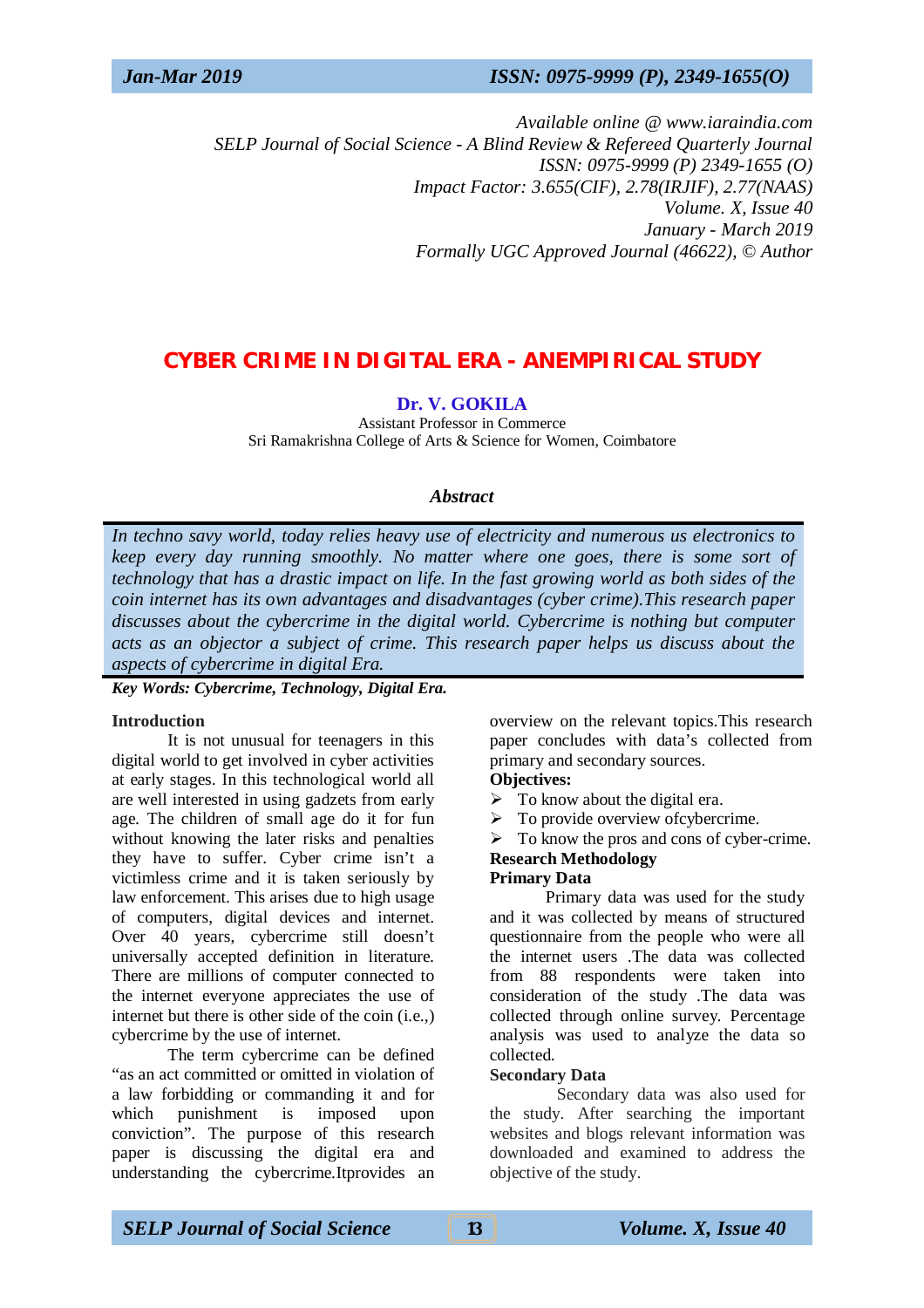Available online @ www.iaraindia.com
SELP Journal of Social Science - A Blind Review & Refereed Quarterly Journal
ISSN: 0975-9999 (P) 2349-1655 (O)
Impact Factor: 3.655(CIF), 2.78(IRJIF), 2.77(NAAS)
Volume. X, Issue 40
January - March 2019
Formally UGC Approved Journal (46622), © Author

# CYBER CRIME IN DIGITAL ERA - ANEMPIRICAL STUDY

**Dr. V. GOKILA**
Assistant Professor in Commerce
Sri Ramakrishna College of Arts & Science for Women, Coimbatore

### *Abstract*

*In techno savy world, today relies heavy use of electricity and numerous us electronics to keep every day running smoothly. No matter where one goes, there is some sort of technology that has a drastic impact on life. In the fast growing world as both sides of the coin internet has its own advantages and disadvantages (cyber crime).This research paper discusses about the cybercrime in the digital world. Cybercrime is nothing but computer acts as an objector a subject of crime. This research paper helps us discuss about the aspects of cybercrime in digital Era.*

***Key Words: Cybercrime, Technology, Digital Era.***

### Introduction

It is not unusual for teenagers in this digital world to get involved in cyber activities at early stages. In this technological world all are well interested in using gadzets from early age. The children of small age do it for fun without knowing the later risks and penalties they have to suffer. Cyber crime isn't a victimless crime and it is taken seriously by law enforcement. This arises due to high usage of computers, digital devices and internet. Over 40 years, cybercrime still doesn't universally accepted definition in literature. There are millions of computer connected to the internet everyone appreciates the use of internet but there is other side of the coin (i.e.,) cybercrime by the use of internet.

The term cybercrime can be defined "as an act committed or omitted in violation of a law forbidding or commanding it and for which punishment is imposed upon conviction". The purpose of this research paper is discussing the digital era and understanding the cybercrime.Itprovides an overview on the relevant topics.This research paper concludes with data's collected from primary and secondary sources.

### Objectives:

- To know about the digital era.
- To provide overview ofcybercrime.
- To know the pros and cons of cyber-crime.

### Research Methodology

#### Primary Data

Primary data was used for the study and it was collected by means of structured questionnaire from the people who were all the internet users .The data was collected from 88 respondents were taken into consideration of the study .The data was collected through online survey. Percentage analysis was used to analyze the data so collected.

#### Secondary Data

Secondary data was also used for the study. After searching the important websites and blogs relevant information was downloaded and examined to address the objective of the study.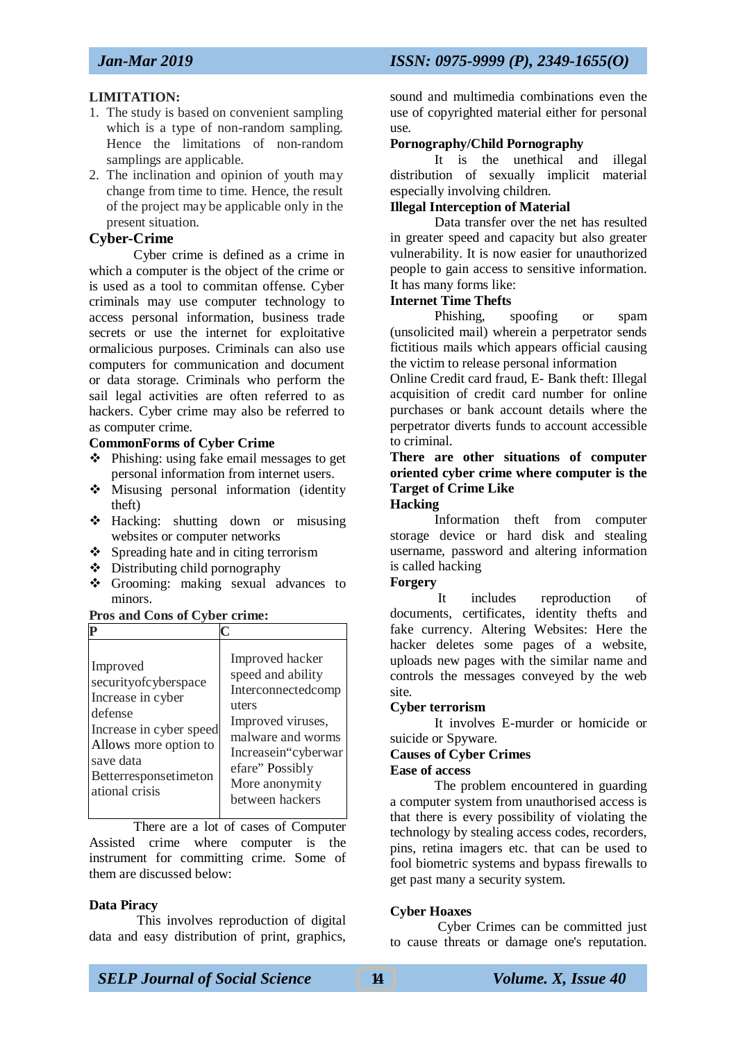**LIMITATION:**

1. The study is based on convenient sampling which is a type of non-random sampling. Hence the limitations of non-random samplings are applicable.
2. The inclination and opinion of youth may change from time to time. Hence, the result of the project may be applicable only in the present situation.

## Cyber-Crime

Cyber crime is defined as a crime in which a computer is the object of the crime or is used as a tool to commitan offense. Cyber criminals may use computer technology to access personal information, business trade secrets or use the internet for exploitative ormalicious purposes. Criminals can also use computers for communication and document or data storage. Criminals who perform the sail legal activities are often referred to as hackers. Cyber crime may also be referred to as computer crime.

**CommonForms of Cyber Crime**

- Phishing: using fake email messages to get personal information from internet users.
- Misusing personal information (identity theft)
- Hacking: shutting down or misusing websites or computer networks
- Spreading hate and in citing terrorism
- Distributing child pornography
- Grooming: making sexual advances to minors.

**Pros and Cons of Cyber crime:**

| P | C |
|---|---|
| Improved securityofcyberspace Increase in cyber defense Increase in cyber speed Allows more option to save data Betterresponsetimeton ational crisis | Improved hacker speed and ability Interconnectedcomp uters Improved viruses, malware and worms Increasein“cyberwar efare” Possibly More anonymity between hackers |

There are a lot of cases of Computer Assisted crime where computer is the instrument for committing crime. Some of them are discussed below:

**Data Piracy**

This involves reproduction of digital data and easy distribution of print, graphics, sound and multimedia combinations even the use of copyrighted material either for personal use.

**Pornography/Child Pornography**

It is the unethical and illegal distribution of sexually implicit material especially involving children.

**Illegal Interception of Material**

Data transfer over the net has resulted in greater speed and capacity but also greater vulnerability. It is now easier for unauthorized people to gain access to sensitive information. It has many forms like:

**Internet Time Thefts**

Phishing, spoofing or spam (unsolicited mail) wherein a perpetrator sends fictitious mails which appears official causing the victim to release personal information

Online Credit card fraud, E- Bank theft: Illegal acquisition of credit card number for online purchases or bank account details where the perpetrator diverts funds to account accessible to criminal.

**There are other situations of computer oriented cyber crime where computer is the Target of Crime Like**

**Hacking**

Information theft from computer storage device or hard disk and stealing username, password and altering information is called hacking

**Forgery**

It includes reproduction of documents, certificates, identity thefts and fake currency. Altering Websites: Here the hacker deletes some pages of a website, uploads new pages with the similar name and controls the messages conveyed by the web site.

**Cyber terrorism**

It involves E-murder or homicide or suicide or Spyware.

**Causes of Cyber Crimes**

**Ease of access**

The problem encountered in guarding a computer system from unauthorised access is that there is every possibility of violating the technology by stealing access codes, recorders, pins, retina imagers etc. that can be used to fool biometric systems and bypass firewalls to get past many a security system.

**Cyber Hoaxes**

Cyber Crimes can be committed just to cause threats or damage one's reputation.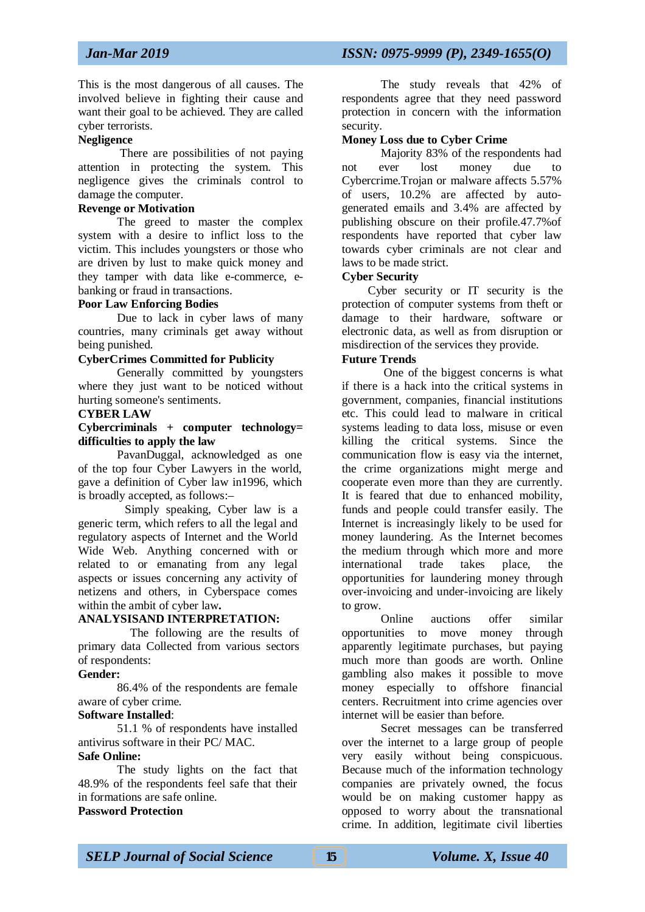This is the most dangerous of all causes. The involved believe in fighting their cause and want their goal to be achieved. They are called cyber terrorists.

**Negligence**

There are possibilities of not paying attention in protecting the system. This negligence gives the criminals control to damage the computer.

**Revenge or Motivation**

The greed to master the complex system with a desire to inflict loss to the victim. This includes youngsters or those who are driven by lust to make quick money and they tamper with data like e-commerce, e-banking or fraud in transactions.

**Poor Law Enforcing Bodies**

Due to lack in cyber laws of many countries, many criminals get away without being punished.

**CyberCrimes Committed for Publicity**

Generally committed by youngsters where they just want to be noticed without hurting someone's sentiments.

**CYBER LAW**

**Cybercriminals + computer technology= difficulties to apply the law**

PavanDuggal, acknowledged as one of the top four Cyber Lawyers in the world, gave a definition of Cyber law in1996, which is broadly accepted, as follows:–

Simply speaking, Cyber law is a generic term, which refers to all the legal and regulatory aspects of Internet and the World Wide Web. Anything concerned with or related to or emanating from any legal aspects or issues concerning any activity of netizens and others, in Cyberspace comes within the ambit of cyber law**.**

**ANALYSISAND INTERPRETATION:**

The following are the results of primary data Collected from various sectors of respondents:

**Gender:**

86.4% of the respondents are female aware of cyber crime.

**Software Installed**:

51.1 % of respondents have installed antivirus software in their PC/ MAC.

**Safe Online:**

The study lights on the fact that 48.9% of the respondents feel safe that their in formations are safe online.

**Password Protection**

The study reveals that 42% of respondents agree that they need password protection in concern with the information security.

**Money Loss due to Cyber Crime**

Majority 83% of the respondents had not ever lost money due to Cybercrime.Trojan or malware affects 5.57% of users, 10.2% are affected by auto-generated emails and 3.4% are affected by publishing obscure on their profile.47.7%of respondents have reported that cyber law towards cyber criminals are not clear and laws to be made strict.

**Cyber Security**

Cyber security or IT security is the protection of computer systems from theft or damage to their hardware, software or electronic data, as well as from disruption or misdirection of the services they provide.

**Future Trends**

One of the biggest concerns is what if there is a hack into the critical systems in government, companies, financial institutions etc. This could lead to malware in critical systems leading to data loss, misuse or even killing the critical systems. Since the communication flow is easy via the internet, the crime organizations might merge and cooperate even more than they are currently. It is feared that due to enhanced mobility, funds and people could transfer easily. The Internet is increasingly likely to be used for money laundering. As the Internet becomes the medium through which more and more international trade takes place, the opportunities for laundering money through over-invoicing and under-invoicing are likely to grow.

Online auctions offer similar opportunities to move money through apparently legitimate purchases, but paying much more than goods are worth. Online gambling also makes it possible to move money especially to offshore financial centers. Recruitment into crime agencies over internet will be easier than before.

Secret messages can be transferred over the internet to a large group of people very easily without being conspicuous. Because much of the information technology companies are privately owned, the focus would be on making customer happy as opposed to worry about the transnational crime. In addition, legitimate civil liberties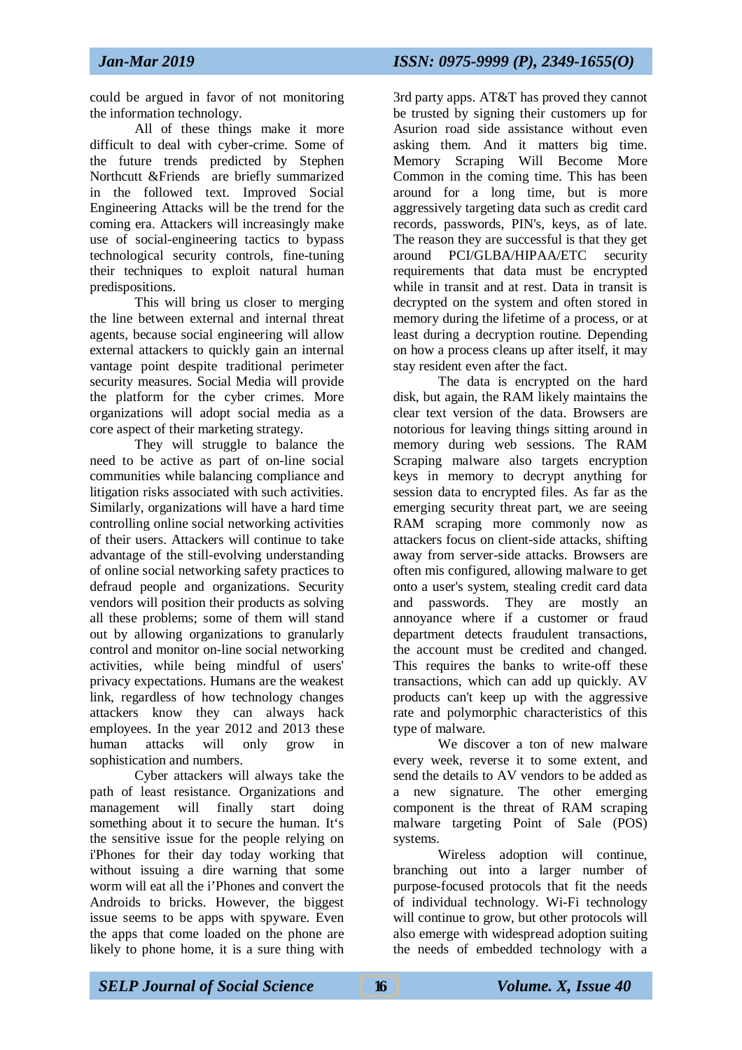could be argued in favor of not monitoring the information technology.

All of these things make it more difficult to deal with cyber-crime. Some of the future trends predicted by Stephen Northcutt &Friends are briefly summarized in the followed text. Improved Social Engineering Attacks will be the trend for the coming era. Attackers will increasingly make use of social-engineering tactics to bypass technological security controls, fine-tuning their techniques to exploit natural human predispositions.

This will bring us closer to merging the line between external and internal threat agents, because social engineering will allow external attackers to quickly gain an internal vantage point despite traditional perimeter security measures. Social Media will provide the platform for the cyber crimes. More organizations will adopt social media as a core aspect of their marketing strategy.

They will struggle to balance the need to be active as part of on-line social communities while balancing compliance and litigation risks associated with such activities. Similarly, organizations will have a hard time controlling online social networking activities of their users. Attackers will continue to take advantage of the still-evolving understanding of online social networking safety practices to defraud people and organizations. Security vendors will position their products as solving all these problems; some of them will stand out by allowing organizations to granularly control and monitor on-line social networking activities, while being mindful of users' privacy expectations. Humans are the weakest link, regardless of how technology changes attackers know they can always hack employees. In the year 2012 and 2013 these human attacks will only grow in sophistication and numbers.

Cyber attackers will always take the path of least resistance. Organizations and management will finally start doing something about it to secure the human. It's the sensitive issue for the people relying on i'Phones for their day today working that without issuing a dire warning that some worm will eat all the i'Phones and convert the Androids to bricks. However, the biggest issue seems to be apps with spyware. Even the apps that come loaded on the phone are likely to phone home, it is a sure thing with 3rd party apps. AT&T has proved they cannot be trusted by signing their customers up for Asurion road side assistance without even asking them. And it matters big time. Memory Scraping Will Become More Common in the coming time. This has been around for a long time, but is more aggressively targeting data such as credit card records, passwords, PIN's, keys, as of late. The reason they are successful is that they get around PCI/GLBA/HIPAA/ETC security requirements that data must be encrypted while in transit and at rest. Data in transit is decrypted on the system and often stored in memory during the lifetime of a process, or at least during a decryption routine. Depending on how a process cleans up after itself, it may stay resident even after the fact.

The data is encrypted on the hard disk, but again, the RAM likely maintains the clear text version of the data. Browsers are notorious for leaving things sitting around in memory during web sessions. The RAM Scraping malware also targets encryption keys in memory to decrypt anything for session data to encrypted files. As far as the emerging security threat part, we are seeing RAM scraping more commonly now as attackers focus on client-side attacks, shifting away from server-side attacks. Browsers are often mis configured, allowing malware to get onto a user's system, stealing credit card data and passwords. They are mostly an annoyance where if a customer or fraud department detects fraudulent transactions, the account must be credited and changed. This requires the banks to write-off these transactions, which can add up quickly. AV products can't keep up with the aggressive rate and polymorphic characteristics of this type of malware.

We discover a ton of new malware every week, reverse it to some extent, and send the details to AV vendors to be added as a new signature. The other emerging component is the threat of RAM scraping malware targeting Point of Sale (POS) systems.

Wireless adoption will continue, branching out into a larger number of purpose-focused protocols that fit the needs of individual technology. Wi-Fi technology will continue to grow, but other protocols will also emerge with widespread adoption suiting the needs of embedded technology with a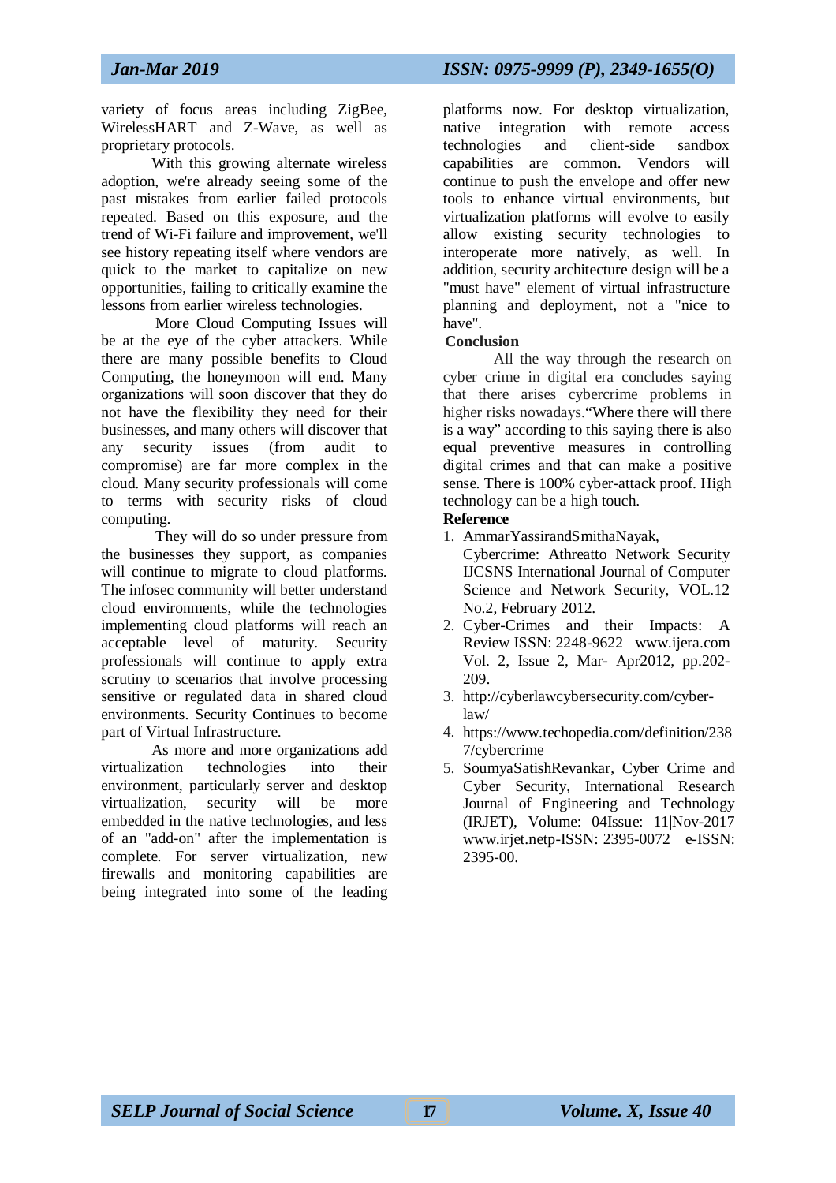variety of focus areas including ZigBee, WirelessHART and Z-Wave, as well as proprietary protocols.

With this growing alternate wireless adoption, we're already seeing some of the past mistakes from earlier failed protocols repeated. Based on this exposure, and the trend of Wi-Fi failure and improvement, we'll see history repeating itself where vendors are quick to the market to capitalize on new opportunities, failing to critically examine the lessons from earlier wireless technologies.

More Cloud Computing Issues will be at the eye of the cyber attackers. While there are many possible benefits to Cloud Computing, the honeymoon will end. Many organizations will soon discover that they do not have the flexibility they need for their businesses, and many others will discover that any security issues (from audit to compromise) are far more complex in the cloud. Many security professionals will come to terms with security risks of cloud computing.

They will do so under pressure from the businesses they support, as companies will continue to migrate to cloud platforms. The infosec community will better understand cloud environments, while the technologies implementing cloud platforms will reach an acceptable level of maturity. Security professionals will continue to apply extra scrutiny to scenarios that involve processing sensitive or regulated data in shared cloud environments. Security Continues to become part of Virtual Infrastructure.

As more and more organizations add virtualization technologies into their environment, particularly server and desktop virtualization, security will be more embedded in the native technologies, and less of an "add-on" after the implementation is complete. For server virtualization, new firewalls and monitoring capabilities are being integrated into some of the leading platforms now. For desktop virtualization, native integration with remote access technologies and client-side sandbox capabilities are common. Vendors will continue to push the envelope and offer new tools to enhance virtual environments, but virtualization platforms will evolve to easily allow existing security technologies to interoperate more natively, as well. In addition, security architecture design will be a "must have" element of virtual infrastructure planning and deployment, not a "nice to have".

**Conclusion**

All the way through the research on cyber crime in digital era concludes saying that there arises cybercrime problems in higher risks nowadays."Where there will there is a way" according to this saying there is also equal preventive measures in controlling digital crimes and that can make a positive sense. There is 100% cyber-attack proof. High technology can be a high touch.

**Reference**

1. AmmarYassirandSmithaNayak, Cybercrime: Athreatto Network Security IJCSNS International Journal of Computer Science and Network Security, VOL.12 No.2, February 2012.
2. Cyber-Crimes and their Impacts: A Review ISSN: 2248-9622 www.ijera.com Vol. 2, Issue 2, Mar- Apr2012, pp.202-209.
3. http://cyberlawcybersecurity.com/cyber-law/
4. https://www.techopedia.com/definition/2387/cybercrime
5. SoumyaSatishRevankar, Cyber Crime and Cyber Security, International Research Journal of Engineering and Technology (IRJET), Volume: 04Issue: 11|Nov-2017 www.irjet.netp-ISSN: 2395-0072 e-ISSN: 2395-00.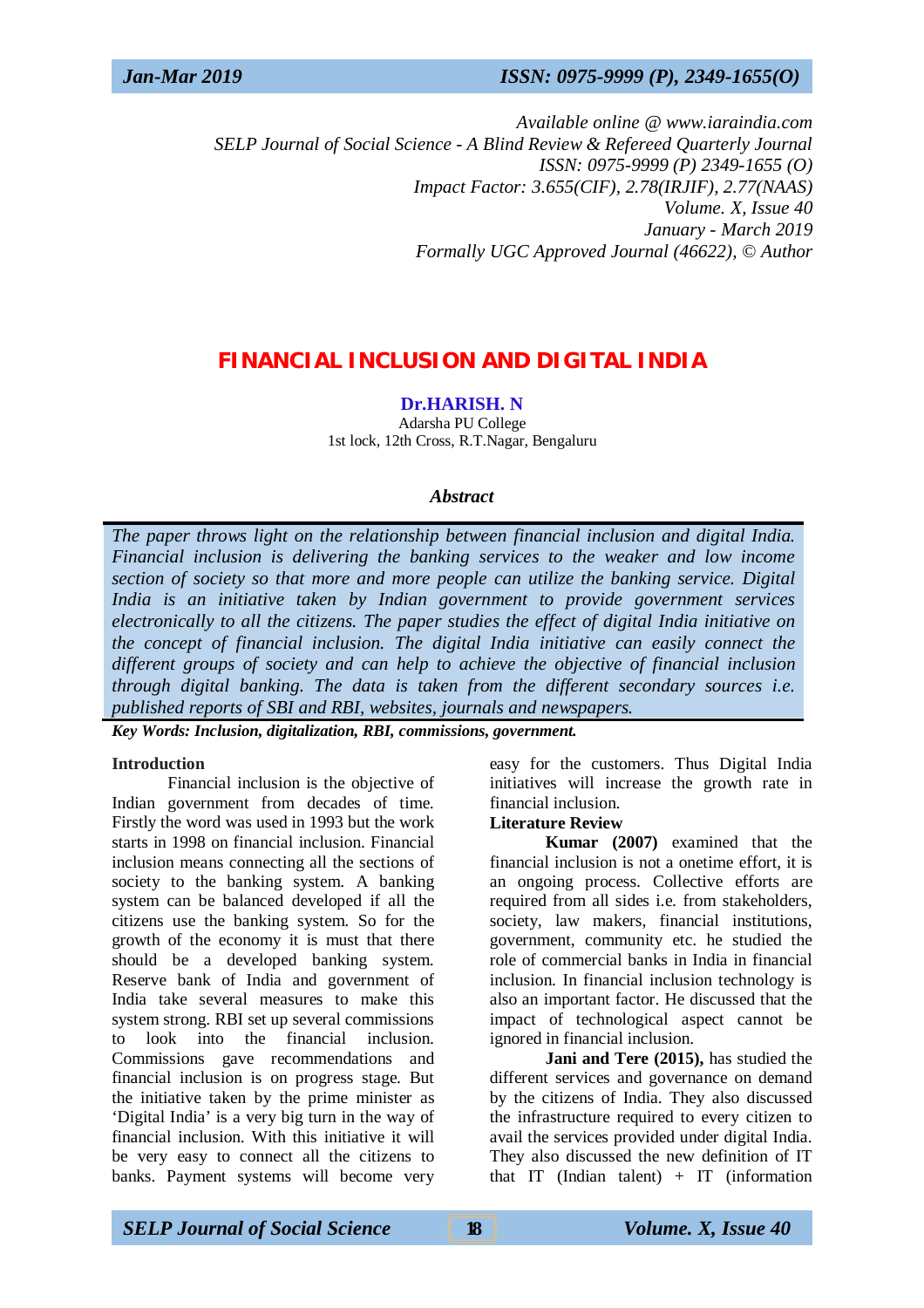Available online @ www.iaraindia.com
SELP Journal of Social Science - A Blind Review & Refereed Quarterly Journal
ISSN: 0975-9999 (P) 2349-1655 (O)
Impact Factor: 3.655(CIF), 2.78(IRJIF), 2.77(NAAS)
Volume. X, Issue 40
January - March 2019
Formally UGC Approved Journal (46622), © Author

# FINANCIAL INCLUSION AND DIGITAL INDIA

**Dr.HARISH. N**
Adarsha PU College
1st lock, 12th Cross, R.T.Nagar, Bengaluru

### *Abstract*

*The paper throws light on the relationship between financial inclusion and digital India. Financial inclusion is delivering the banking services to the weaker and low income section of society so that more and more people can utilize the banking service. Digital India is an initiative taken by Indian government to provide government services electronically to all the citizens. The paper studies the effect of digital India initiative on the concept of financial inclusion. The digital India initiative can easily connect the different groups of society and can help to achieve the objective of financial inclusion through digital banking. The data is taken from the different secondary sources i.e. published reports of SBI and RBI, websites, journals and newspapers.*

***Key Words: Inclusion, digitalization, RBI, commissions, government.***

## Introduction

Financial inclusion is the objective of Indian government from decades of time. Firstly the word was used in 1993 but the work starts in 1998 on financial inclusion. Financial inclusion means connecting all the sections of society to the banking system. A banking system can be balanced developed if all the citizens use the banking system. So for the growth of the economy it is must that there should be a developed banking system. Reserve bank of India and government of India take several measures to make this system strong. RBI set up several commissions to look into the financial inclusion. Commissions gave recommendations and financial inclusion is on progress stage. But the initiative taken by the prime minister as 'Digital India' is a very big turn in the way of financial inclusion. With this initiative it will be very easy to connect all the citizens to banks. Payment systems will become very easy for the customers. Thus Digital India initiatives will increase the growth rate in financial inclusion.

## Literature Review

**Kumar (2007)** examined that the financial inclusion is not a onetime effort, it is an ongoing process. Collective efforts are required from all sides i.e. from stakeholders, society, law makers, financial institutions, government, community etc. he studied the role of commercial banks in India in financial inclusion. In financial inclusion technology is also an important factor. He discussed that the impact of technological aspect cannot be ignored in financial inclusion.

**Jani and Tere (2015),** has studied the different services and governance on demand by the citizens of India. They also discussed the infrastructure required to every citizen to avail the services provided under digital India. They also discussed the new definition of IT that IT (Indian talent) + IT (information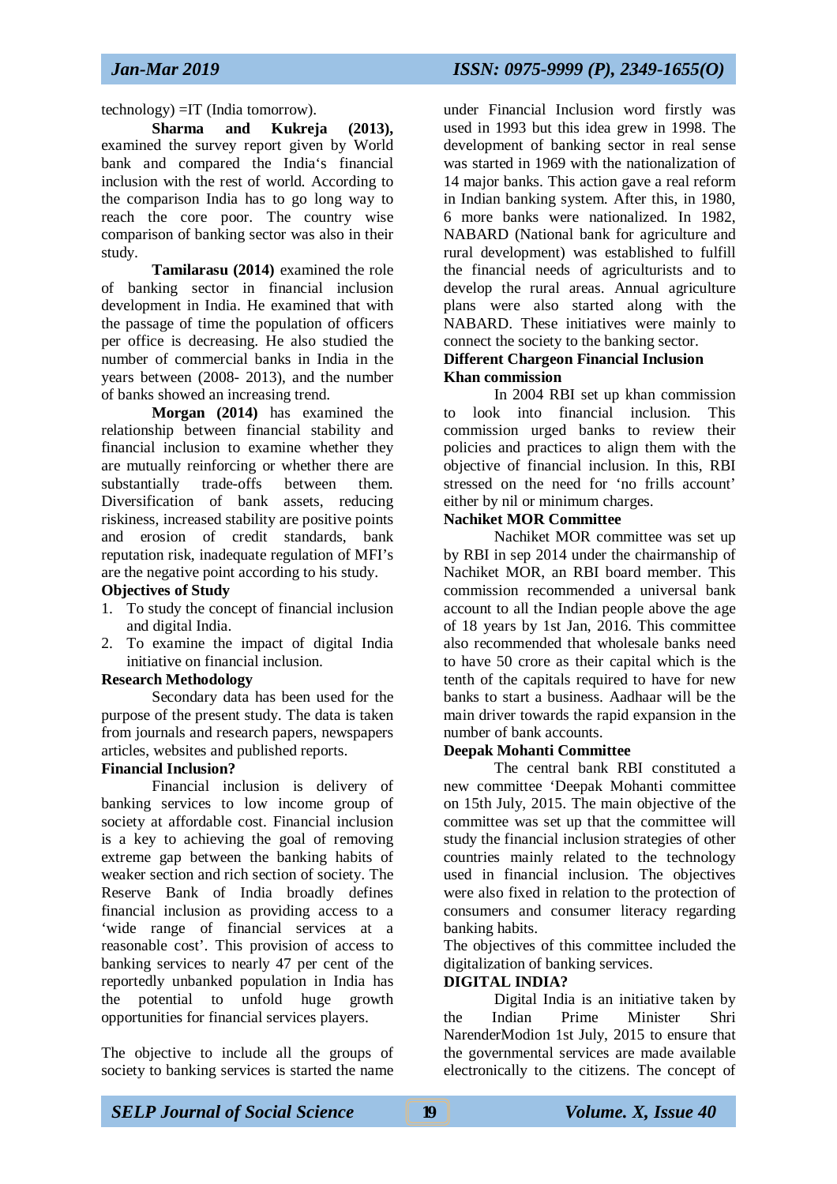technology) =IT (India tomorrow).

**Sharma and Kukreja (2013),** examined the survey report given by World bank and compared the India's financial inclusion with the rest of world. According to the comparison India has to go long way to reach the core poor. The country wise comparison of banking sector was also in their study.

**Tamilarasu (2014)** examined the role of banking sector in financial inclusion development in India. He examined that with the passage of time the population of officers per office is decreasing. He also studied the number of commercial banks in India in the years between (2008- 2013), and the number of banks showed an increasing trend.

**Morgan (2014)** has examined the relationship between financial stability and financial inclusion to examine whether they are mutually reinforcing or whether there are substantially trade-offs between them. Diversification of bank assets, reducing riskiness, increased stability are positive points and erosion of credit standards, bank reputation risk, inadequate regulation of MFI's are the negative point according to his study.

**Objectives of Study**

1. To study the concept of financial inclusion and digital India.
2. To examine the impact of digital India initiative on financial inclusion.

**Research Methodology**

Secondary data has been used for the purpose of the present study. The data is taken from journals and research papers, newspapers articles, websites and published reports.

**Financial Inclusion?**

Financial inclusion is delivery of banking services to low income group of society at affordable cost. Financial inclusion is a key to achieving the goal of removing extreme gap between the banking habits of weaker section and rich section of society. The Reserve Bank of India broadly defines financial inclusion as providing access to a 'wide range of financial services at a reasonable cost'. This provision of access to banking services to nearly 47 per cent of the reportedly unbanked population in India has the potential to unfold huge growth opportunities for financial services players.

The objective to include all the groups of society to banking services is started the name under Financial Inclusion word firstly was used in 1993 but this idea grew in 1998. The development of banking sector in real sense was started in 1969 with the nationalization of 14 major banks. This action gave a real reform in Indian banking system. After this, in 1980, 6 more banks were nationalized. In 1982, NABARD (National bank for agriculture and rural development) was established to fulfill the financial needs of agriculturists and to develop the rural areas. Annual agriculture plans were also started along with the NABARD. These initiatives were mainly to connect the society to the banking sector.

**Different Chargeon Financial Inclusion**

**Khan commission**

In 2004 RBI set up khan commission to look into financial inclusion. This commission urged banks to review their policies and practices to align them with the objective of financial inclusion. In this, RBI stressed on the need for 'no frills account' either by nil or minimum charges.

**Nachiket MOR Committee**

Nachiket MOR committee was set up by RBI in sep 2014 under the chairmanship of Nachiket MOR, an RBI board member. This commission recommended a universal bank account to all the Indian people above the age of 18 years by 1st Jan, 2016. This committee also recommended that wholesale banks need to have 50 crore as their capital which is the tenth of the capitals required to have for new banks to start a business. Aadhaar will be the main driver towards the rapid expansion in the number of bank accounts.

**Deepak Mohanti Committee**

The central bank RBI constituted a new committee 'Deepak Mohanti committee on 15th July, 2015. The main objective of the committee was set up that the committee will study the financial inclusion strategies of other countries mainly related to the technology used in financial inclusion. The objectives were also fixed in relation to the protection of consumers and consumer literacy regarding banking habits.

The objectives of this committee included the digitalization of banking services.

**DIGITAL INDIA?**

Digital India is an initiative taken by the Indian Prime Minister Shri NarenderModion 1st July, 2015 to ensure that the governmental services are made available electronically to the citizens. The concept of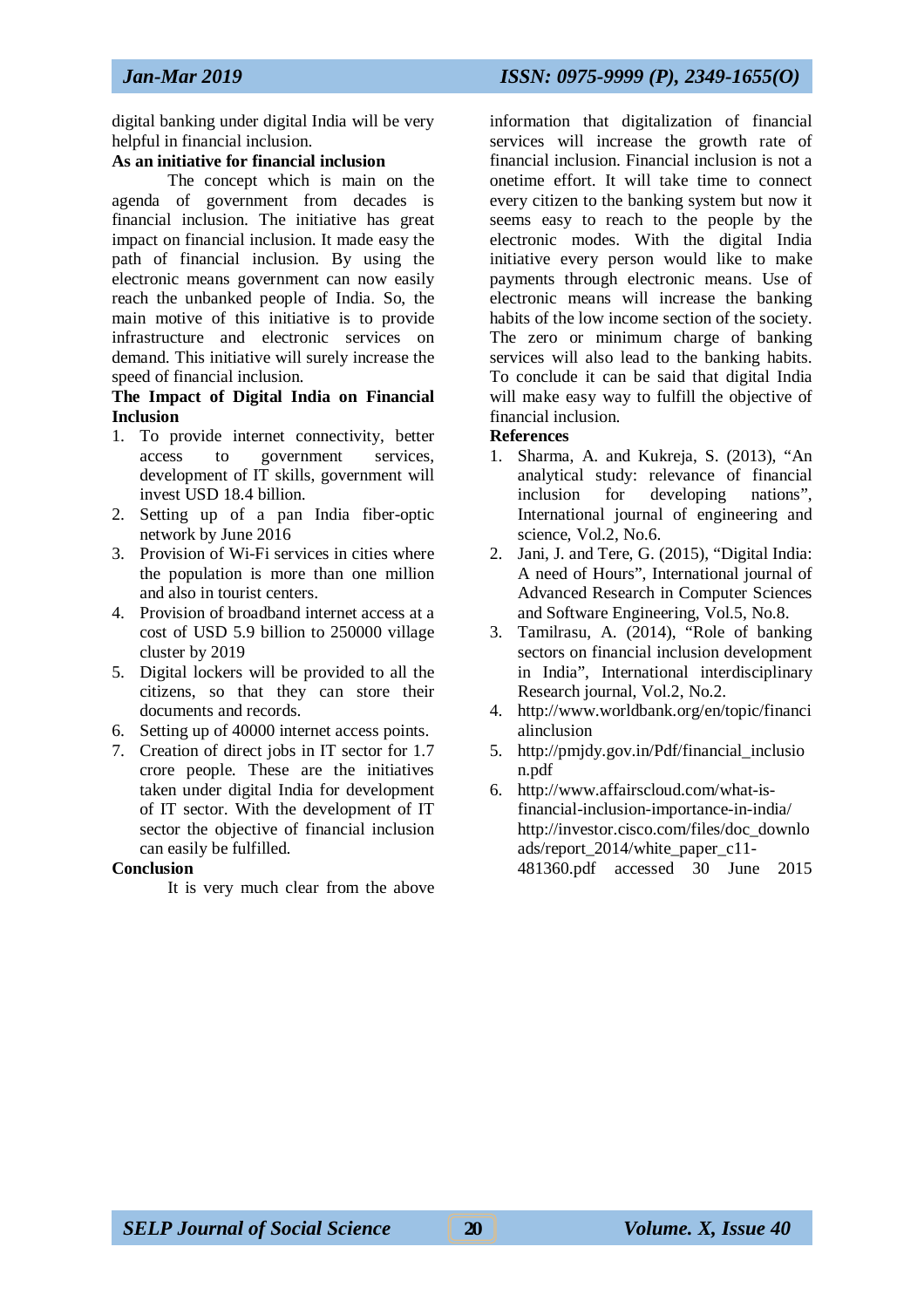digital banking under digital India will be very helpful in financial inclusion.

**As an initiative for financial inclusion**

The concept which is main on the agenda of government from decades is financial inclusion. The initiative has great impact on financial inclusion. It made easy the path of financial inclusion. By using the electronic means government can now easily reach the unbanked people of India. So, the main motive of this initiative is to provide infrastructure and electronic services on demand. This initiative will surely increase the speed of financial inclusion.

**The Impact of Digital India on Financial Inclusion**

1. To provide internet connectivity, better access to government services, development of IT skills, government will invest USD 18.4 billion.
2. Setting up of a pan India fiber-optic network by June 2016
3. Provision of Wi-Fi services in cities where the population is more than one million and also in tourist centers.
4. Provision of broadband internet access at a cost of USD 5.9 billion to 250000 village cluster by 2019
5. Digital lockers will be provided to all the citizens, so that they can store their documents and records.
6. Setting up of 40000 internet access points.
7. Creation of direct jobs in IT sector for 1.7 crore people. These are the initiatives taken under digital India for development of IT sector. With the development of IT sector the objective of financial inclusion can easily be fulfilled.

**Conclusion**

It is very much clear from the above information that digitalization of financial services will increase the growth rate of financial inclusion. Financial inclusion is not a onetime effort. It will take time to connect every citizen to the banking system but now it seems easy to reach to the people by the electronic modes. With the digital India initiative every person would like to make payments through electronic means. Use of electronic means will increase the banking habits of the low income section of the society. The zero or minimum charge of banking services will also lead to the banking habits. To conclude it can be said that digital India will make easy way to fulfill the objective of financial inclusion.

**References**

1. Sharma, A. and Kukreja, S. (2013), "An analytical study: relevance of financial inclusion for developing nations", International journal of engineering and science, Vol.2, No.6.
2. Jani, J. and Tere, G. (2015), "Digital India: A need of Hours", International journal of Advanced Research in Computer Sciences and Software Engineering, Vol.5, No.8.
3. Tamilrasu, A. (2014), "Role of banking sectors on financial inclusion development in India", International interdisciplinary Research journal, Vol.2, No.2.
4. http://www.worldbank.org/en/topic/financialinclusion
5. http://pmjdy.gov.in/Pdf/financial_inclusion.pdf
6. http://www.affairscloud.com/what-is-financial-inclusion-importance-in-india/ http://investor.cisco.com/files/doc_downloads/report_2014/white_paper_c11-481360.pdf accessed 30 June 2015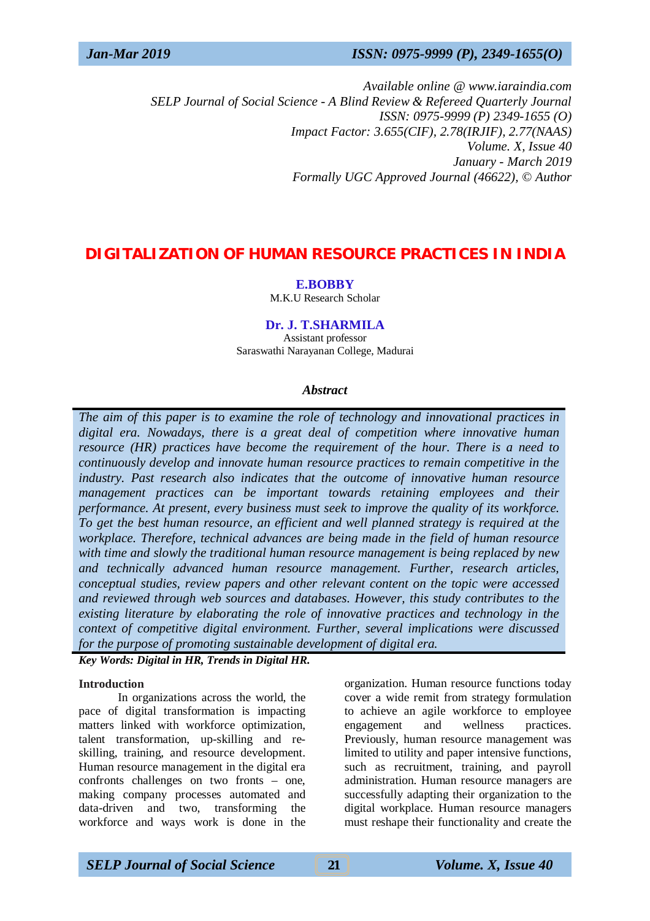Available online @ www.iaraindia.com
*SELP Journal of Social Science - A Blind Review & Refereed Quarterly Journal*
*ISSN: 0975-9999 (P) 2349-1655 (O)*
*Impact Factor: 3.655(CIF), 2.78(IRJIF), 2.77(NAAS)*
*Volume. X, Issue 40*
*January - March 2019*
*Formally UGC Approved Journal (46622), © Author*

# DIGITALIZATION OF HUMAN RESOURCE PRACTICES IN INDIA

**E.BOBBY**
M.K.U Research Scholar

**Dr. J. T.SHARMILA**
Assistant professor
Saraswathi Narayanan College, Madurai

### *Abstract*

*The aim of this paper is to examine the role of technology and innovational practices in digital era. Nowadays, there is a great deal of competition where innovative human resource (HR) practices have become the requirement of the hour. There is a need to continuously develop and innovate human resource practices to remain competitive in the industry. Past research also indicates that the outcome of innovative human resource management practices can be important towards retaining employees and their performance. At present, every business must seek to improve the quality of its workforce. To get the best human resource, an efficient and well planned strategy is required at the workplace. Therefore, technical advances are being made in the field of human resource with time and slowly the traditional human resource management is being replaced by new and technically advanced human resource management. Further, research articles, conceptual studies, review papers and other relevant content on the topic were accessed and reviewed through web sources and databases. However, this study contributes to the existing literature by elaborating the role of innovative practices and technology in the context of competitive digital environment. Further, several implications were discussed for the purpose of promoting sustainable development of digital era.*

***Key Words: Digital in HR, Trends in Digital HR.***

## Introduction

In organizations across the world, the pace of digital transformation is impacting matters linked with workforce optimization, talent transformation, up-skilling and re-skilling, training, and resource development. Human resource management in the digital era confronts challenges on two fronts – one, making company processes automated and data-driven and two, transforming the workforce and ways work is done in the organization. Human resource functions today cover a wide remit from strategy formulation to achieve an agile workforce to employee engagement and wellness practices. Previously, human resource management was limited to utility and paper intensive functions, such as recruitment, training, and payroll administration. Human resource managers are successfully adapting their organization to the digital workplace. Human resource managers must reshape their functionality and create the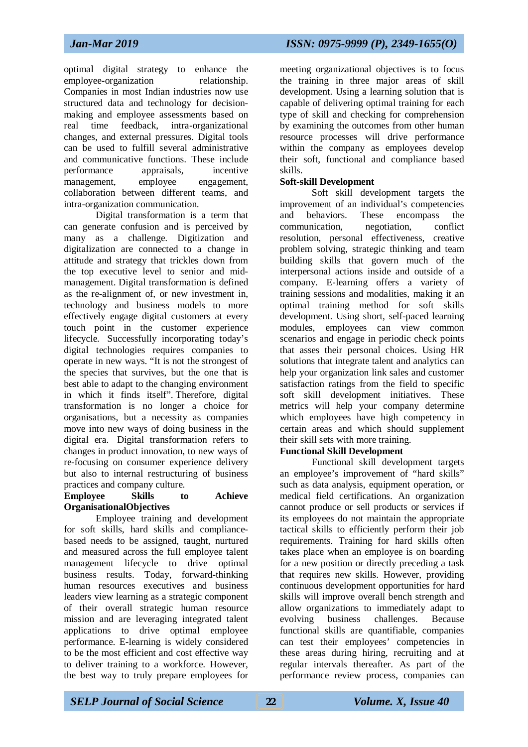optimal digital strategy to enhance the employee-organization relationship. Companies in most Indian industries now use structured data and technology for decision-making and employee assessments based on real time feedback, intra-organizational changes, and external pressures. Digital tools can be used to fulfill several administrative and communicative functions. These include performance appraisals, incentive management, employee engagement, collaboration between different teams, and intra-organization communication.

Digital transformation is a term that can generate confusion and is perceived by many as a challenge. Digitization and digitalization are connected to a change in attitude and strategy that trickles down from the top executive level to senior and mid-management. Digital transformation is defined as the re-alignment of, or new investment in, technology and business models to more effectively engage digital customers at every touch point in the customer experience lifecycle. Successfully incorporating today's digital technologies requires companies to operate in new ways. "It is not the strongest of the species that survives, but the one that is best able to adapt to the changing environment in which it finds itself". Therefore, digital transformation is no longer a choice for organisations, but a necessity as companies move into new ways of doing business in the digital era. Digital transformation refers to changes in product innovation, to new ways of re-focusing on consumer experience delivery but also to internal restructuring of business practices and company culture.

**Employee Skills to Achieve OrganisationalObjectives**

Employee training and development for soft skills, hard skills and compliance-based needs to be assigned, taught, nurtured and measured across the full employee talent management lifecycle to drive optimal business results. Today, forward-thinking human resources executives and business leaders view learning as a strategic component of their overall strategic human resource mission and are leveraging integrated talent applications to drive optimal employee performance. E-learning is widely considered to be the most efficient and cost effective way to deliver training to a workforce. However, the best way to truly prepare employees for meeting organizational objectives is to focus the training in three major areas of skill development. Using a learning solution that is capable of delivering optimal training for each type of skill and checking for comprehension by examining the outcomes from other human resource processes will drive performance within the company as employees develop their soft, functional and compliance based skills.

**Soft-skill Development**

Soft skill development targets the improvement of an individual's competencies and behaviors. These encompass the communication, negotiation, conflict resolution, personal effectiveness, creative problem solving, strategic thinking and team building skills that govern much of the interpersonal actions inside and outside of a company. E-learning offers a variety of training sessions and modalities, making it an optimal training method for soft skills development. Using short, self-paced learning modules, employees can view common scenarios and engage in periodic check points that asses their personal choices. Using HR solutions that integrate talent and analytics can help your organization link sales and customer satisfaction ratings from the field to specific soft skill development initiatives. These metrics will help your company determine which employees have high competency in certain areas and which should supplement their skill sets with more training.

**Functional Skill Development**

Functional skill development targets an employee's improvement of "hard skills" such as data analysis, equipment operation, or medical field certifications. An organization cannot produce or sell products or services if its employees do not maintain the appropriate tactical skills to efficiently perform their job requirements. Training for hard skills often takes place when an employee is on boarding for a new position or directly preceding a task that requires new skills. However, providing continuous development opportunities for hard skills will improve overall bench strength and allow organizations to immediately adapt to evolving business challenges. Because functional skills are quantifiable, companies can test their employees' competencies in these areas during hiring, recruiting and at regular intervals thereafter. As part of the performance review process, companies can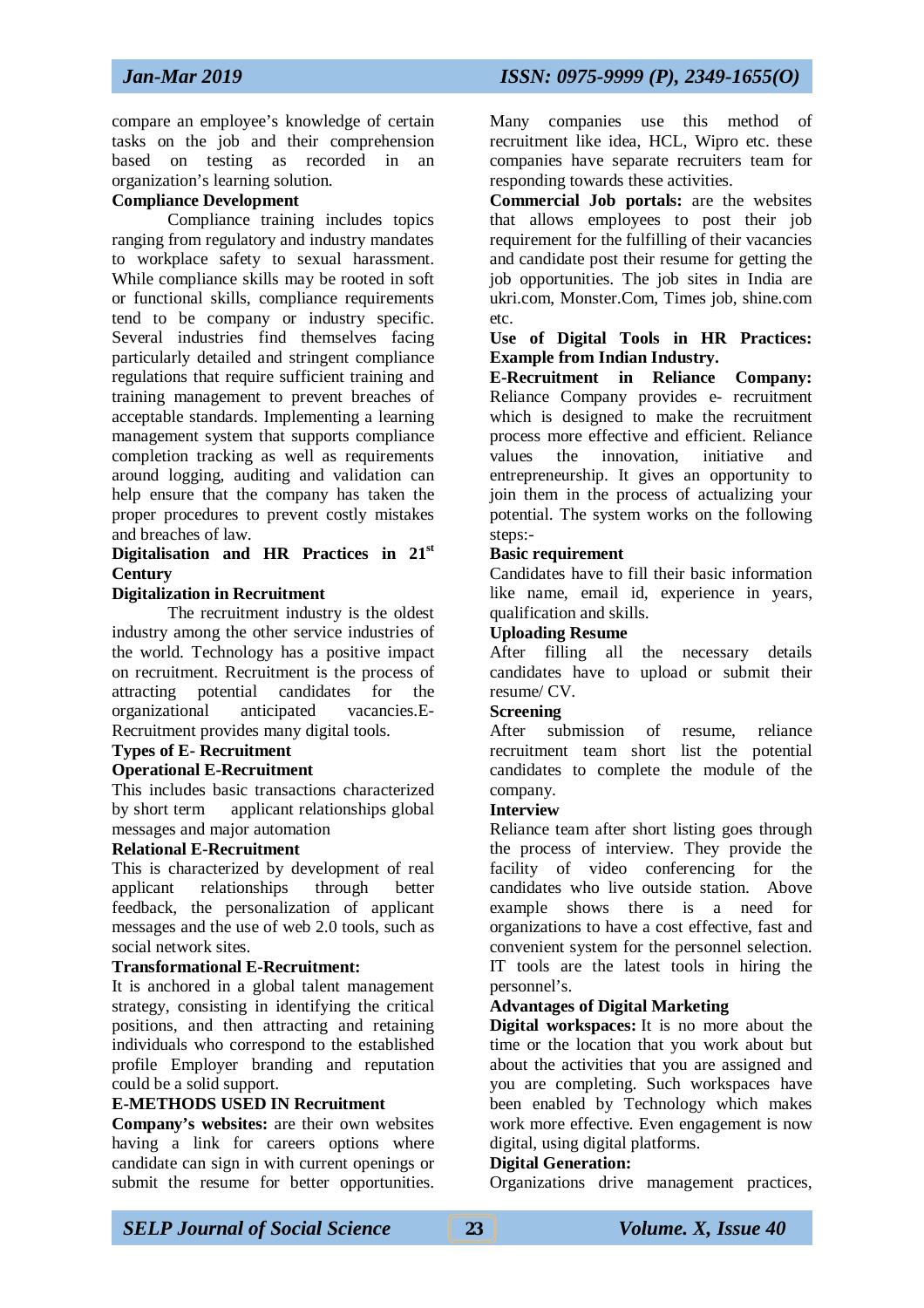compare an employee's knowledge of certain tasks on the job and their comprehension based on testing as recorded in an organization's learning solution.

**Compliance Development**

Compliance training includes topics ranging from regulatory and industry mandates to workplace safety to sexual harassment. While compliance skills may be rooted in soft or functional skills, compliance requirements tend to be company or industry specific. Several industries find themselves facing particularly detailed and stringent compliance regulations that require sufficient training and training management to prevent breaches of acceptable standards. Implementing a learning management system that supports compliance completion tracking as well as requirements around logging, auditing and validation can help ensure that the company has taken the proper procedures to prevent costly mistakes and breaches of law.

**Digitalisation and HR Practices in 21st Century**

**Digitalization in Recruitment**

The recruitment industry is the oldest industry among the other service industries of the world. Technology has a positive impact on recruitment. Recruitment is the process of attracting potential candidates for the organizational anticipated vacancies.E-Recruitment provides many digital tools.

**Types of E- Recruitment**

**Operational E-Recruitment**

This includes basic transactions characterized by short term applicant relationships global messages and major automation

**Relational E-Recruitment**

This is characterized by development of real applicant relationships through better feedback, the personalization of applicant messages and the use of web 2.0 tools, such as social network sites.

**Transformational E-Recruitment:**

It is anchored in a global talent management strategy, consisting in identifying the critical positions, and then attracting and retaining individuals who correspond to the established profile Employer branding and reputation could be a solid support.

**E-METHODS USED IN Recruitment**

**Company's websites:** are their own websites having a link for careers options where candidate can sign in with current openings or submit the resume for better opportunities. Many companies use this method of recruitment like idea, HCL, Wipro etc. these companies have separate recruiters team for responding towards these activities.

**Commercial Job portals:** are the websites that allows employees to post their job requirement for the fulfilling of their vacancies and candidate post their resume for getting the job opportunities. The job sites in India are ukri.com, Monster.Com, Times job, shine.com etc.

**Use of Digital Tools in HR Practices: Example from Indian Industry.**

**E-Recruitment in Reliance Company:** Reliance Company provides e- recruitment which is designed to make the recruitment process more effective and efficient. Reliance values the innovation, initiative and entrepreneurship. It gives an opportunity to join them in the process of actualizing your potential. The system works on the following steps:-

**Basic requirement**

Candidates have to fill their basic information like name, email id, experience in years, qualification and skills.

**Uploading Resume**

After filling all the necessary details candidates have to upload or submit their resume/ CV.

**Screening**

After submission of resume, reliance recruitment team short list the potential candidates to complete the module of the company.

**Interview**

Reliance team after short listing goes through the process of interview. They provide the facility of video conferencing for the candidates who live outside station. Above example shows there is a need for organizations to have a cost effective, fast and convenient system for the personnel selection. IT tools are the latest tools in hiring the personnel's.

**Advantages of Digital Marketing**

**Digital workspaces:** It is no more about the time or the location that you work about but about the activities that you are assigned and you are completing. Such workspaces have been enabled by Technology which makes work more effective. Even engagement is now digital, using digital platforms.

**Digital Generation:**

Organizations drive management practices,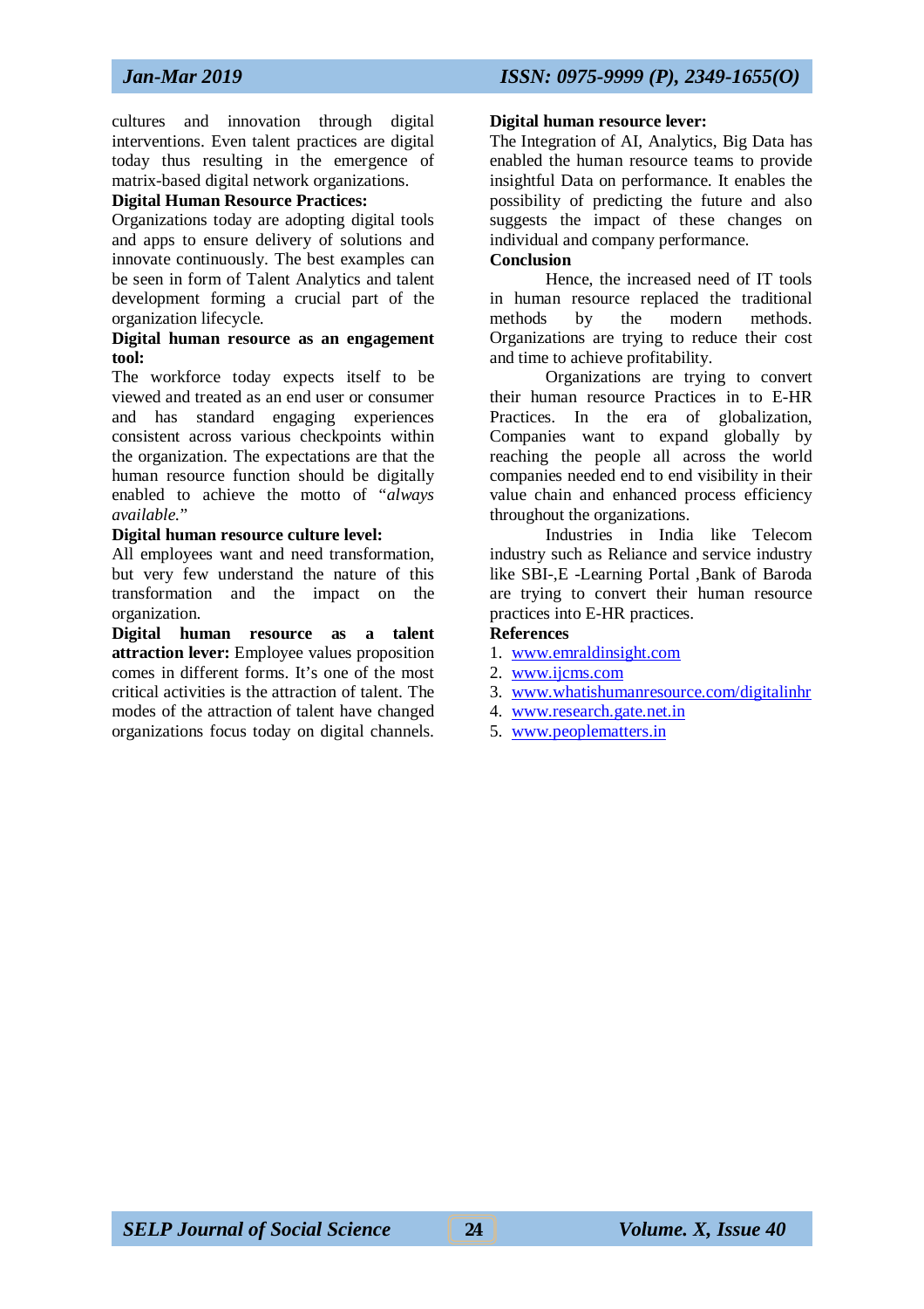cultures and innovation through digital interventions. Even talent practices are digital today thus resulting in the emergence of matrix-based digital network organizations.

**Digital Human Resource Practices:**

Organizations today are adopting digital tools and apps to ensure delivery of solutions and innovate continuously. The best examples can be seen in form of Talent Analytics and talent development forming a crucial part of the organization lifecycle.

**Digital human resource as an engagement tool:**

The workforce today expects itself to be viewed and treated as an end user or consumer and has standard engaging experiences consistent across various checkpoints within the organization. The expectations are that the human resource function should be digitally enabled to achieve the motto of "*always available.*"

**Digital human resource culture level:**

All employees want and need transformation, but very few understand the nature of this transformation and the impact on the organization.

**Digital human resource as a talent attraction lever:** Employee values proposition comes in different forms. It's one of the most critical activities is the attraction of talent. The modes of the attraction of talent have changed organizations focus today on digital channels.

**Digital human resource lever:**

The Integration of AI, Analytics, Big Data has enabled the human resource teams to provide insightful Data on performance. It enables the possibility of predicting the future and also suggests the impact of these changes on individual and company performance.

**Conclusion**

Hence, the increased need of IT tools in human resource replaced the traditional methods by the modern methods. Organizations are trying to reduce their cost and time to achieve profitability.

Organizations are trying to convert their human resource Practices in to E-HR Practices. In the era of globalization, Companies want to expand globally by reaching the people all across the world companies needed end to end visibility in their value chain and enhanced process efficiency throughout the organizations.

Industries in India like Telecom industry such as Reliance and service industry like SBI-,E -Learning Portal ,Bank of Baroda are trying to convert their human resource practices into E-HR practices.

**References**

1. www.emraldinsight.com
2. www.ijcms.com
3. www.whatishumanresource.com/digitalinhr
4. www.research.gate.net.in
5. www.peoplematters.in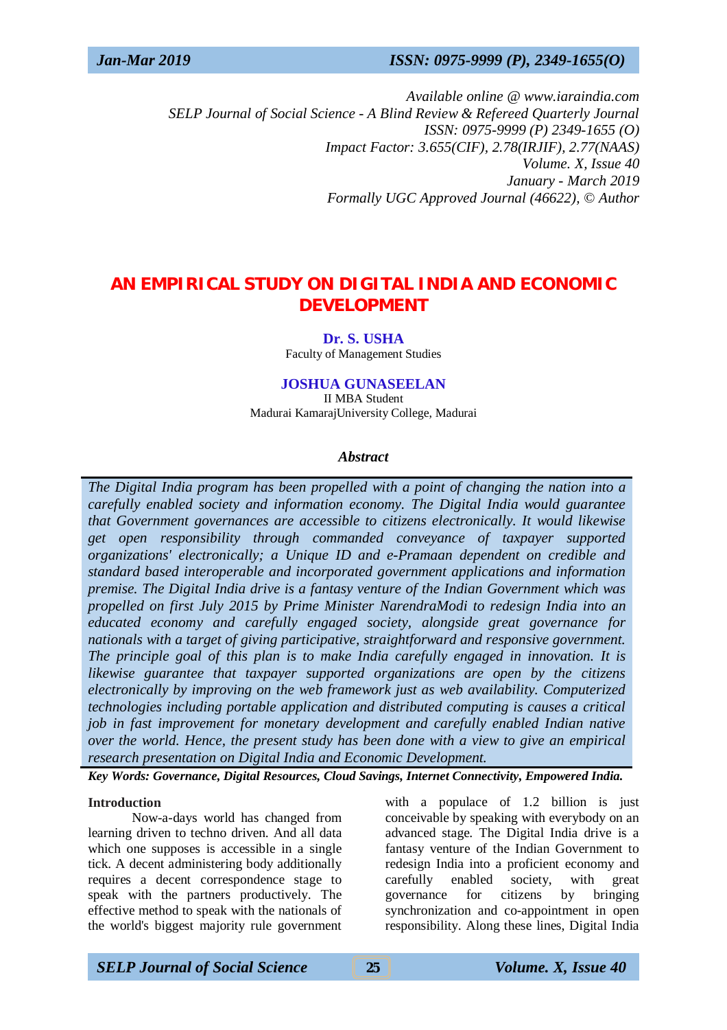*Available online @ www.iaraindia.com*
*SELP Journal of Social Science - A Blind Review & Refereed Quarterly Journal*
*ISSN: 0975-9999 (P) 2349-1655 (O)*
*Impact Factor: 3.655(CIF), 2.78(IRJIF), 2.77(NAAS)*
*Volume. X, Issue 40*
*January - March 2019*
*Formally UGC Approved Journal (46622), © Author*

# AN EMPIRICAL STUDY ON DIGITAL INDIA AND ECONOMIC DEVELOPMENT

**Dr. S. USHA**
Faculty of Management Studies

**JOSHUA GUNASEELAN**
II MBA Student
Madurai KamarajUniversity College, Madurai

### *Abstract*

*The Digital India program has been propelled with a point of changing the nation into a carefully enabled society and information economy. The Digital India would guarantee that Government governances are accessible to citizens electronically. It would likewise get open responsibility through commanded conveyance of taxpayer supported organizations' electronically; a Unique ID and e-Pramaan dependent on credible and standard based interoperable and incorporated government applications and information premise. The Digital India drive is a fantasy venture of the Indian Government which was propelled on first July 2015 by Prime Minister NarendraModi to redesign India into an educated economy and carefully engaged society, alongside great governance for nationals with a target of giving participative, straightforward and responsive government. The principle goal of this plan is to make India carefully engaged in innovation. It is likewise guarantee that taxpayer supported organizations are open by the citizens electronically by improving on the web framework just as web availability. Computerized technologies including portable application and distributed computing is causes a critical job in fast improvement for monetary development and carefully enabled Indian native over the world. Hence, the present study has been done with a view to give an empirical research presentation on Digital India and Economic Development.*

***Key Words: Governance, Digital Resources, Cloud Savings, Internet Connectivity, Empowered India.***

## Introduction

Now-a-days world has changed from learning driven to techno driven. And all data which one supposes is accessible in a single tick. A decent administering body additionally requires a decent correspondence stage to speak with the partners productively. The effective method to speak with the nationals of the world's biggest majority rule government with a populace of 1.2 billion is just conceivable by speaking with everybody on an advanced stage. The Digital India drive is a fantasy venture of the Indian Government to redesign India into a proficient economy and carefully enabled society, with great governance for citizens by bringing synchronization and co-appointment in open responsibility. Along these lines, Digital India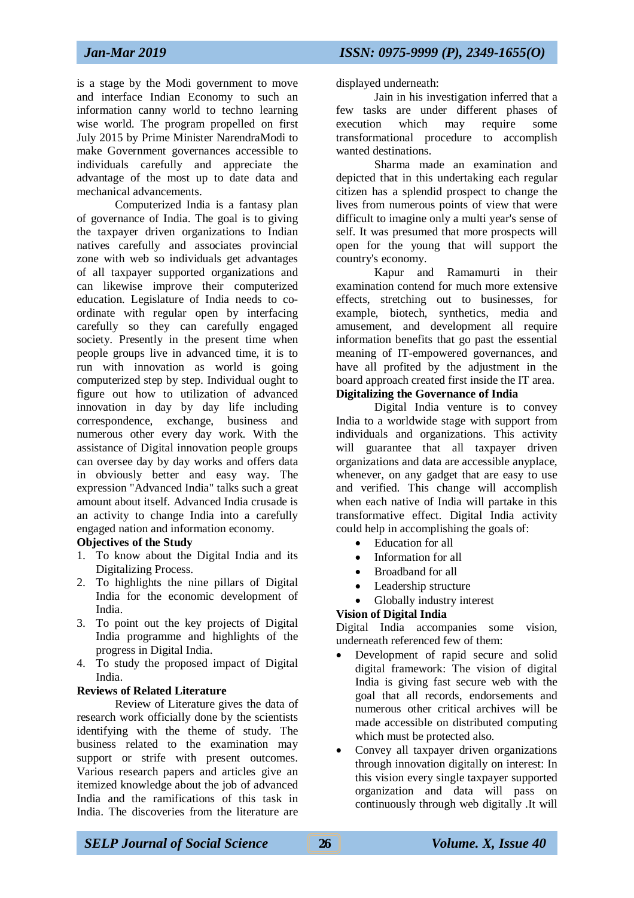is a stage by the Modi government to move and interface Indian Economy to such an information canny world to techno learning wise world. The program propelled on first July 2015 by Prime Minister NarendraModi to make Government governances accessible to individuals carefully and appreciate the advantage of the most up to date data and mechanical advancements.

Computerized India is a fantasy plan of governance of India. The goal is to giving the taxpayer driven organizations to Indian natives carefully and associates provincial zone with web so individuals get advantages of all taxpayer supported organizations and can likewise improve their computerized education. Legislature of India needs to co-ordinate with regular open by interfacing carefully so they can carefully engaged society. Presently in the present time when people groups live in advanced time, it is to run with innovation as world is going computerized step by step. Individual ought to figure out how to utilization of advanced innovation in day by day life including correspondence, exchange, business and numerous other every day work. With the assistance of Digital innovation people groups can oversee day by day works and offers data in obviously better and easy way. The expression "Advanced India" talks such a great amount about itself. Advanced India crusade is an activity to change India into a carefully engaged nation and information economy.

**Objectives of the Study**

1. To know about the Digital India and its Digitalizing Process.
2. To highlights the nine pillars of Digital India for the economic development of India.
3. To point out the key projects of Digital India programme and highlights of the progress in Digital India.
4. To study the proposed impact of Digital India.

**Reviews of Related Literature**

Review of Literature gives the data of research work officially done by the scientists identifying with the theme of study. The business related to the examination may support or strife with present outcomes. Various research papers and articles give an itemized knowledge about the job of advanced India and the ramifications of this task in India. The discoveries from the literature are displayed underneath:

Jain in his investigation inferred that a few tasks are under different phases of execution which may require some transformational procedure to accomplish wanted destinations.

Sharma made an examination and depicted that in this undertaking each regular citizen has a splendid prospect to change the lives from numerous points of view that were difficult to imagine only a multi year's sense of self. It was presumed that more prospects will open for the young that will support the country's economy.

Kapur and Ramamurti in their examination contend for much more extensive effects, stretching out to businesses, for example, biotech, synthetics, media and amusement, and development all require information benefits that go past the essential meaning of IT-empowered governances, and have all profited by the adjustment in the board approach created first inside the IT area.

**Digitalizing the Governance of India**

Digital India venture is to convey India to a worldwide stage with support from individuals and organizations. This activity will guarantee that all taxpayer driven organizations and data are accessible anyplace, whenever, on any gadget that are easy to use and verified. This change will accomplish when each native of India will partake in this transformative effect. Digital India activity could help in accomplishing the goals of:

- Education for all
- Information for all
- Broadband for all
- Leadership structure
- Globally industry interest

**Vision of Digital India**

Digital India accompanies some vision, underneath referenced few of them:

- Development of rapid secure and solid digital framework: The vision of digital India is giving fast secure web with the goal that all records, endorsements and numerous other critical archives will be made accessible on distributed computing which must be protected also.
- Convey all taxpayer driven organizations through innovation digitally on interest: In this vision every single taxpayer supported organization and data will pass on continuously through web digitally .It will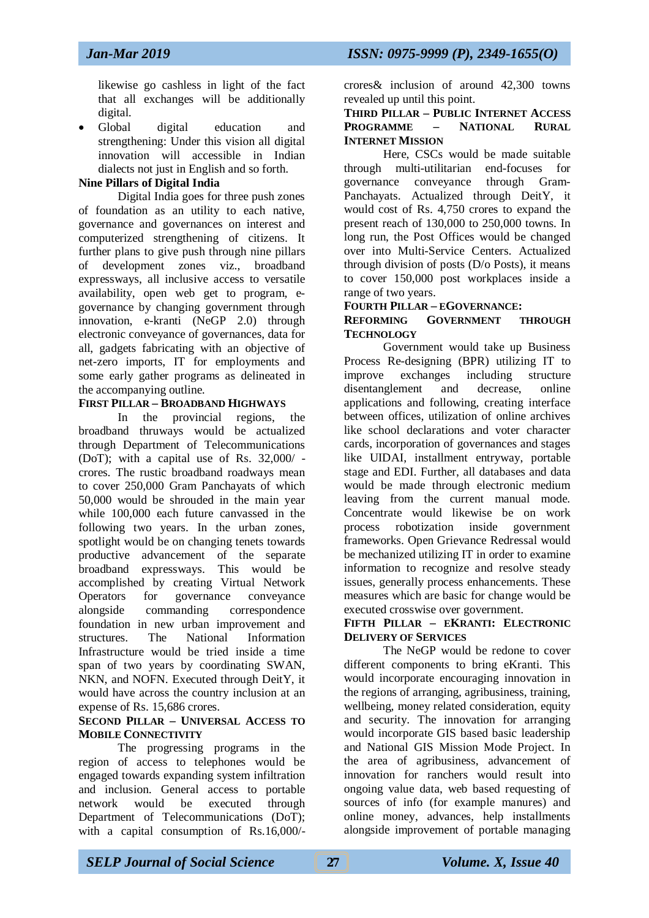likewise go cashless in light of the fact that all exchanges will be additionally digital.

- Global digital education and strengthening: Under this vision all digital innovation will accessible in Indian dialects not just in English and so forth.

**Nine Pillars of Digital India**

Digital India goes for three push zones of foundation as an utility to each native, governance and governances on interest and computerized strengthening of citizens. It further plans to give push through nine pillars of development zones viz., broadband expressways, all inclusive access to versatile availability, open web get to program, e-governance by changing government through innovation, e-kranti (NeGP 2.0) through electronic conveyance of governances, data for all, gadgets fabricating with an objective of net-zero imports, IT for employments and some early gather programs as delineated in the accompanying outline.

**FIRST PILLAR – BROADBAND HIGHWAYS**

In the provincial regions, the broadband thruways would be actualized through Department of Telecommunications (DoT); with a capital use of Rs. 32,000/ -crores. The rustic broadband roadways mean to cover 250,000 Gram Panchayats of which 50,000 would be shrouded in the main year while 100,000 each future canvassed in the following two years. In the urban zones, spotlight would be on changing tenets towards productive advancement of the separate broadband expressways. This would be accomplished by creating Virtual Network Operators for governance conveyance alongside commanding correspondence foundation in new urban improvement and structures. The National Information Infrastructure would be tried inside a time span of two years by coordinating SWAN, NKN, and NOFN. Executed through DeitY, it would have across the country inclusion at an expense of Rs. 15,686 crores.

**SECOND PILLAR – UNIVERSAL ACCESS TO MOBILE CONNECTIVITY**

The progressing programs in the region of access to telephones would be engaged towards expanding system infiltration and inclusion. General access to portable network would be executed through Department of Telecommunications (DoT); with a capital consumption of Rs.16,000/- crores& inclusion of around 42,300 towns revealed up until this point.

**THIRD PILLAR – PUBLIC INTERNET ACCESS PROGRAMME – NATIONAL RURAL INTERNET MISSION**

Here, CSCs would be made suitable through multi-utilitarian end-focuses for governance conveyance through Gram-Panchayats. Actualized through DeitY, it would cost of Rs. 4,750 crores to expand the present reach of 130,000 to 250,000 towns. In long run, the Post Offices would be changed over into Multi-Service Centers. Actualized through division of posts (D/o Posts), it means to cover 150,000 post workplaces inside a range of two years.

**FOURTH PILLAR – EGOVERNANCE: REFORMING GOVERNMENT THROUGH TECHNOLOGY**

Government would take up Business Process Re-designing (BPR) utilizing IT to improve exchanges including structure disentanglement and decrease, online applications and following, creating interface between offices, utilization of online archives like school declarations and voter character cards, incorporation of governances and stages like UIDAI, installment entryway, portable stage and EDI. Further, all databases and data would be made through electronic medium leaving from the current manual mode. Concentrate would likewise be on work process robotization inside government frameworks. Open Grievance Redressal would be mechanized utilizing IT in order to examine information to recognize and resolve steady issues, generally process enhancements. These measures which are basic for change would be executed crosswise over government.

**FIFTH PILLAR – EKRANTI: ELECTRONIC DELIVERY OF SERVICES**

The NeGP would be redone to cover different components to bring eKranti. This would incorporate encouraging innovation in the regions of arranging, agribusiness, training, wellbeing, money related consideration, equity and security. The innovation for arranging would incorporate GIS based basic leadership and National GIS Mission Mode Project. In the area of agribusiness, advancement of innovation for ranchers would result into ongoing value data, web based requesting of sources of info (for example manures) and online money, advances, help installments alongside improvement of portable managing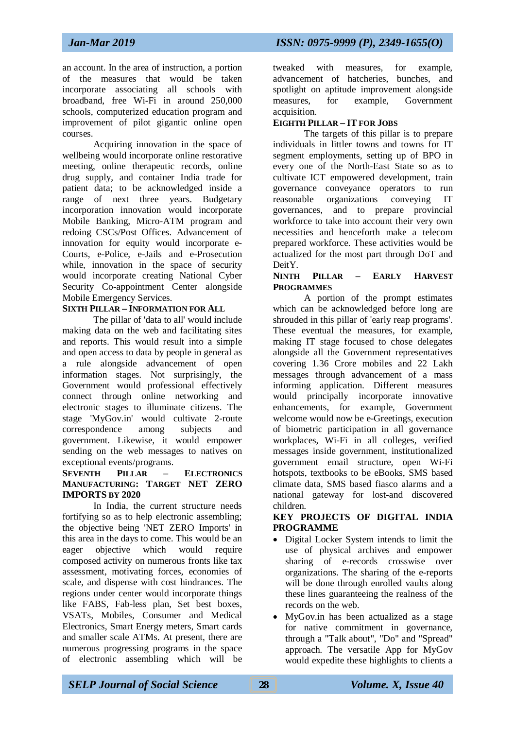an account. In the area of instruction, a portion of the measures that would be taken incorporate associating all schools with broadband, free Wi-Fi in around 250,000 schools, computerized education program and improvement of pilot gigantic online open courses.

Acquiring innovation in the space of wellbeing would incorporate online restorative meeting, online therapeutic records, online drug supply, and container India trade for patient data; to be acknowledged inside a range of next three years. Budgetary incorporation innovation would incorporate Mobile Banking, Micro-ATM program and redoing CSCs/Post Offices. Advancement of innovation for equity would incorporate e-Courts, e-Police, e-Jails and e-Prosecution while, innovation in the space of security would incorporate creating National Cyber Security Co-appointment Center alongside Mobile Emergency Services.

**SIXTH PILLAR – INFORMATION FOR ALL**

The pillar of 'data to all' would include making data on the web and facilitating sites and reports. This would result into a simple and open access to data by people in general as a rule alongside advancement of open information stages. Not surprisingly, the Government would professional effectively connect through online networking and electronic stages to illuminate citizens. The stage 'MyGov.in' would cultivate 2-route correspondence among subjects and government. Likewise, it would empower sending on the web messages to natives on exceptional events/programs.

**SEVENTH PILLAR – ELECTRONICS MANUFACTURING: TARGET NET ZERO IMPORTS BY 2020**

In India, the current structure needs fortifying so as to help electronic assembling; the objective being 'NET ZERO Imports' in this area in the days to come. This would be an eager objective which would require composed activity on numerous fronts like tax assessment, motivating forces, economies of scale, and dispense with cost hindrances. The regions under center would incorporate things like FABS, Fab-less plan, Set best boxes, VSATs, Mobiles, Consumer and Medical Electronics, Smart Energy meters, Smart cards and smaller scale ATMs. At present, there are numerous progressing programs in the space of electronic assembling which will be tweaked with measures, for example, advancement of hatcheries, bunches, and spotlight on aptitude improvement alongside measures, for example, Government acquisition.

**EIGHTH PILLAR – IT FOR JOBS**

The targets of this pillar is to prepare individuals in littler towns and towns for IT segment employments, setting up of BPO in every one of the North-East State so as to cultivate ICT empowered development, train governance conveyance operators to run reasonable organizations conveying IT governances, and to prepare provincial workforce to take into account their very own necessities and henceforth make a telecom prepared workforce. These activities would be actualized for the most part through DoT and DeitY.

**NINTH PILLAR – EARLY HARVEST PROGRAMMES**

A portion of the prompt estimates which can be acknowledged before long are shrouded in this pillar of 'early reap programs'. These eventual the measures, for example, making IT stage focused to chose delegates alongside all the Government representatives covering 1.36 Crore mobiles and 22 Lakh messages through advancement of a mass informing application. Different measures would principally incorporate innovative enhancements, for example, Government welcome would now be e-Greetings, execution of biometric participation in all governance workplaces, Wi-Fi in all colleges, verified messages inside government, institutionalized government email structure, open Wi-Fi hotspots, textbooks to be eBooks, SMS based climate data, SMS based fiasco alarms and a national gateway for lost-and discovered children.

## KEY PROJECTS OF DIGITAL INDIA PROGRAMME

- Digital Locker System intends to limit the use of physical archives and empower sharing of e-records crosswise over organizations. The sharing of the e-reports will be done through enrolled vaults along these lines guaranteeing the realness of the records on the web.
- MyGov.in has been actualized as a stage for native commitment in governance, through a "Talk about", "Do" and "Spread" approach. The versatile App for MyGov would expedite these highlights to clients a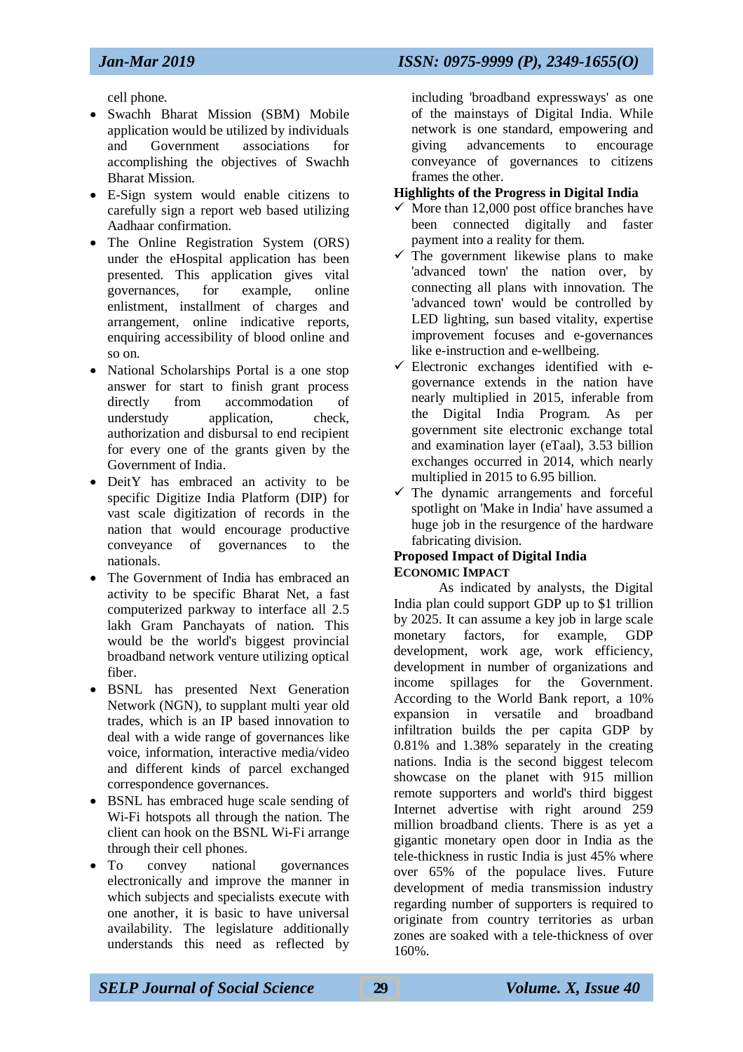cell phone.

- Swachh Bharat Mission (SBM) Mobile application would be utilized by individuals and Government associations for accomplishing the objectives of Swachh Bharat Mission.
- E-Sign system would enable citizens to carefully sign a report web based utilizing Aadhaar confirmation.
- The Online Registration System (ORS) under the eHospital application has been presented. This application gives vital governances, for example, online enlistment, installment of charges and arrangement, online indicative reports, enquiring accessibility of blood online and so on.
- National Scholarships Portal is a one stop answer for start to finish grant process directly from accommodation of understudy application, check, authorization and disbursal to end recipient for every one of the grants given by the Government of India.
- DeitY has embraced an activity to be specific Digitize India Platform (DIP) for vast scale digitization of records in the nation that would encourage productive conveyance of governances to the nationals.
- The Government of India has embraced an activity to be specific Bharat Net, a fast computerized parkway to interface all 2.5 lakh Gram Panchayats of nation. This would be the world's biggest provincial broadband network venture utilizing optical fiber.
- BSNL has presented Next Generation Network (NGN), to supplant multi year old trades, which is an IP based innovation to deal with a wide range of governances like voice, information, interactive media/video and different kinds of parcel exchanged correspondence governances.
- BSNL has embraced huge scale sending of Wi-Fi hotspots all through the nation. The client can hook on the BSNL Wi-Fi arrange through their cell phones.
- To convey national governances electronically and improve the manner in which subjects and specialists execute with one another, it is basic to have universal availability. The legislature additionally understands this need as reflected by including 'broadband expressways' as one of the mainstays of Digital India. While network is one standard, empowering and giving advancements to encourage conveyance of governances to citizens frames the other.

**Highlights of the Progress in Digital India**

- ✓ More than 12,000 post office branches have been connected digitally and faster payment into a reality for them.
- ✓ The government likewise plans to make 'advanced town' the nation over, by connecting all plans with innovation. The 'advanced town' would be controlled by LED lighting, sun based vitality, expertise improvement focuses and e-governances like e-instruction and e-wellbeing.
- ✓ Electronic exchanges identified with e-governance extends in the nation have nearly multiplied in 2015, inferable from the Digital India Program. As per government site electronic exchange total and examination layer (eTaal), 3.53 billion exchanges occurred in 2014, which nearly multiplied in 2015 to 6.95 billion.
- ✓ The dynamic arrangements and forceful spotlight on 'Make in India' have assumed a huge job in the resurgence of the hardware fabricating division.

**Proposed Impact of Digital India**

**ECONOMIC IMPACT**

As indicated by analysts, the Digital India plan could support GDP up to $1 trillion by 2025. It can assume a key job in large scale monetary factors, for example, GDP development, work age, work efficiency, development in number of organizations and income spillages for the Government. According to the World Bank report, a 10% expansion in versatile and broadband infiltration builds the per capita GDP by 0.81% and 1.38% separately in the creating nations. India is the second biggest telecom showcase on the planet with 915 million remote supporters and world's third biggest Internet advertise with right around 259 million broadband clients. There is as yet a gigantic monetary open door in India as the tele-thickness in rustic India is just 45% where over 65% of the populace lives. Future development of media transmission industry regarding number of supporters is required to originate from country territories as urban zones are soaked with a tele-thickness of over 160%.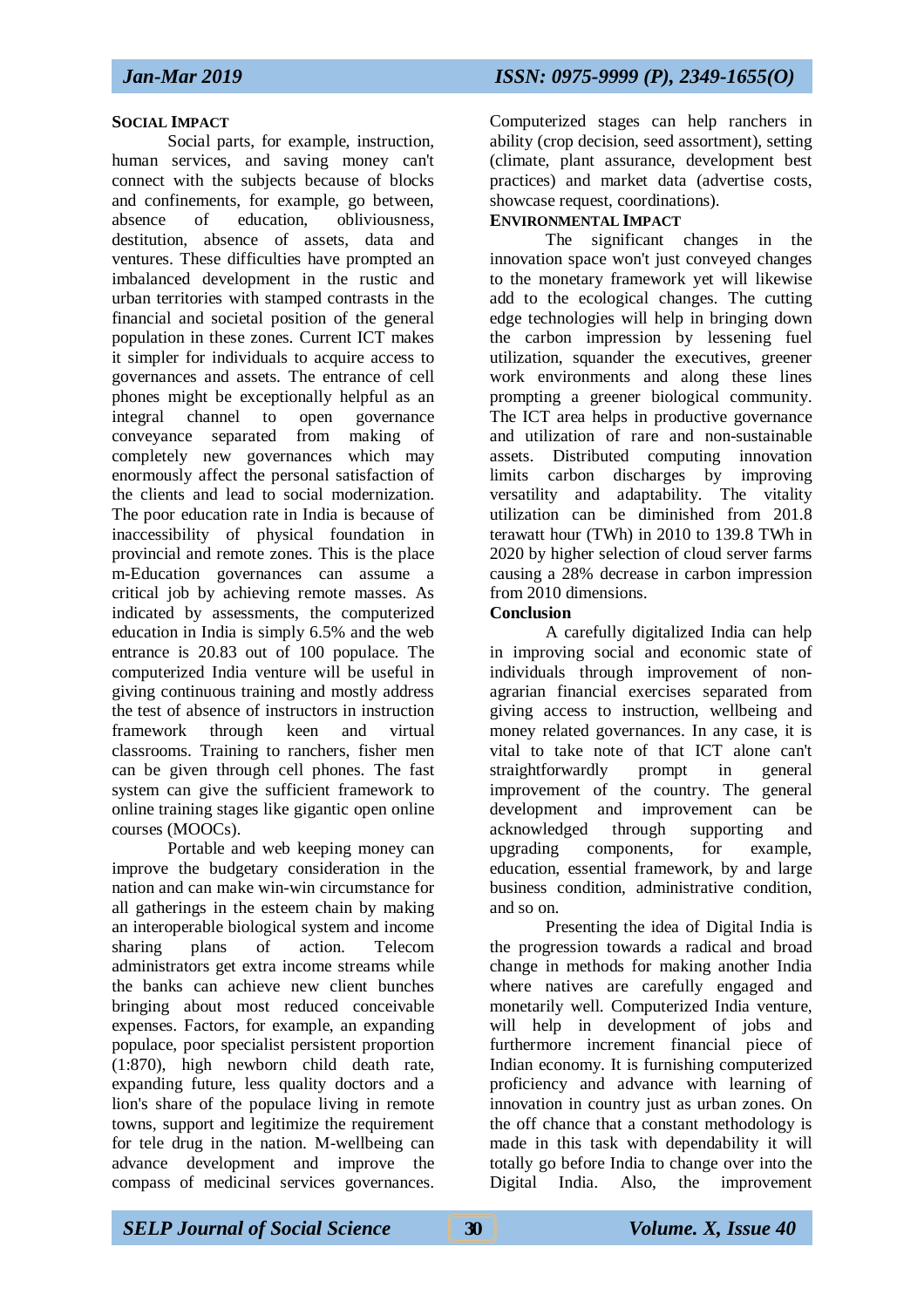### SOCIAL IMPACT

Social parts, for example, instruction, human services, and saving money can't connect with the subjects because of blocks and confinements, for example, go between, absence of education, obliviousness, destitution, absence of assets, data and ventures. These difficulties have prompted an imbalanced development in the rustic and urban territories with stamped contrasts in the financial and societal position of the general population in these zones. Current ICT makes it simpler for individuals to acquire access to governances and assets. The entrance of cell phones might be exceptionally helpful as an integral channel to open governance conveyance separated from making of completely new governances which may enormously affect the personal satisfaction of the clients and lead to social modernization. The poor education rate in India is because of inaccessibility of physical foundation in provincial and remote zones. This is the place m-Education governances can assume a critical job by achieving remote masses. As indicated by assessments, the computerized education in India is simply 6.5% and the web entrance is 20.83 out of 100 populace. The computerized India venture will be useful in giving continuous training and mostly address the test of absence of instructors in instruction framework through keen and virtual classrooms. Training to ranchers, fisher men can be given through cell phones. The fast system can give the sufficient framework to online training stages like gigantic open online courses (MOOCs).

Portable and web keeping money can improve the budgetary consideration in the nation and can make win-win circumstance for all gatherings in the esteem chain by making an interoperable biological system and income sharing plans of action. Telecom administrators get extra income streams while the banks can achieve new client bunches bringing about most reduced conceivable expenses. Factors, for example, an expanding populace, poor specialist persistent proportion (1:870), high newborn child death rate, expanding future, less quality doctors and a lion's share of the populace living in remote towns, support and legitimize the requirement for tele drug in the nation. M-wellbeing can advance development and improve the compass of medicinal services governances. Computerized stages can help ranchers in ability (crop decision, seed assortment), setting (climate, plant assurance, development best practices) and market data (advertise costs, showcase request, coordinations).

### ENVIRONMENTAL IMPACT

The significant changes in the innovation space won't just conveyed changes to the monetary framework yet will likewise add to the ecological changes. The cutting edge technologies will help in bringing down the carbon impression by lessening fuel utilization, squander the executives, greener work environments and along these lines prompting a greener biological community. The ICT area helps in productive governance and utilization of rare and non-sustainable assets. Distributed computing innovation limits carbon discharges by improving versatility and adaptability. The vitality utilization can be diminished from 201.8 terawatt hour (TWh) in 2010 to 139.8 TWh in 2020 by higher selection of cloud server farms causing a 28% decrease in carbon impression from 2010 dimensions.

### Conclusion

A carefully digitalized India can help in improving social and economic state of individuals through improvement of non-agrarian financial exercises separated from giving access to instruction, wellbeing and money related governances. In any case, it is vital to take note of that ICT alone can't straightforwardly prompt in general improvement of the country. The general development and improvement can be acknowledged through supporting and upgrading components, for example, education, essential framework, by and large business condition, administrative condition, and so on.

Presenting the idea of Digital India is the progression towards a radical and broad change in methods for making another India where natives are carefully engaged and monetarily well. Computerized India venture, will help in development of jobs and furthermore increment financial piece of Indian economy. It is furnishing computerized proficiency and advance with learning of innovation in country just as urban zones. On the off chance that a constant methodology is made in this task with dependability it will totally go before India to change over into the Digital India. Also, the improvement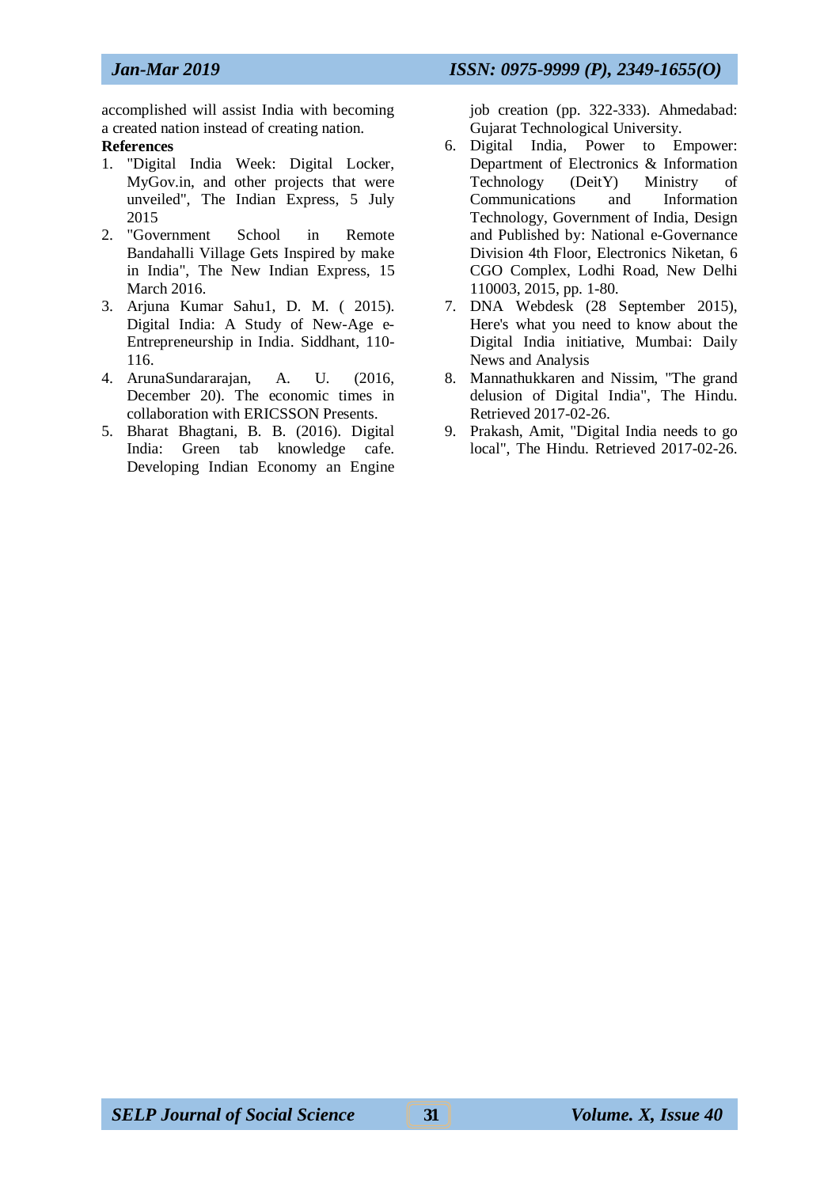accomplished will assist India with becoming a created nation instead of creating nation.

**References**

1. "Digital India Week: Digital Locker, MyGov.in, and other projects that were unveiled", The Indian Express, 5 July 2015
2. "Government School in Remote Bandahalli Village Gets Inspired by make in India", The New Indian Express, 15 March 2016.
3. Arjuna Kumar Sahu1, D. M. ( 2015). Digital India: A Study of New-Age e-Entrepreneurship in India. Siddhant, 110-116.
4. ArunaSundararajan, A. U. (2016, December 20). The economic times in collaboration with ERICSSON Presents.
5. Bharat Bhagtani, B. B. (2016). Digital India: Green tab knowledge cafe. Developing Indian Economy an Engine job creation (pp. 322-333). Ahmedabad: Gujarat Technological University.
6. Digital India, Power to Empower: Department of Electronics & Information Technology (DeitY) Ministry of Communications and Information Technology, Government of India, Design and Published by: National e-Governance Division 4th Floor, Electronics Niketan, 6 CGO Complex, Lodhi Road, New Delhi 110003, 2015, pp. 1-80.
7. DNA Webdesk (28 September 2015), Here's what you need to know about the Digital India initiative, Mumbai: Daily News and Analysis
8. Mannathukkaren and Nissim, "The grand delusion of Digital India", The Hindu. Retrieved 2017-02-26.
9. Prakash, Amit, "Digital India needs to go local", The Hindu. Retrieved 2017-02-26.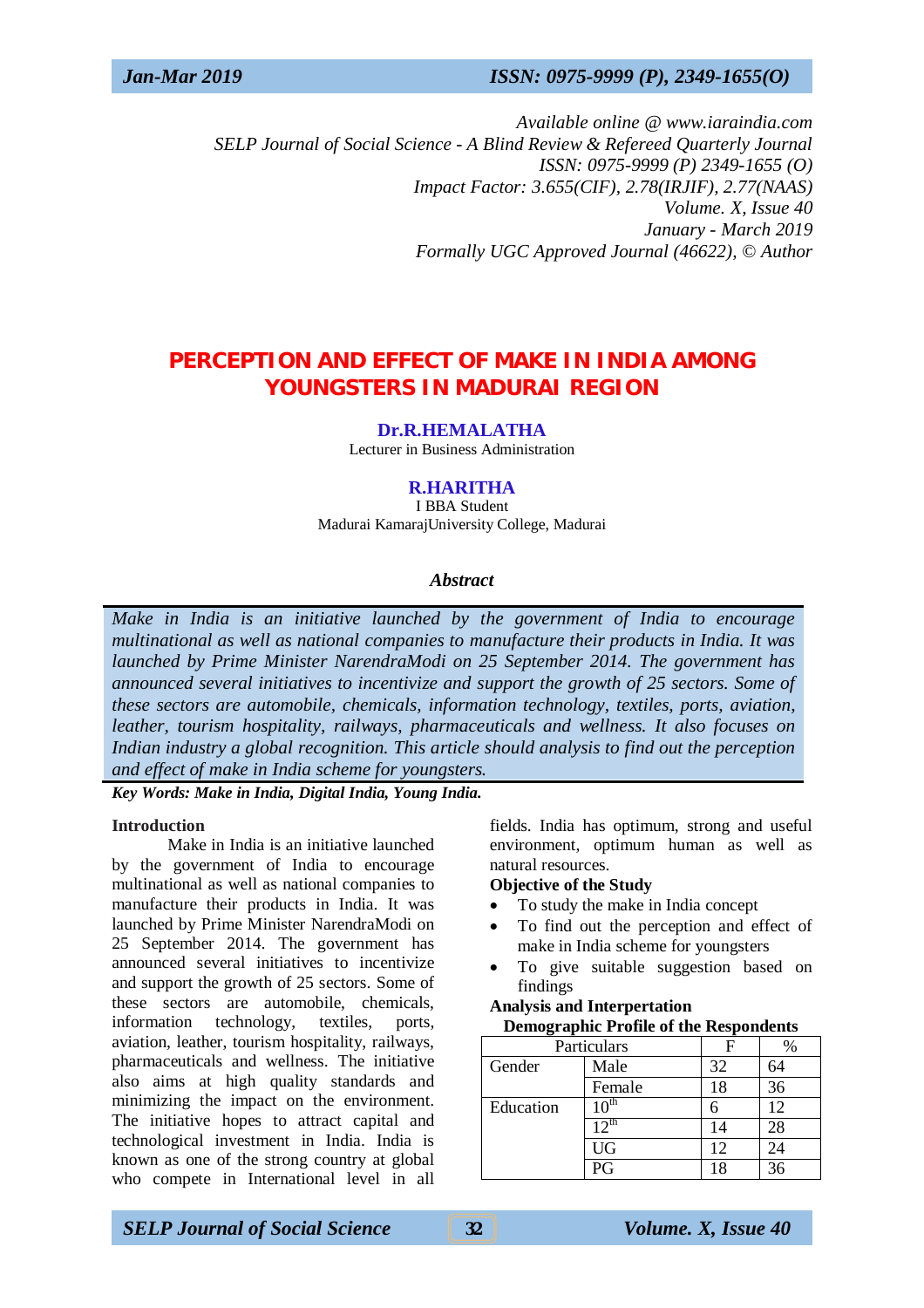Available online @ www.iaraindia.com
SELP Journal of Social Science - A Blind Review & Refereed Quarterly Journal
ISSN: 0975-9999 (P) 2349-1655 (O)
Impact Factor: 3.655(CIF), 2.78(IRJIF), 2.77(NAAS)
Volume. X, Issue 40
January - March 2019
Formally UGC Approved Journal (46622), © Author

# PERCEPTION AND EFFECT OF MAKE IN INDIA AMONG YOUNGSTERS IN MADURAI REGION

**Dr.R.HEMALATHA**
Lecturer in Business Administration

**R.HARITHA**
I BBA Student
Madurai KamarajUniversity College, Madurai

### *Abstract*

*Make in India is an initiative launched by the government of India to encourage multinational as well as national companies to manufacture their products in India. It was launched by Prime Minister NarendraModi on 25 September 2014. The government has announced several initiatives to incentivize and support the growth of 25 sectors. Some of these sectors are automobile, chemicals, information technology, textiles, ports, aviation, leather, tourism hospitality, railways, pharmaceuticals and wellness. It also focuses on Indian industry a global recognition. This article should analysis to find out the perception and effect of make in India scheme for youngsters.*

***Key Words: Make in India, Digital India, Young India.***

## Introduction

Make in India is an initiative launched by the government of India to encourage multinational as well as national companies to manufacture their products in India. It was launched by Prime Minister NarendraModi on 25 September 2014. The government has announced several initiatives to incentivize and support the growth of 25 sectors. Some of these sectors are automobile, chemicals, information technology, textiles, ports, aviation, leather, tourism hospitality, railways, pharmaceuticals and wellness. The initiative also aims at high quality standards and minimizing the impact on the environment. The initiative hopes to attract capital and technological investment in India. India is known as one of the strong country at global who compete in International level in all fields. India has optimum, strong and useful environment, optimum human as well as natural resources.

## Objective of the Study

- To study the make in India concept
- To find out the perception and effect of make in India scheme for youngsters
- To give suitable suggestion based on findings

## Analysis and Interpertation

**Demographic Profile of the Respondents**

| Particulars | | F | % |
|---|---|---|---|
| Gender | Male | 32 | 64 |
| | Female | 18 | 36 |
| Education | 10th | 6 | 12 |
| | 12th | 14 | 28 |
| | UG | 12 | 24 |
| | PG | 18 | 36 |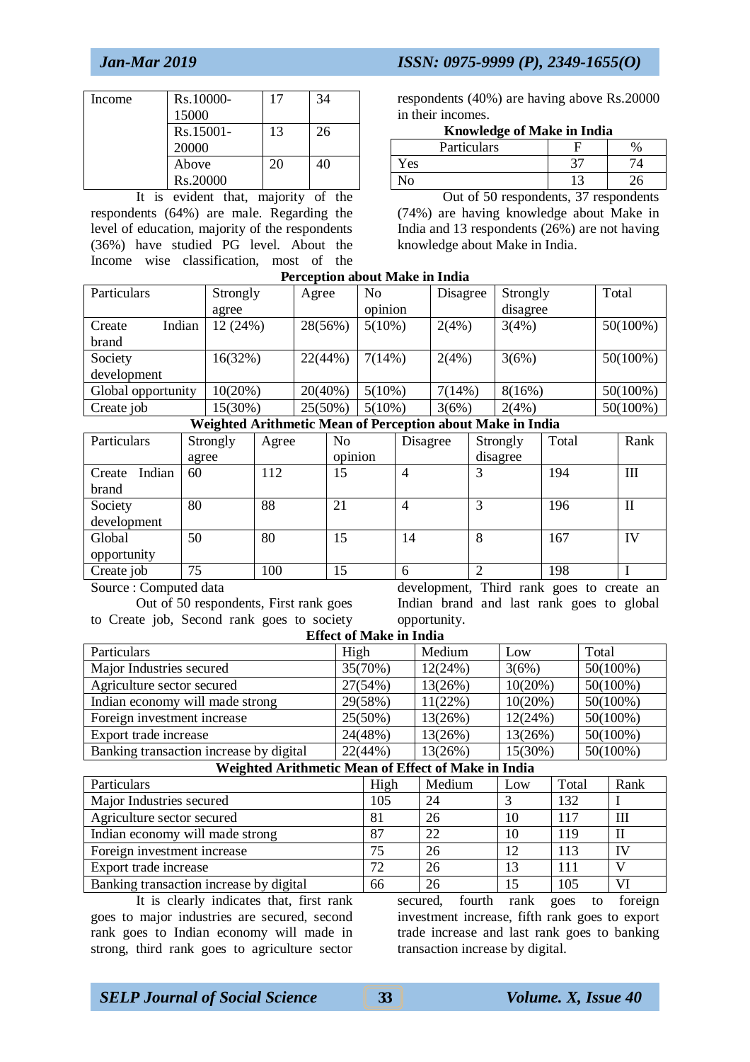| Income | Rs.10000-15000 | 17 | 34 |
|---|---|---|---|
| | Rs.15001-20000 | 13 | 26 |
| | Above Rs.20000 | 20 | 40 |

It is evident that, majority of the respondents (64%) are male. Regarding the level of education, majority of the respondents (36%) have studied PG level. About the Income wise classification, most of the respondents (40%) are having above Rs.20000 in their incomes.

**Knowledge of Make in India**

| Particulars | F | % |
|---|---|---|
| Yes | 37 | 74 |
| No | 13 | 26 |

Out of 50 respondents, 37 respondents (74%) are having knowledge about Make in India and 13 respondents (26%) are not having knowledge about Make in India.

**Perception about Make in India**

| Particulars | Strongly agree | Agree | No opinion | Disagree | Strongly disagree | Total |
|---|---|---|---|---|---|---|
| Create Indian brand | 12 (24%) | 28(56%) | 5(10%) | 2(4%) | 3(4%) | 50(100%) |
| Society development | 16(32%) | 22(44%) | 7(14%) | 2(4%) | 3(6%) | 50(100%) |
| Global opportunity | 10(20%) | 20(40%) | 5(10%) | 7(14%) | 8(16%) | 50(100%) |
| Create job | 15(30%) | 25(50%) | 5(10%) | 3(6%) | 2(4%) | 50(100%) |

**Weighted Arithmetic Mean of Perception about Make in India**

| Particulars | Strongly agree | Agree | No opinion | Disagree | Strongly disagree | Total | Rank |
|---|---|---|---|---|---|---|---|
| Create Indian brand | 60 | 112 | 15 | 4 | 3 | 194 | III |
| Society development | 80 | 88 | 21 | 4 | 3 | 196 | II |
| Global opportunity | 50 | 80 | 15 | 14 | 8 | 167 | IV |
| Create job | 75 | 100 | 15 | 6 | 2 | 198 | I |

Source : Computed data

Out of 50 respondents, First rank goes to Create job, Second rank goes to society development, Third rank goes to create an Indian brand and last rank goes to global opportunity.

**Effect of Make in India**

| Particulars | High | Medium | Low | Total |
|---|---|---|---|---|
| Major Industries secured | 35(70%) | 12(24%) | 3(6%) | 50(100%) |
| Agriculture sector secured | 27(54%) | 13(26%) | 10(20%) | 50(100%) |
| Indian economy will made strong | 29(58%) | 11(22%) | 10(20%) | 50(100%) |
| Foreign investment increase | 25(50%) | 13(26%) | 12(24%) | 50(100%) |
| Export trade increase | 24(48%) | 13(26%) | 13(26%) | 50(100%) |
| Banking transaction increase by digital | 22(44%) | 13(26%) | 15(30%) | 50(100%) |

**Weighted Arithmetic Mean of Effect of Make in India**

| Particulars | High | Medium | Low | Total | Rank |
|---|---|---|---|---|---|
| Major Industries secured | 105 | 24 | 3 | 132 | I |
| Agriculture sector secured | 81 | 26 | 10 | 117 | III |
| Indian economy will made strong | 87 | 22 | 10 | 119 | II |
| Foreign investment increase | 75 | 26 | 12 | 113 | IV |
| Export trade increase | 72 | 26 | 13 | 111 | V |
| Banking transaction increase by digital | 66 | 26 | 15 | 105 | VI |

It is clearly indicates that, first rank goes to major industries are secured, second rank goes to Indian economy will made in strong, third rank goes to agriculture sector secured, fourth rank goes to foreign investment increase, fifth rank goes to export trade increase and last rank goes to banking transaction increase by digital.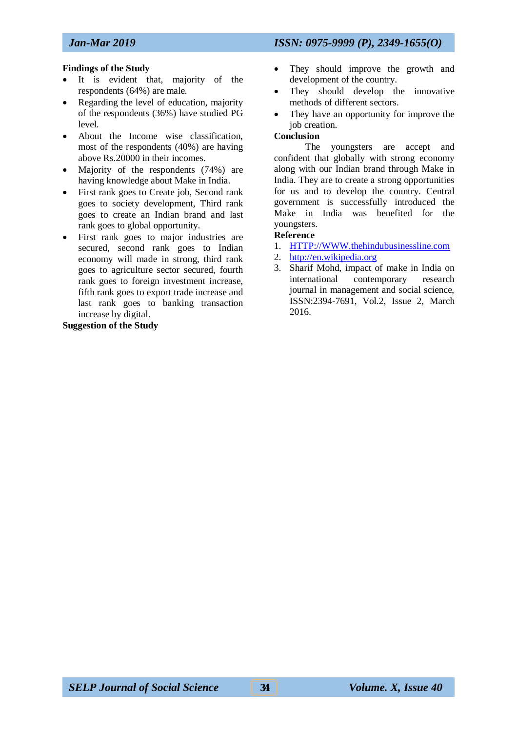**Findings of the Study**

- It is evident that, majority of the respondents (64%) are male.
- Regarding the level of education, majority of the respondents (36%) have studied PG level.
- About the Income wise classification, most of the respondents (40%) are having above Rs.20000 in their incomes.
- Majority of the respondents (74%) are having knowledge about Make in India.
- First rank goes to Create job, Second rank goes to society development, Third rank goes to create an Indian brand and last rank goes to global opportunity.
- First rank goes to major industries are secured, second rank goes to Indian economy will made in strong, third rank goes to agriculture sector secured, fourth rank goes to foreign investment increase, fifth rank goes to export trade increase and last rank goes to banking transaction increase by digital.

**Suggestion of the Study**

- They should improve the growth and development of the country.
- They should develop the innovative methods of different sectors.
- They have an opportunity for improve the job creation.

**Conclusion**

The youngsters are accept and confident that globally with strong economy along with our Indian brand through Make in India. They are to create a strong opportunities for us and to develop the country. Central government is successfully introduced the Make in India was benefited for the youngsters.

**Reference**

1. HTTP://WWW.thehindubusinessline.com
2. http://en.wikipedia.org
3. Sharif Mohd, impact of make in India on international contemporary research journal in management and social science, ISSN:2394-7691, Vol.2, Issue 2, March 2016.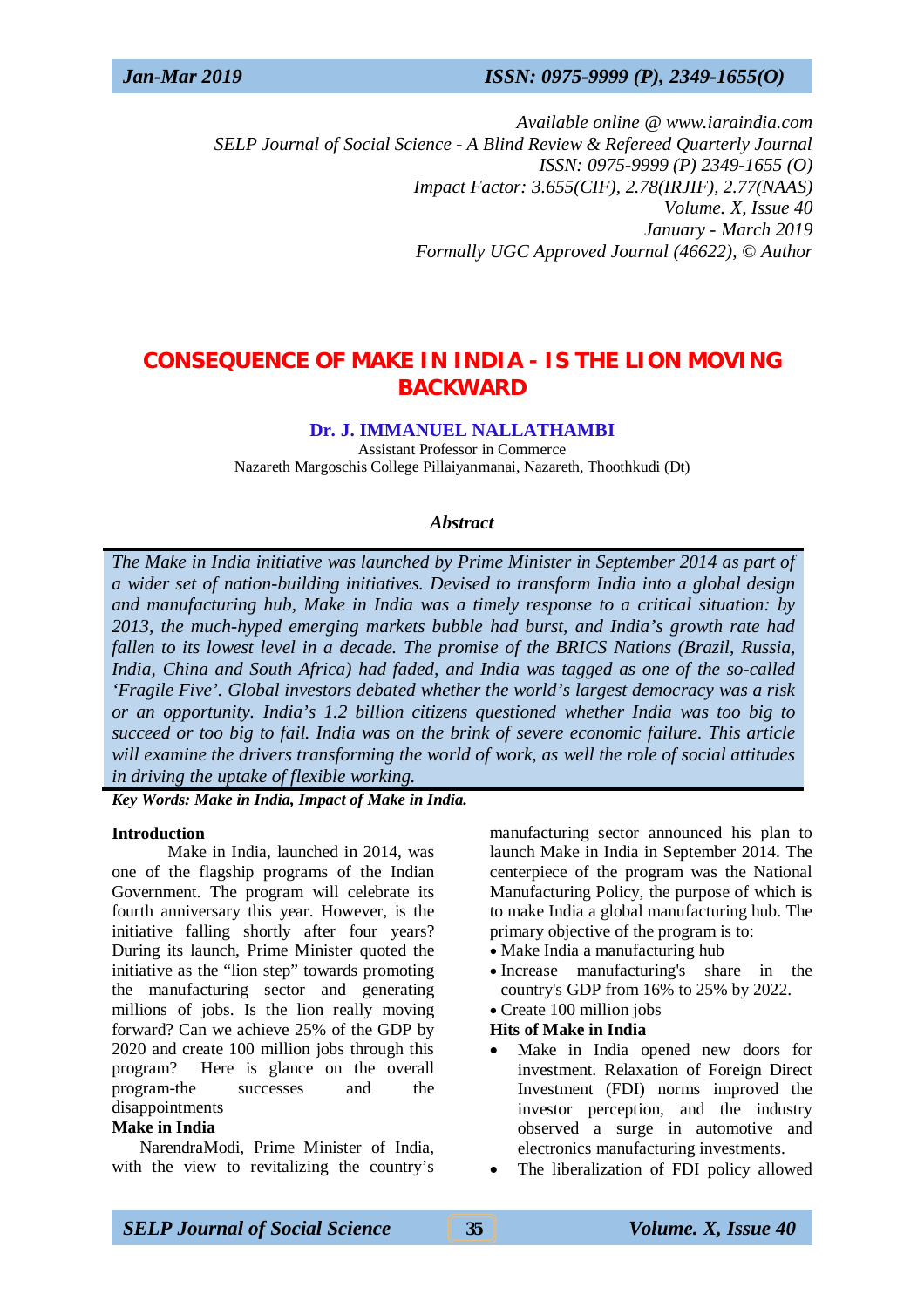Available online @ www.iaraindia.com
SELP Journal of Social Science - A Blind Review & Refereed Quarterly Journal
ISSN: 0975-9999 (P) 2349-1655 (O)
Impact Factor: 3.655(CIF), 2.78(IRJIF), 2.77(NAAS)
Volume. X, Issue 40
January - March 2019
Formally UGC Approved Journal (46622), © Author

# CONSEQUENCE OF MAKE IN INDIA - IS THE LION MOVING BACKWARD

**Dr. J. IMMANUEL NALLATHAMBI**
Assistant Professor in Commerce
Nazareth Margoschis College Pillaiyanmanai, Nazareth, Thoothkudi (Dt)

### *Abstract*

*The Make in India initiative was launched by Prime Minister in September 2014 as part of a wider set of nation-building initiatives. Devised to transform India into a global design and manufacturing hub, Make in India was a timely response to a critical situation: by 2013, the much-hyped emerging markets bubble had burst, and India's growth rate had fallen to its lowest level in a decade. The promise of the BRICS Nations (Brazil, Russia, India, China and South Africa) had faded, and India was tagged as one of the so-called 'Fragile Five'. Global investors debated whether the world's largest democracy was a risk or an opportunity. India's 1.2 billion citizens questioned whether India was too big to succeed or too big to fail. India was on the brink of severe economic failure. This article will examine the drivers transforming the world of work, as well the role of social attitudes in driving the uptake of flexible working.*

***Key Words: Make in India, Impact of Make in India.***

## Introduction

Make in India, launched in 2014, was one of the flagship programs of the Indian Government. The program will celebrate its fourth anniversary this year. However, is the initiative falling shortly after four years? During its launch, Prime Minister quoted the initiative as the "lion step" towards promoting the manufacturing sector and generating millions of jobs. Is the lion really moving forward? Can we achieve 25% of the GDP by 2020 and create 100 million jobs through this program? Here is glance on the overall program-the successes and the disappointments

## Make in India

NarendraModi, Prime Minister of India, with the view to revitalizing the country's manufacturing sector announced his plan to launch Make in India in September 2014. The centerpiece of the program was the National Manufacturing Policy, the purpose of which is to make India a global manufacturing hub. The primary objective of the program is to:

- Make India a manufacturing hub
- Increase manufacturing's share in the country's GDP from 16% to 25% by 2022.
- Create 100 million jobs

## Hits of Make in India

- Make in India opened new doors for investment. Relaxation of Foreign Direct Investment (FDI) norms improved the investor perception, and the industry observed a surge in automotive and electronics manufacturing investments.
- The liberalization of FDI policy allowed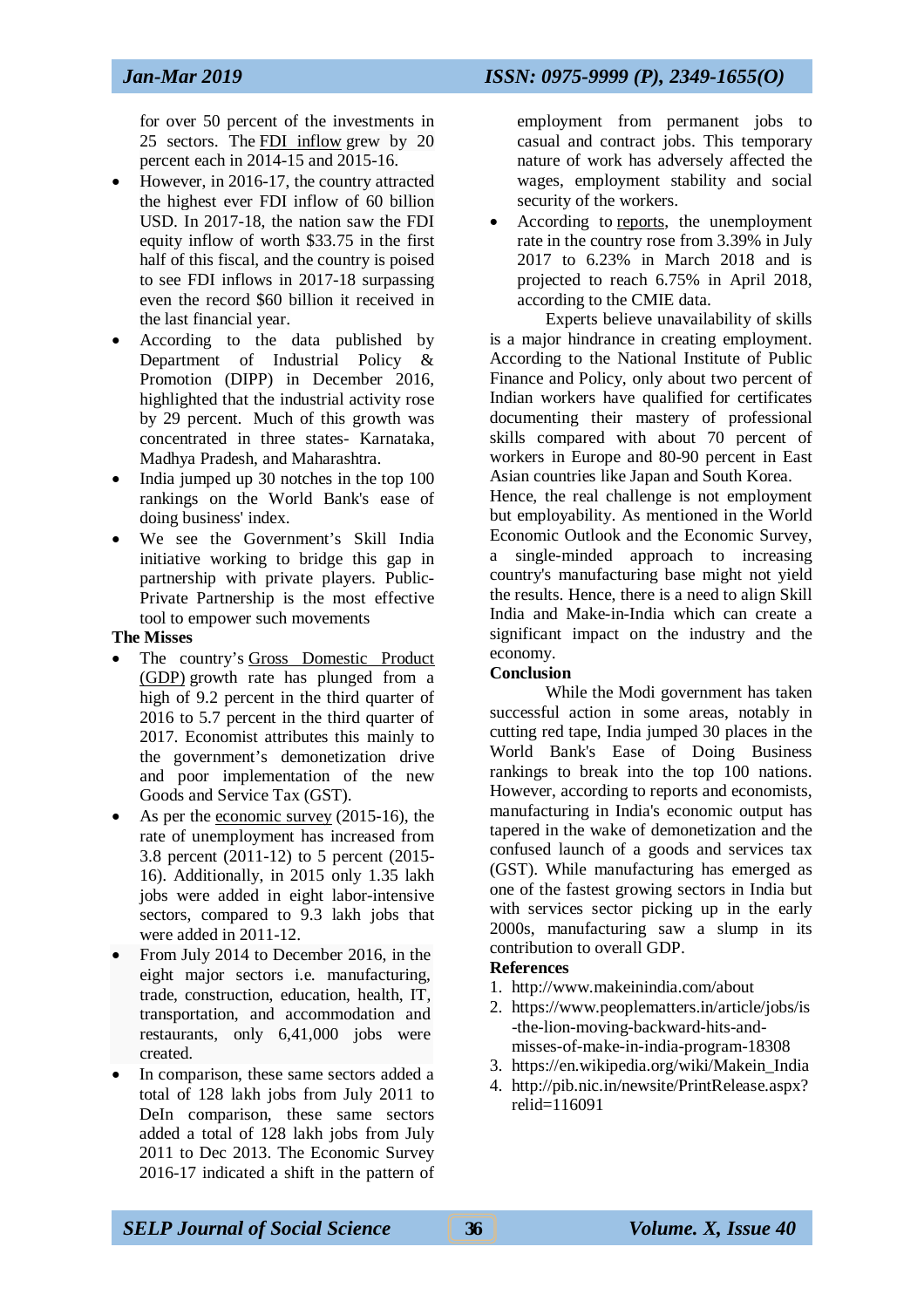for over 50 percent of the investments in 25 sectors. The FDI inflow grew by 20 percent each in 2014-15 and 2015-16.

- However, in 2016-17, the country attracted the highest ever FDI inflow of 60 billion USD. In 2017-18, the nation saw the FDI equity inflow of worth $33.75 in the first half of this fiscal, and the country is poised to see FDI inflows in 2017-18 surpassing even the record $60 billion it received in the last financial year.
- According to the data published by Department of Industrial Policy & Promotion (DIPP) in December 2016, highlighted that the industrial activity rose by 29 percent. Much of this growth was concentrated in three states- Karnataka, Madhya Pradesh, and Maharashtra.
- India jumped up 30 notches in the top 100 rankings on the World Bank's ease of doing business' index.
- We see the Government's Skill India initiative working to bridge this gap in partnership with private players. Public-Private Partnership is the most effective tool to empower such movements

**The Misses**

- The country's Gross Domestic Product (GDP) growth rate has plunged from a high of 9.2 percent in the third quarter of 2016 to 5.7 percent in the third quarter of 2017. Economist attributes this mainly to the government's demonetization drive and poor implementation of the new Goods and Service Tax (GST).
- As per the economic survey (2015-16), the rate of unemployment has increased from 3.8 percent (2011-12) to 5 percent (2015-16). Additionally, in 2015 only 1.35 lakh jobs were added in eight labor-intensive sectors, compared to 9.3 lakh jobs that were added in 2011-12.
- From July 2014 to December 2016, in the eight major sectors i.e. manufacturing, trade, construction, education, health, IT, transportation, and accommodation and restaurants, only 6,41,000 jobs were created.
- In comparison, these same sectors added a total of 128 lakh jobs from July 2011 to DeIn comparison, these same sectors added a total of 128 lakh jobs from July 2011 to Dec 2013. The Economic Survey 2016-17 indicated a shift in the pattern of employment from permanent jobs to casual and contract jobs. This temporary nature of work has adversely affected the wages, employment stability and social security of the workers.
- According to reports, the unemployment rate in the country rose from 3.39% in July 2017 to 6.23% in March 2018 and is projected to reach 6.75% in April 2018, according to the CMIE data.

Experts believe unavailability of skills is a major hindrance in creating employment. According to the National Institute of Public Finance and Policy, only about two percent of Indian workers have qualified for certificates documenting their mastery of professional skills compared with about 70 percent of workers in Europe and 80-90 percent in East Asian countries like Japan and South Korea. Hence, the real challenge is not employment but employability. As mentioned in the World Economic Outlook and the Economic Survey, a single-minded approach to increasing country's manufacturing base might not yield the results. Hence, there is a need to align Skill India and Make-in-India which can create a significant impact on the industry and the economy.

**Conclusion**

While the Modi government has taken successful action in some areas, notably in cutting red tape, India jumped 30 places in the World Bank's Ease of Doing Business rankings to break into the top 100 nations. However, according to reports and economists, manufacturing in India's economic output has tapered in the wake of demonetization and the confused launch of a goods and services tax (GST). While manufacturing has emerged as one of the fastest growing sectors in India but with services sector picking up in the early 2000s, manufacturing saw a slump in its contribution to overall GDP.

**References**

1. http://www.makeinindia.com/about
2. https://www.peoplematters.in/article/jobs/is-the-lion-moving-backward-hits-and-misses-of-make-in-india-program-18308
3. https://en.wikipedia.org/wiki/Makein_India
4. http://pib.nic.in/newsite/PrintRelease.aspx?relid=116091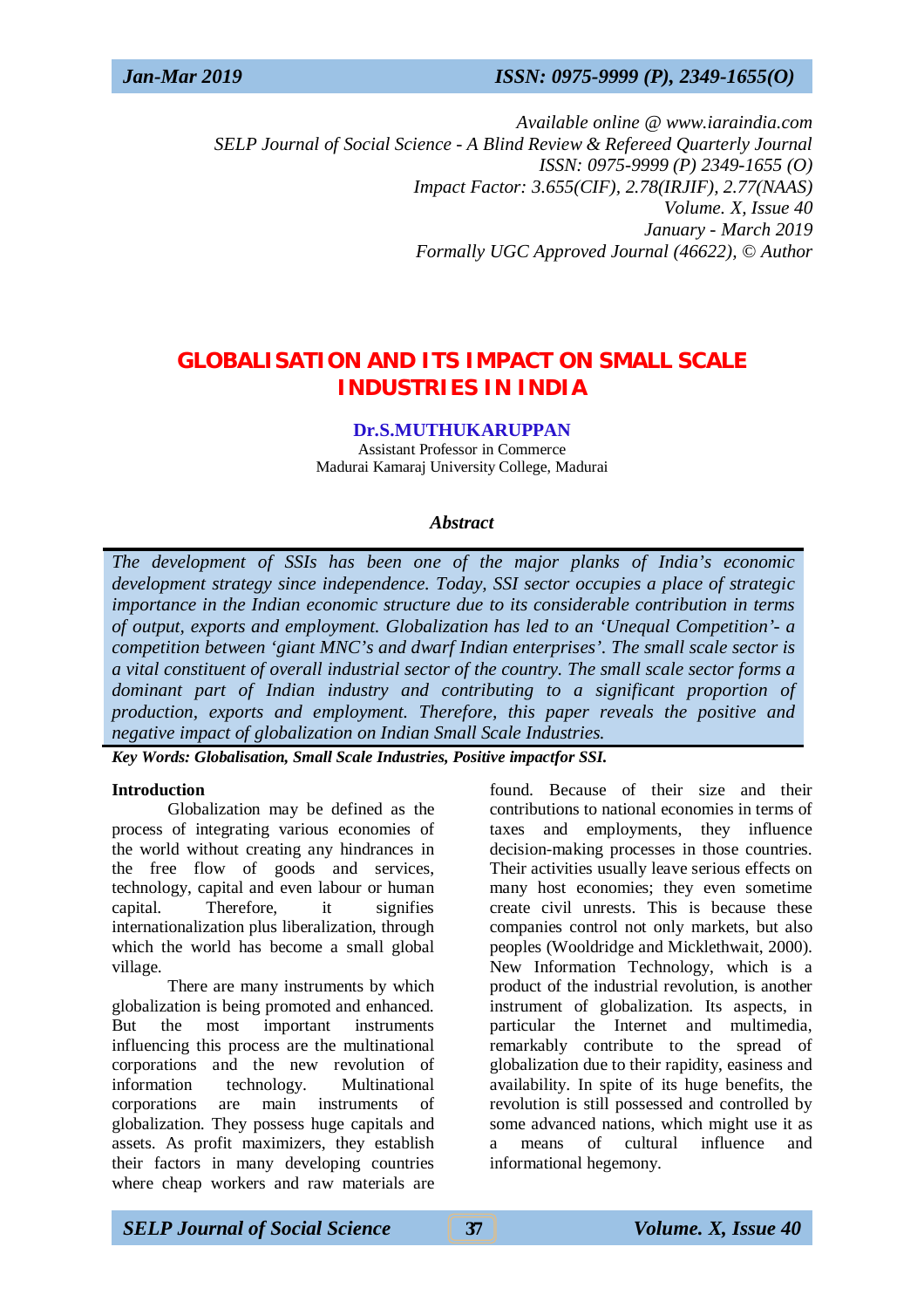*Available online @ www.iaraindia.com*
*SELP Journal of Social Science - A Blind Review & Refereed Quarterly Journal*
*ISSN: 0975-9999 (P) 2349-1655 (O)*
*Impact Factor: 3.655(CIF), 2.78(IRJIF), 2.77(NAAS)*
*Volume. X, Issue 40*
*January - March 2019*
*Formally UGC Approved Journal (46622), © Author*

# GLOBALISATION AND ITS IMPACT ON SMALL SCALE INDUSTRIES IN INDIA

**Dr.S.MUTHUKARUPPAN**
Assistant Professor in Commerce
Madurai Kamaraj University College, Madurai

## *Abstract*

*The development of SSIs has been one of the major planks of India's economic development strategy since independence. Today, SSI sector occupies a place of strategic importance in the Indian economic structure due to its considerable contribution in terms of output, exports and employment. Globalization has led to an 'Unequal Competition'- a competition between 'giant MNC's and dwarf Indian enterprises'. The small scale sector is a vital constituent of overall industrial sector of the country. The small scale sector forms a dominant part of Indian industry and contributing to a significant proportion of production, exports and employment. Therefore, this paper reveals the positive and negative impact of globalization on Indian Small Scale Industries.*

***Key Words: Globalisation, Small Scale Industries, Positive impactfor SSI.***

## Introduction

Globalization may be defined as the process of integrating various economies of the world without creating any hindrances in the free flow of goods and services, technology, capital and even labour or human capital. Therefore, it signifies internationalization plus liberalization, through which the world has become a small global village.

There are many instruments by which globalization is being promoted and enhanced. But the most important instruments influencing this process are the multinational corporations and the new revolution of information technology. Multinational corporations are main instruments of globalization. They possess huge capitals and assets. As profit maximizers, they establish their factors in many developing countries where cheap workers and raw materials are found. Because of their size and their contributions to national economies in terms of taxes and employments, they influence decision-making processes in those countries. Their activities usually leave serious effects on many host economies; they even sometime create civil unrests. This is because these companies control not only markets, but also peoples (Wooldridge and Micklethwait, 2000). New Information Technology, which is a product of the industrial revolution, is another instrument of globalization. Its aspects, in particular the Internet and multimedia, remarkably contribute to the spread of globalization due to their rapidity, easiness and availability. In spite of its huge benefits, the revolution is still possessed and controlled by some advanced nations, which might use it as a means of cultural influence and informational hegemony.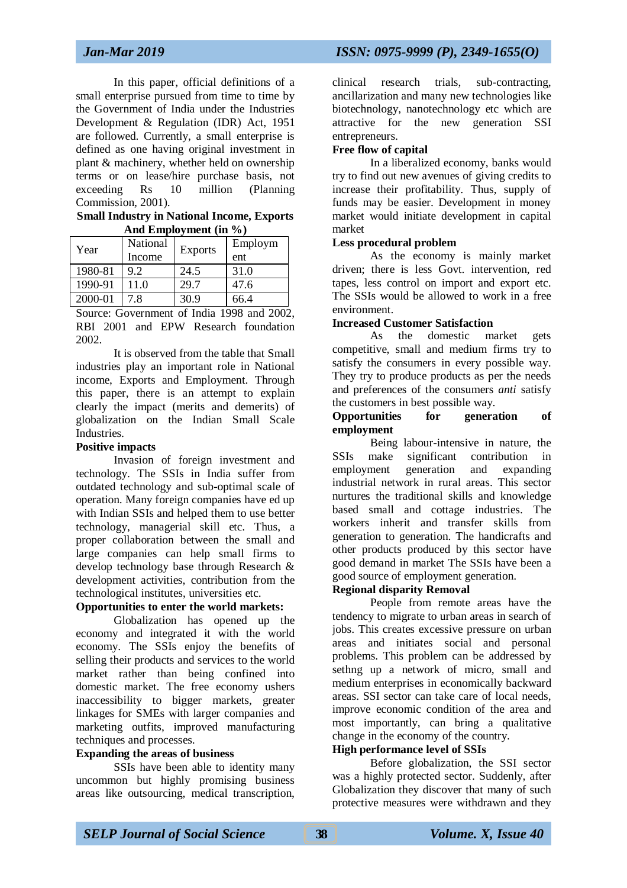In this paper, official definitions of a small enterprise pursued from time to time by the Government of India under the Industries Development & Regulation (IDR) Act, 1951 are followed. Currently, a small enterprise is defined as one having original investment in plant & machinery, whether held on ownership terms or on lease/hire purchase basis, not exceeding Rs 10 million (Planning Commission, 2001).

**Small Industry in National Income, Exports And Employment (in %)**

| Year | National Income | Exports | Employment |
|---|---|---|---|
| 1980-81 | 9.2 | 24.5 | 31.0 |
| 1990-91 | 11.0 | 29.7 | 47.6 |
| 2000-01 | 7.8 | 30.9 | 66.4 |

Source: Government of India 1998 and 2002, RBI 2001 and EPW Research foundation 2002.

It is observed from the table that Small industries play an important role in National income, Exports and Employment. Through this paper, there is an attempt to explain clearly the impact (merits and demerits) of globalization on the Indian Small Scale Industries.

**Positive impacts**

Invasion of foreign investment and technology. The SSIs in India suffer from outdated technology and sub-optimal scale of operation. Many foreign companies have ed up with Indian SSIs and helped them to use better technology, managerial skill etc. Thus, a proper collaboration between the small and large companies can help small firms to develop technology base through Research & development activities, contribution from the technological institutes, universities etc.

**Opportunities to enter the world markets:**

Globalization has opened up the economy and integrated it with the world economy. The SSIs enjoy the benefits of selling their products and services to the world market rather than being confined into domestic market. The free economy ushers inaccessibility to bigger markets, greater linkages for SMEs with larger companies and marketing outfits, improved manufacturing techniques and processes.

**Expanding the areas of business**

SSIs have been able to identity many uncommon but highly promising business areas like outsourcing, medical transcription, clinical research trials, sub-contracting, ancillarization and many new technologies like biotechnology, nanotechnology etc which are attractive for the new generation SSI entrepreneurs.

**Free flow of capital**

In a liberalized economy, banks would try to find out new avenues of giving credits to increase their profitability. Thus, supply of funds may be easier. Development in money market would initiate development in capital market

**Less procedural problem**

As the economy is mainly market driven; there is less Govt. intervention, red tapes, less control on import and export etc. The SSIs would be allowed to work in a free environment.

**Increased Customer Satisfaction**

As the domestic market gets competitive, small and medium firms try to satisfy the consumers in every possible way. They try to produce products as per the needs and preferences of the consumers *anti* satisfy the customers in best possible way.

**Opportunities for generation of employment**

Being labour-intensive in nature, the SSIs make significant contribution in employment generation and expanding industrial network in rural areas. This sector nurtures the traditional skills and knowledge based small and cottage industries. The workers inherit and transfer skills from generation to generation. The handicrafts and other products produced by this sector have good demand in market The SSIs have been a good source of employment generation.

**Regional disparity Removal**

People from remote areas have the tendency to migrate to urban areas in search of jobs. This creates excessive pressure on urban areas and initiates social and personal problems. This problem can be addressed by sethng up a network of micro, small and medium enterprises in economically backward areas. SSI sector can take care of local needs, improve economic condition of the area and most importantly, can bring a qualitative change in the economy of the country.

**High performance level of SSIs**

Before globalization, the SSI sector was a highly protected sector. Suddenly, after Globalization they discover that many of such protective measures were withdrawn and they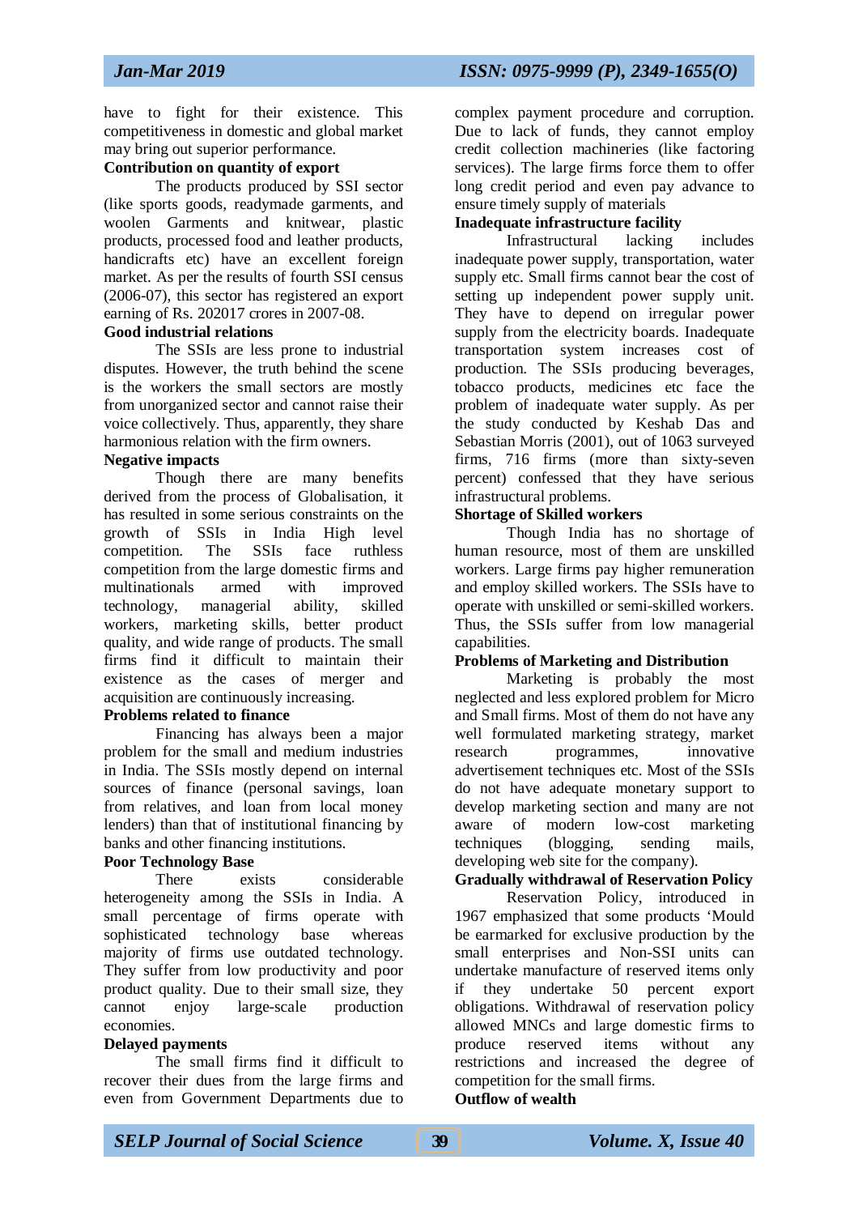have to fight for their existence. This competitiveness in domestic and global market may bring out superior performance.

**Contribution on quantity of export**

The products produced by SSI sector (like sports goods, readymade garments, and woolen Garments and knitwear, plastic products, processed food and leather products, handicrafts etc) have an excellent foreign market. As per the results of fourth SSI census (2006-07), this sector has registered an export earning of Rs. 202017 crores in 2007-08.

**Good industrial relations**

The SSIs are less prone to industrial disputes. However, the truth behind the scene is the workers the small sectors are mostly from unorganized sector and cannot raise their voice collectively. Thus, apparently, they share harmonious relation with the firm owners.

**Negative impacts**

Though there are many benefits derived from the process of Globalisation, it has resulted in some serious constraints on the growth of SSIs in India High level competition. The SSIs face ruthless competition from the large domestic firms and multinationals armed with improved technology, managerial ability, skilled workers, marketing skills, better product quality, and wide range of products. The small firms find it difficult to maintain their existence as the cases of merger and acquisition are continuously increasing.

**Problems related to finance**

Financing has always been a major problem for the small and medium industries in India. The SSIs mostly depend on internal sources of finance (personal savings, loan from relatives, and loan from local money lenders) than that of institutional financing by banks and other financing institutions.

**Poor Technology Base**

There exists considerable heterogeneity among the SSIs in India. A small percentage of firms operate with sophisticated technology base whereas majority of firms use outdated technology. They suffer from low productivity and poor product quality. Due to their small size, they cannot enjoy large-scale production economies.

**Delayed payments**

The small firms find it difficult to recover their dues from the large firms and even from Government Departments due to complex payment procedure and corruption. Due to lack of funds, they cannot employ credit collection machineries (like factoring services). The large firms force them to offer long credit period and even pay advance to ensure timely supply of materials

**Inadequate infrastructure facility**

Infrastructural lacking includes inadequate power supply, transportation, water supply etc. Small firms cannot bear the cost of setting up independent power supply unit. They have to depend on irregular power supply from the electricity boards. Inadequate transportation system increases cost of production. The SSIs producing beverages, tobacco products, medicines etc face the problem of inadequate water supply. As per the study conducted by Keshab Das and Sebastian Morris (2001), out of 1063 surveyed firms, 716 firms (more than sixty-seven percent) confessed that they have serious infrastructural problems.

**Shortage of Skilled workers**

Though India has no shortage of human resource, most of them are unskilled workers. Large firms pay higher remuneration and employ skilled workers. The SSIs have to operate with unskilled or semi-skilled workers. Thus, the SSIs suffer from low managerial capabilities.

**Problems of Marketing and Distribution**

Marketing is probably the most neglected and less explored problem for Micro and Small firms. Most of them do not have any well formulated marketing strategy, market research programmes, innovative advertisement techniques etc. Most of the SSIs do not have adequate monetary support to develop marketing section and many are not aware of modern low-cost marketing techniques (blogging, sending mails, developing web site for the company).

**Gradually withdrawal of Reservation Policy**

Reservation Policy, introduced in 1967 emphasized that some products 'Mould be earmarked for exclusive production by the small enterprises and Non-SSI units can undertake manufacture of reserved items only if they undertake 50 percent export obligations. Withdrawal of reservation policy allowed MNCs and large domestic firms to produce reserved items without any restrictions and increased the degree of competition for the small firms.

**Outflow of wealth**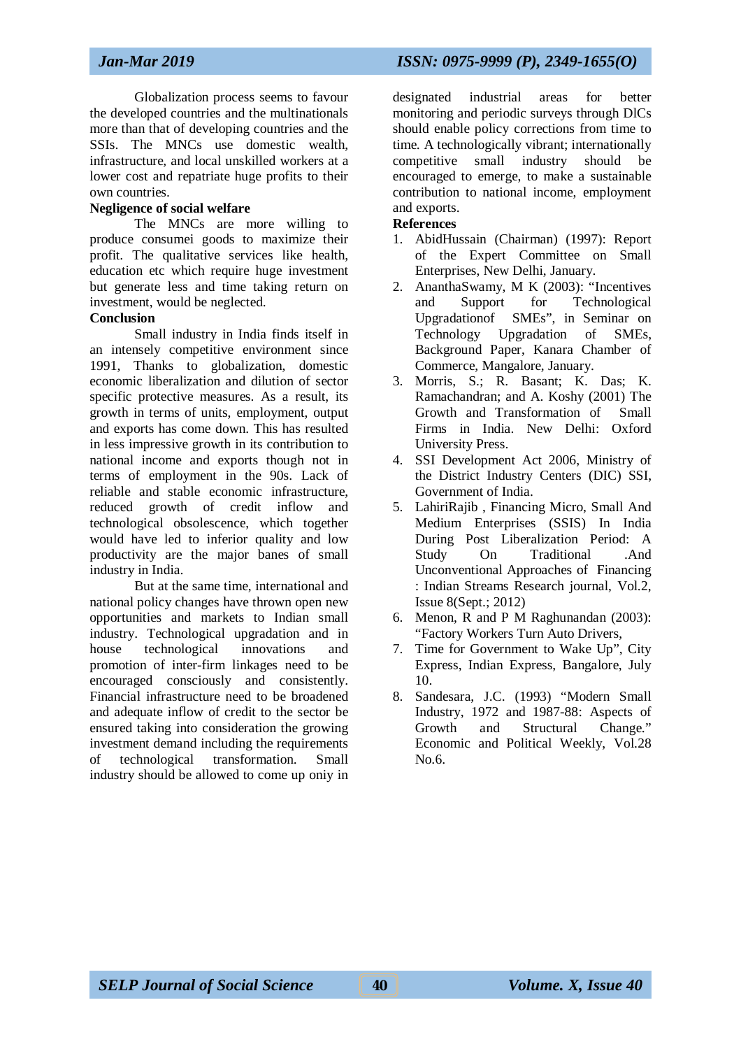Globalization process seems to favour the developed countries and the multinationals more than that of developing countries and the SSIs. The MNCs use domestic wealth, infrastructure, and local unskilled workers at a lower cost and repatriate huge profits to their own countries.

**Negligence of social welfare**

The MNCs are more willing to produce consumei goods to maximize their profit. The qualitative services like health, education etc which require huge investment but generate less and time taking return on investment, would be neglected.

**Conclusion**

Small industry in India finds itself in an intensely competitive environment since 1991, Thanks to globalization, domestic economic liberalization and dilution of sector specific protective measures. As a result, its growth in terms of units, employment, output and exports has come down. This has resulted in less impressive growth in its contribution to national income and exports though not in terms of employment in the 90s. Lack of reliable and stable economic infrastructure, reduced growth of credit inflow and technological obsolescence, which together would have led to inferior quality and low productivity are the major banes of small industry in India.

But at the same time, international and national policy changes have thrown open new opportunities and markets to Indian small industry. Technological upgradation and in house technological innovations and promotion of inter-firm linkages need to be encouraged consciously and consistently. Financial infrastructure need to be broadened and adequate inflow of credit to the sector be ensured taking into consideration the growing investment demand including the requirements of technological transformation. Small industry should be allowed to come up oniy in designated industrial areas for better monitoring and periodic surveys through DlCs should enable policy corrections from time to time. A technologically vibrant; internationally competitive small industry should be encouraged to emerge, to make a sustainable contribution to national income, employment and exports.

**References**

1. AbidHussain (Chairman) (1997): Report of the Expert Committee on Small Enterprises, New Delhi, January.
2. AnanthaSwamy, M K (2003): "Incentives and Support for Technological Upgradationof SMEs", in Seminar on Technology Upgradation of SMEs, Background Paper, Kanara Chamber of Commerce, Mangalore, January.
3. Morris, S.; R. Basant; K. Das; K. Ramachandran; and A. Koshy (2001) The Growth and Transformation of Small Firms in India. New Delhi: Oxford University Press.
4. SSI Development Act 2006, Ministry of the District Industry Centers (DIC) SSI, Government of India.
5. LahiriRajib , Financing Micro, Small And Medium Enterprises (SSIS) In India During Post Liberalization Period: A Study On Traditional .And Unconventional Approaches of Financing : Indian Streams Research journal, Vol.2, Issue 8(Sept.; 2012)
6. Menon, R and P M Raghunandan (2003): "Factory Workers Turn Auto Drivers,
7. Time for Government to Wake Up", City Express, Indian Express, Bangalore, July 10.
8. Sandesara, J.C. (1993) "Modern Small Industry, 1972 and 1987-88: Aspects of Growth and Structural Change." Economic and Political Weekly, Vol.28 No.6.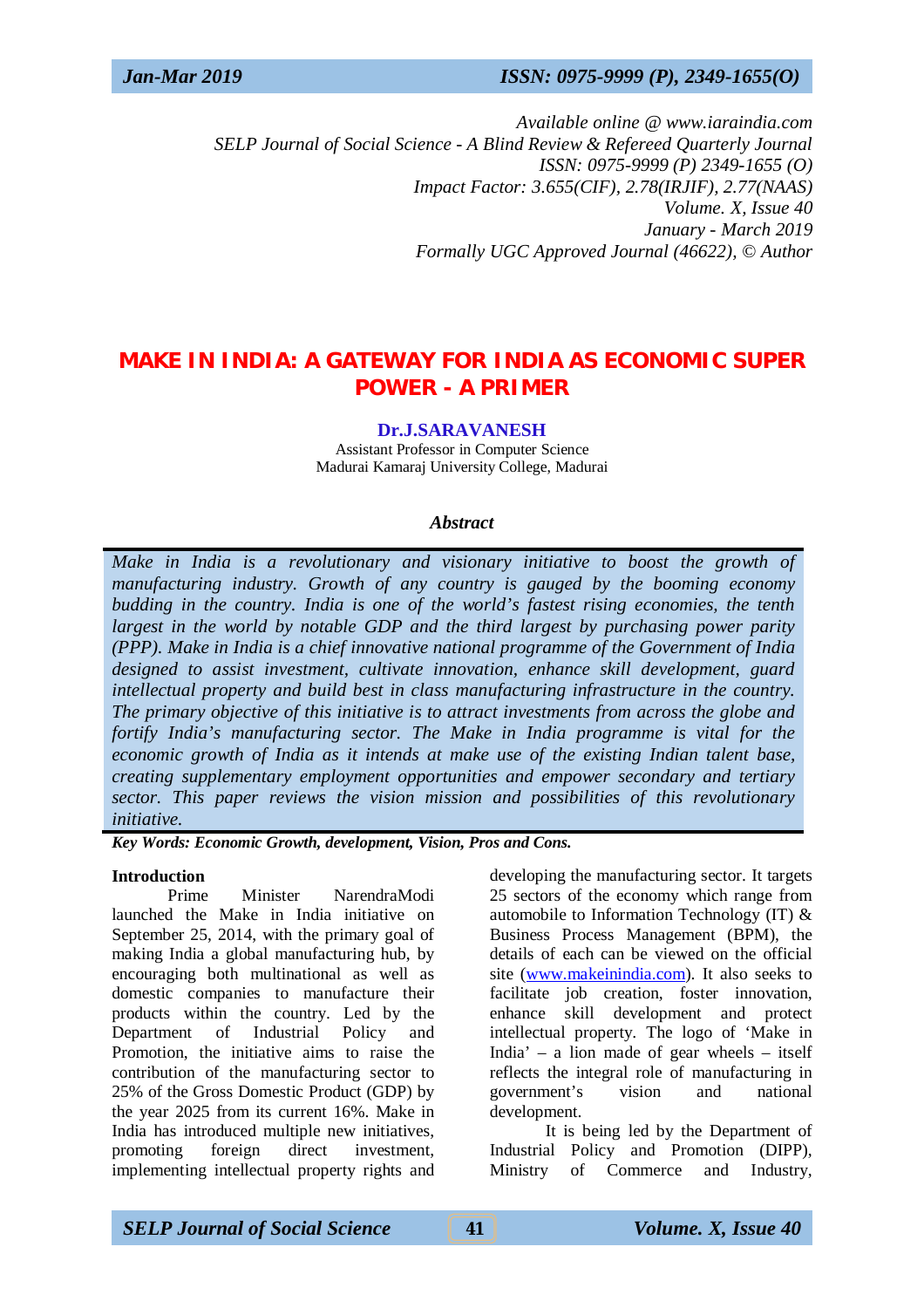Available online @ www.iaraindia.com
SELP Journal of Social Science - A Blind Review & Refereed Quarterly Journal
ISSN: 0975-9999 (P) 2349-1655 (O)
Impact Factor: 3.655(CIF), 2.78(IRJIF), 2.77(NAAS)
Volume. X, Issue 40
January - March 2019
Formally UGC Approved Journal (46622), © Author

# MAKE IN INDIA: A GATEWAY FOR INDIA AS ECONOMIC SUPER POWER - A PRIMER

**Dr.J.SARAVANESH**
Assistant Professor in Computer Science
Madurai Kamaraj University College, Madurai

### *Abstract*

*Make in India is a revolutionary and visionary initiative to boost the growth of manufacturing industry. Growth of any country is gauged by the booming economy budding in the country. India is one of the world's fastest rising economies, the tenth largest in the world by notable GDP and the third largest by purchasing power parity (PPP). Make in India is a chief innovative national programme of the Government of India designed to assist investment, cultivate innovation, enhance skill development, guard intellectual property and build best in class manufacturing infrastructure in the country. The primary objective of this initiative is to attract investments from across the globe and fortify India's manufacturing sector. The Make in India programme is vital for the economic growth of India as it intends at make use of the existing Indian talent base, creating supplementary employment opportunities and empower secondary and tertiary sector. This paper reviews the vision mission and possibilities of this revolutionary initiative.*

***Key Words: Economic Growth, development, Vision, Pros and Cons.***

## Introduction

Prime Minister NarendraModi launched the Make in India initiative on September 25, 2014, with the primary goal of making India a global manufacturing hub, by encouraging both multinational as well as domestic companies to manufacture their products within the country. Led by the Department of Industrial Policy and Promotion, the initiative aims to raise the contribution of the manufacturing sector to 25% of the Gross Domestic Product (GDP) by the year 2025 from its current 16%. Make in India has introduced multiple new initiatives, promoting foreign direct investment, implementing intellectual property rights and developing the manufacturing sector. It targets 25 sectors of the economy which range from automobile to Information Technology (IT) & Business Process Management (BPM), the details of each can be viewed on the official site (www.makeinindia.com). It also seeks to facilitate job creation, foster innovation, enhance skill development and protect intellectual property. The logo of 'Make in India' – a lion made of gear wheels – itself reflects the integral role of manufacturing in government's vision and national development.

It is being led by the Department of Industrial Policy and Promotion (DIPP), Ministry of Commerce and Industry,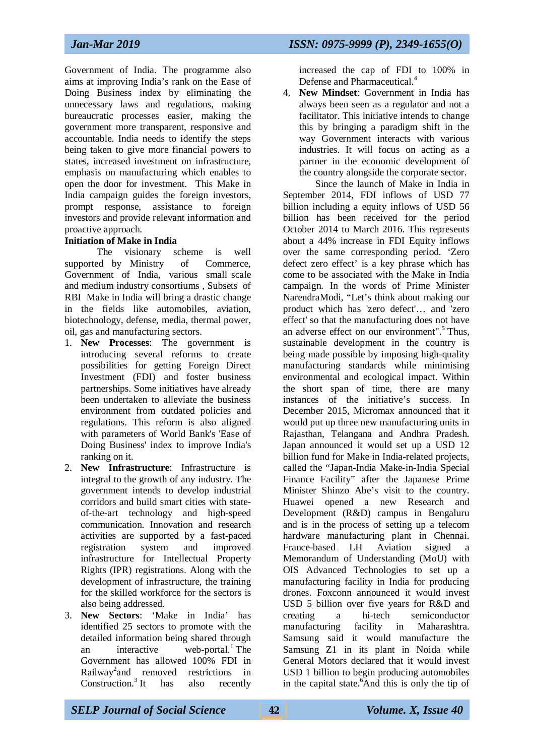Government of India. The programme also aims at improving India's rank on the Ease of Doing Business index by eliminating the unnecessary laws and regulations, making bureaucratic processes easier, making the government more transparent, responsive and accountable. India needs to identify the steps being taken to give more financial powers to states, increased investment on infrastructure, emphasis on manufacturing which enables to open the door for investment. This Make in India campaign guides the foreign investors, prompt response, assistance to foreign investors and provide relevant information and proactive approach.

**Initiation of Make in India**

The visionary scheme is well supported by Ministry of Commerce, Government of India, various small scale and medium industry consortiums , Subsets of RBI Make in India will bring a drastic change in the fields like automobiles, aviation, biotechnology, defense, media, thermal power, oil, gas and manufacturing sectors.

1. **New Processes**: The government is introducing several reforms to create possibilities for getting Foreign Direct Investment (FDI) and foster business partnerships. Some initiatives have already been undertaken to alleviate the business environment from outdated policies and regulations. This reform is also aligned with parameters of World Bank's 'Ease of Doing Business' index to improve India's ranking on it.
2. **New Infrastructure**: Infrastructure is integral to the growth of any industry. The government intends to develop industrial corridors and build smart cities with state-of-the-art technology and high-speed communication. Innovation and research activities are supported by a fast-paced registration system and improved infrastructure for Intellectual Property Rights (IPR) registrations. Along with the development of infrastructure, the training for the skilled workforce for the sectors is also being addressed.
3. **New Sectors**: 'Make in India' has identified 25 sectors to promote with the detailed information being shared through an interactive web-portal.[1] The Government has allowed 100% FDI in Railway[2]and removed restrictions in Construction.[3] It has also recently increased the cap of FDI to 100% in Defense and Pharmaceutical.[4]
4. **New Mindset**: Government in India has always been seen as a regulator and not a facilitator. This initiative intends to change this by bringing a paradigm shift in the way Government interacts with various industries. It will focus on acting as a partner in the economic development of the country alongside the corporate sector.

Since the launch of Make in India in September 2014, FDI inflows of USD 77 billion including a equity inflows of USD 56 billion has been received for the period October 2014 to March 2016. This represents about a 44% increase in FDI Equity inflows over the same corresponding period. 'Zero defect zero effect' is a key phrase which has come to be associated with the Make in India campaign. In the words of Prime Minister NarendraModi, "Let's think about making our product which has 'zero defect'… and 'zero effect' so that the manufacturing does not have an adverse effect on our environment".[5] Thus, sustainable development in the country is being made possible by imposing high-quality manufacturing standards while minimising environmental and ecological impact. Within the short span of time, there are many instances of the initiative's success. In December 2015, Micromax announced that it would put up three new manufacturing units in Rajasthan, Telangana and Andhra Pradesh. Japan announced it would set up a USD 12 billion fund for Make in India-related projects, called the "Japan-India Make-in-India Special Finance Facility" after the Japanese Prime Minister Shinzo Abe's visit to the country. Huawei opened a new Research and Development (R&D) campus in Bengaluru and is in the process of setting up a telecom hardware manufacturing plant in Chennai. France-based LH Aviation signed a Memorandum of Understanding (MoU) with OIS Advanced Technologies to set up a manufacturing facility in India for producing drones. Foxconn announced it would invest USD 5 billion over five years for R&D and creating a hi-tech semiconductor manufacturing facility in Maharashtra. Samsung said it would manufacture the Samsung Z1 in its plant in Noida while General Motors declared that it would invest USD 1 billion to begin producing automobiles in the capital state.[6]And this is only the tip of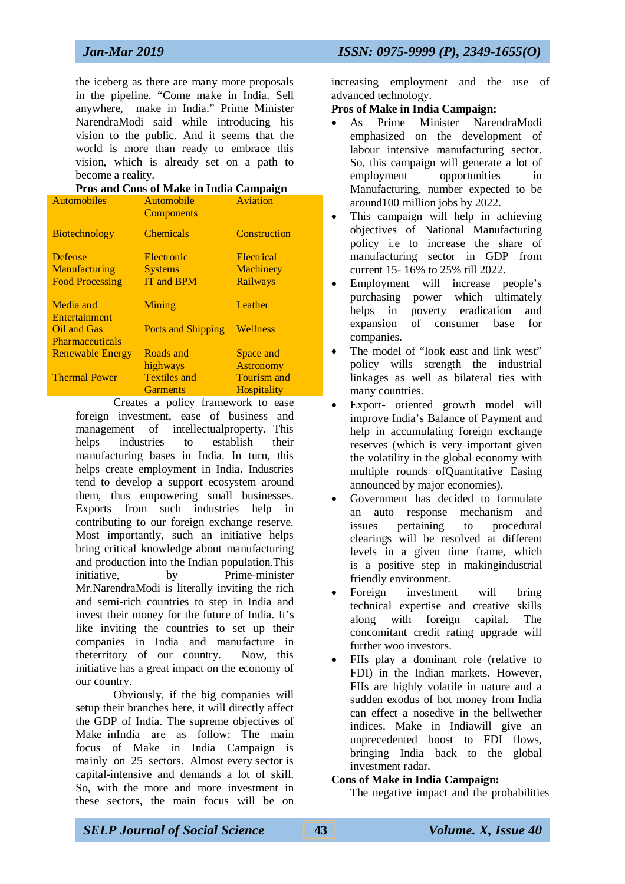the iceberg as there are many more proposals in the pipeline. "Come make in India. Sell anywhere, make in India." Prime Minister NarendraModi said while introducing his vision to the public. And it seems that the world is more than ready to embrace this vision, which is already set on a path to become a reality.

**Pros and Cons of Make in India Campaign**

| Automobiles | Automobile Components | Aviation |
|---|---|---|
| Biotechnology | Chemicals | Construction |
| Defense Manufacturing | Electronic Systems | Electrical Machinery |
| Food Processing | IT and BPM | Railways |
| Media and Entertainment | Mining | Leather |
| Oil and Gas | Ports and Shipping | Wellness |
| Pharmaceuticals | | |
| Renewable Energy | Roads and highways | Space and Astronomy |
| Thermal Power | Textiles and Garments | Tourism and Hospitality |

Creates a policy framework to ease foreign investment, ease of business and management of intellectualproperty. This helps industries to establish their manufacturing bases in India. In turn, this helps create employment in India. Industries tend to develop a support ecosystem around them, thus empowering small businesses. Exports from such industries help in contributing to our foreign exchange reserve. Most importantly, such an initiative helps bring critical knowledge about manufacturing and production into the Indian population.This initiative, by Prime-minister Mr.NarendraModi is literally inviting the rich and semi-rich countries to step in India and invest their money for the future of India. It's like inviting the countries to set up their companies in India and manufacture in theterritory of our country. Now, this initiative has a great impact on the economy of our country.

Obviously, if the big companies will setup their branches here, it will directly affect the GDP of India. The supreme objectives of Make inIndia are as follow: The main focus of Make in India Campaign is mainly on 25 sectors. Almost every sector is capital-intensive and demands a lot of skill. So, with the more and more investment in these sectors, the main focus will be on increasing employment and the use of advanced technology.

**Pros of Make in India Campaign:**

- As Prime Minister NarendraModi emphasized on the development of labour intensive manufacturing sector. So, this campaign will generate a lot of employment opportunities in Manufacturing, number expected to be around100 million jobs by 2022.
- This campaign will help in achieving objectives of National Manufacturing policy i.e to increase the share of manufacturing sector in GDP from current 15- 16% to 25% till 2022.
- Employment will increase people's purchasing power which ultimately helps in poverty eradication and expansion of consumer base for companies.
- The model of "look east and link west" policy wills strength the industrial linkages as well as bilateral ties with many countries.
- Export- oriented growth model will improve India's Balance of Payment and help in accumulating foreign exchange reserves (which is very important given the volatility in the global economy with multiple rounds ofQuantitative Easing announced by major economies).
- Government has decided to formulate an auto response mechanism and issues pertaining to procedural clearings will be resolved at different levels in a given time frame, which is a positive step in makingindustrial friendly environment.
- Foreign investment will bring technical expertise and creative skills along with foreign capital. The concomitant credit rating upgrade will further woo investors.
- FIIs play a dominant role (relative to FDI) in the Indian markets. However, FIIs are highly volatile in nature and a sudden exodus of hot money from India can effect a nosedive in the bellwether indices. Make in Indiawill give an unprecedented boost to FDI flows, bringing India back to the global investment radar.

**Cons of Make in India Campaign:**

The negative impact and the probabilities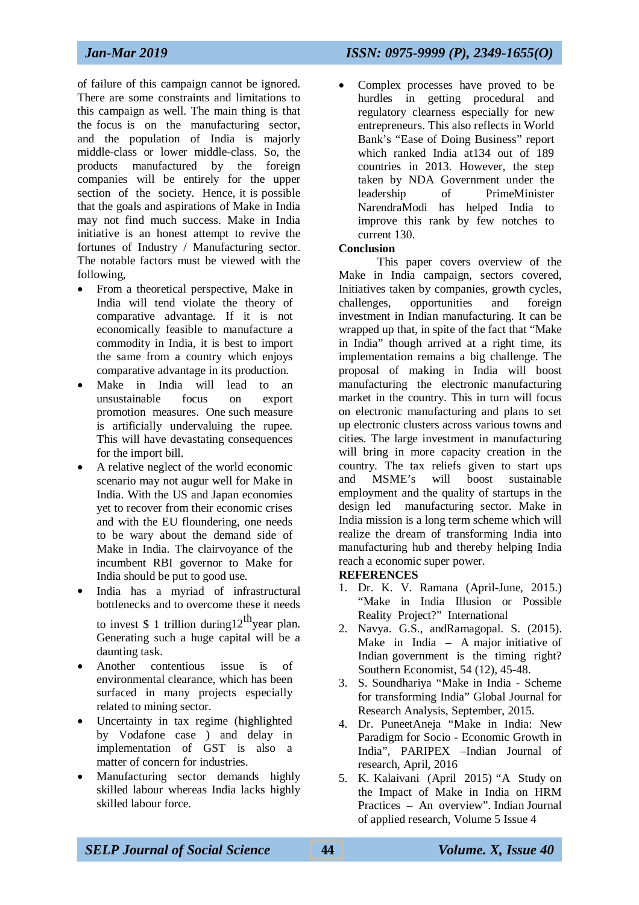of failure of this campaign cannot be ignored. There are some constraints and limitations to this campaign as well. The main thing is that the focus is on the manufacturing sector, and the population of India is majorly middle-class or lower middle-class. So, the products manufactured by the foreign companies will be entirely for the upper section of the society. Hence, it is possible that the goals and aspirations of Make in India may not find much success. Make in India initiative is an honest attempt to revive the fortunes of Industry / Manufacturing sector. The notable factors must be viewed with the following,

- From a theoretical perspective, Make in India will tend violate the theory of comparative advantage. If it is not economically feasible to manufacture a commodity in India, it is best to import the same from a country which enjoys comparative advantage in its production.
- Make in India will lead to an unsustainable focus on export promotion measures. One such measure is artificially undervaluing the rupee. This will have devastating consequences for the import bill.
- A relative neglect of the world economic scenario may not augur well for Make in India. With the US and Japan economies yet to recover from their economic crises and with the EU floundering, one needs to be wary about the demand side of Make in India. The clairvoyance of the incumbent RBI governor to Make for India should be put to good use.
- India has a myriad of infrastructural bottlenecks and to overcome these it needs to invest $ 1 trillion during12$^{th}$year plan. Generating such a huge capital will be a daunting task.
- Another contentious issue is of environmental clearance, which has been surfaced in many projects especially related to mining sector.
- Uncertainty in tax regime (highlighted by Vodafone case ) and delay in implementation of GST is also a matter of concern for industries.
- Manufacturing sector demands highly skilled labour whereas India lacks highly skilled labour force.
- Complex processes have proved to be hurdles in getting procedural and regulatory clearness especially for new entrepreneurs. This also reflects in World Bank's "Ease of Doing Business" report which ranked India at134 out of 189 countries in 2013. However, the step taken by NDA Government under the leadership of PrimeMinister NarendraModi has helped India to improve this rank by few notches to current 130.

**Conclusion**

This paper covers overview of the Make in India campaign, sectors covered, Initiatives taken by companies, growth cycles, challenges, opportunities and foreign investment in Indian manufacturing. It can be wrapped up that, in spite of the fact that "Make in India" though arrived at a right time, its implementation remains a big challenge. The proposal of making in India will boost manufacturing the electronic manufacturing market in the country. This in turn will focus on electronic manufacturing and plans to set up electronic clusters across various towns and cities. The large investment in manufacturing will bring in more capacity creation in the country. The tax reliefs given to start ups and MSME's will boost sustainable employment and the quality of startups in the design led manufacturing sector. Make in India mission is a long term scheme which will realize the dream of transforming India into manufacturing hub and thereby helping India reach a economic super power.

**REFERENCES**

1. Dr. K. V. Ramana (April-June, 2015.) "Make in India Illusion or Possible Reality Project?" International
2. Navya. G.S., andRamagopal. S. (2015). Make in India – A major initiative of Indian government is the timing right? Southern Economist, 54 (12), 45-48.
3. S. Soundhariya "Make in India - Scheme for transforming India" Global Journal for Research Analysis, September, 2015.
4. Dr. PuneetAneja "Make in India: New Paradigm for Socio - Economic Growth in India", PARIPEX –Indian Journal of research, April, 2016
5. K. Kalaivani (April 2015) "A Study on the Impact of Make in India on HRM Practices – An overview". Indian Journal of applied research, Volume 5 Issue 4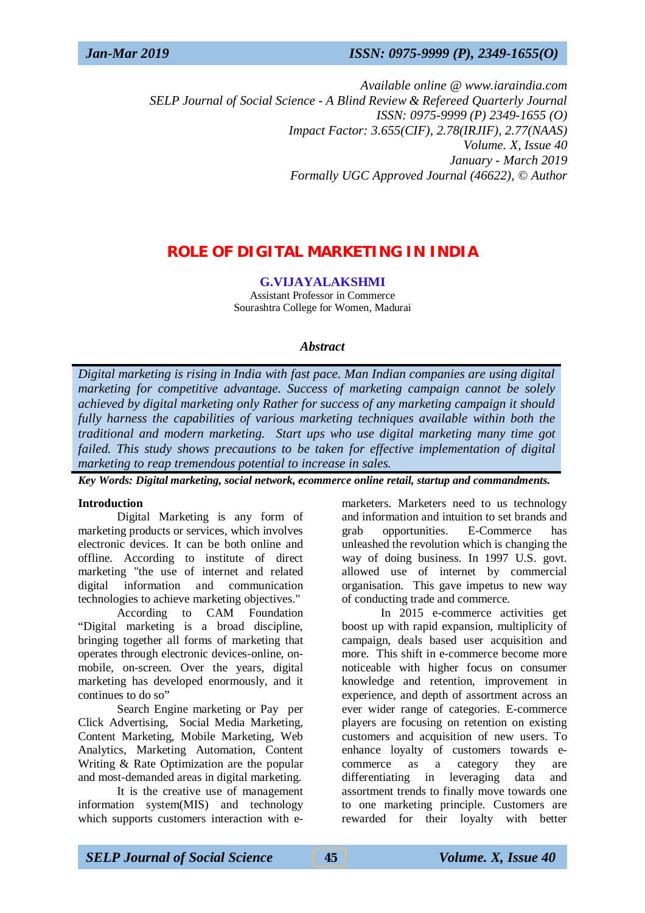*Available online @ www.iaraindia.com*
*SELP Journal of Social Science - A Blind Review & Refereed Quarterly Journal*
*ISSN: 0975-9999 (P) 2349-1655 (O)*
*Impact Factor: 3.655(CIF), 2.78(IRJIF), 2.77(NAAS)*
*Volume. X, Issue 40*
*January - March 2019*
*Formally UGC Approved Journal (46622), © Author*

# ROLE OF DIGITAL MARKETING IN INDIA

**G.VIJAYALAKSHMI**
Assistant Professor in Commerce
Sourashtra College for Women, Madurai

### *Abstract*

*Digital marketing is rising in India with fast pace. Man Indian companies are using digital marketing for competitive advantage. Success of marketing campaign cannot be solely achieved by digital marketing only Rather for success of any marketing campaign it should fully harness the capabilities of various marketing techniques available within both the traditional and modern marketing. Start ups who use digital marketing many time got failed. This study shows precautions to be taken for effective implementation of digital marketing to reap tremendous potential to increase in sales.*

***Key Words: Digital marketing, social network, ecommerce online retail, startup and commandments.***

## Introduction

Digital Marketing is any form of marketing products or services, which involves electronic devices. It can be both online and offline. According to institute of direct marketing "the use of internet and related digital information and communication technologies to achieve marketing objectives."

According to CAM Foundation "Digital marketing is a broad discipline, bringing together all forms of marketing that operates through electronic devices-online, on-mobile, on-screen. Over the years, digital marketing has developed enormously, and it continues to do so"

Search Engine marketing or Pay per Click Advertising, Social Media Marketing, Content Marketing, Mobile Marketing, Web Analytics, Marketing Automation, Content Writing & Rate Optimization are the popular and most-demanded areas in digital marketing.

It is the creative use of management information system(MIS) and technology which supports customers interaction with e-marketers. Marketers need to us technology and information and intuition to set brands and grab opportunities. E-Commerce has unleashed the revolution which is changing the way of doing business. In 1997 U.S. govt. allowed use of internet by commercial organisation. This gave impetus to new way of conducting trade and commerce.

In 2015 e-commerce activities get boost up with rapid expansion, multiplicity of campaign, deals based user acquisition and more. This shift in e-commerce become more noticeable with higher focus on consumer knowledge and retention, improvement in experience, and depth of assortment across an ever wider range of categories. E-commerce players are focusing on retention on existing customers and acquisition of new users. To enhance loyalty of customers towards e-commerce as a category they are differentiating in leveraging data and assortment trends to finally move towards one to one marketing principle. Customers are rewarded for their loyalty with better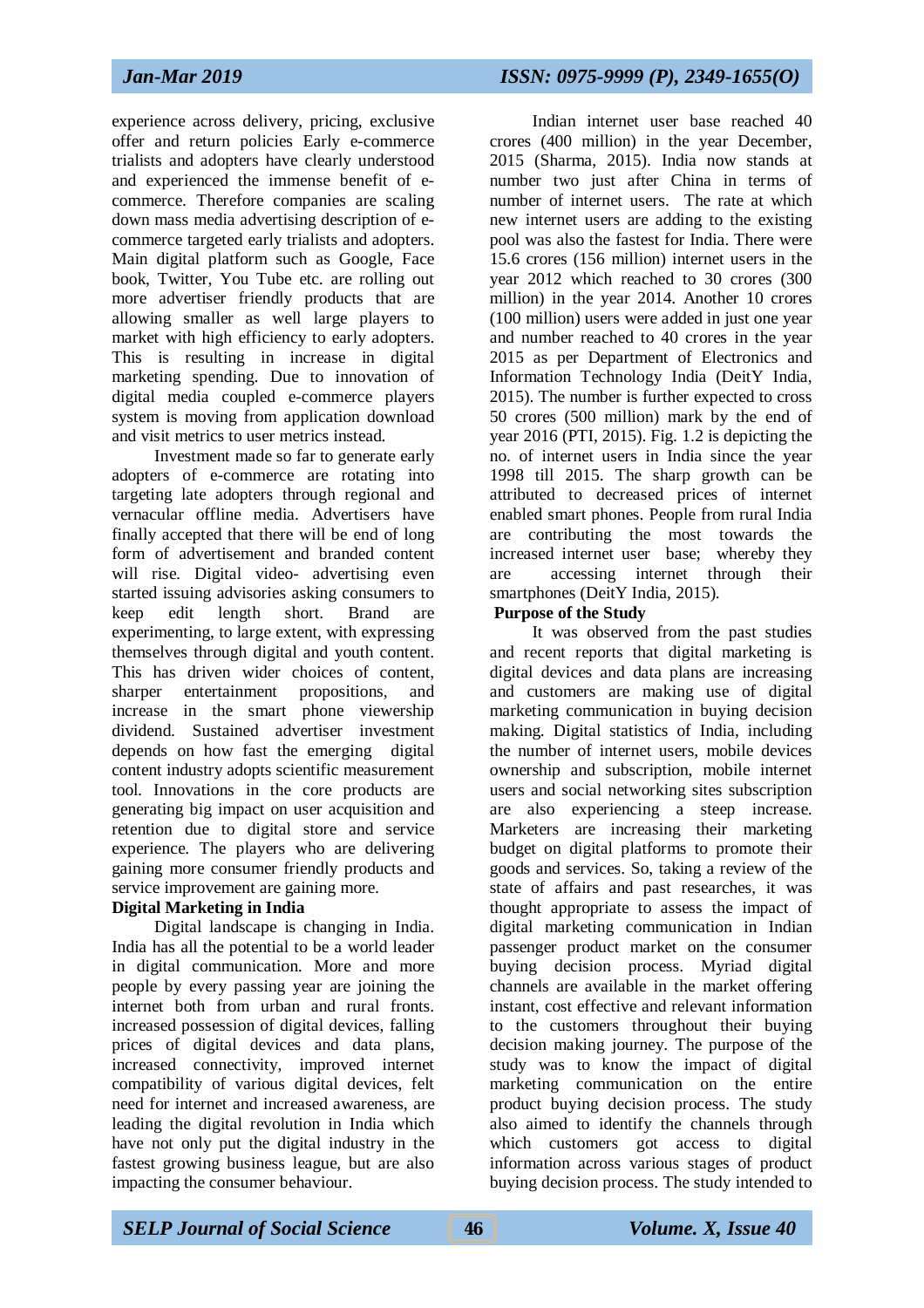experience across delivery, pricing, exclusive offer and return policies Early e-commerce trialists and adopters have clearly understood and experienced the immense benefit of e-commerce. Therefore companies are scaling down mass media advertising description of e-commerce targeted early trialists and adopters. Main digital platform such as Google, Face book, Twitter, You Tube etc. are rolling out more advertiser friendly products that are allowing smaller as well large players to market with high efficiency to early adopters. This is resulting in increase in digital marketing spending. Due to innovation of digital media coupled e-commerce players system is moving from application download and visit metrics to user metrics instead.

Investment made so far to generate early adopters of e-commerce are rotating into targeting late adopters through regional and vernacular offline media. Advertisers have finally accepted that there will be end of long form of advertisement and branded content will rise. Digital video- advertising even started issuing advisories asking consumers to keep edit length short. Brand are experimenting, to large extent, with expressing themselves through digital and youth content. This has driven wider choices of content, sharper entertainment propositions, and increase in the smart phone viewership dividend. Sustained advertiser investment depends on how fast the emerging digital content industry adopts scientific measurement tool. Innovations in the core products are generating big impact on user acquisition and retention due to digital store and service experience. The players who are delivering gaining more consumer friendly products and service improvement are gaining more.

**Digital Marketing in India**

Digital landscape is changing in India. India has all the potential to be a world leader in digital communication. More and more people by every passing year are joining the internet both from urban and rural fronts. increased possession of digital devices, falling prices of digital devices and data plans, increased connectivity, improved internet compatibility of various digital devices, felt need for internet and increased awareness, are leading the digital revolution in India which have not only put the digital industry in the fastest growing business league, but are also impacting the consumer behaviour.

Indian internet user base reached 40 crores (400 million) in the year December, 2015 (Sharma, 2015). India now stands at number two just after China in terms of number of internet users. The rate at which new internet users are adding to the existing pool was also the fastest for India. There were 15.6 crores (156 million) internet users in the year 2012 which reached to 30 crores (300 million) in the year 2014. Another 10 crores (100 million) users were added in just one year and number reached to 40 crores in the year 2015 as per Department of Electronics and Information Technology India (DeitY India, 2015). The number is further expected to cross 50 crores (500 million) mark by the end of year 2016 (PTI, 2015). Fig. 1.2 is depicting the no. of internet users in India since the year 1998 till 2015. The sharp growth can be attributed to decreased prices of internet enabled smart phones. People from rural India are contributing the most towards the increased internet user base; whereby they are accessing internet through their smartphones (DeitY India, 2015).

**Purpose of the Study**

It was observed from the past studies and recent reports that digital marketing is digital devices and data plans are increasing and customers are making use of digital marketing communication in buying decision making. Digital statistics of India, including the number of internet users, mobile devices ownership and subscription, mobile internet users and social networking sites subscription are also experiencing a steep increase. Marketers are increasing their marketing budget on digital platforms to promote their goods and services. So, taking a review of the state of affairs and past researches, it was thought appropriate to assess the impact of digital marketing communication in Indian passenger product market on the consumer buying decision process. Myriad digital channels are available in the market offering instant, cost effective and relevant information to the customers throughout their buying decision making journey. The purpose of the study was to know the impact of digital marketing communication on the entire product buying decision process. The study also aimed to identify the channels through which customers got access to digital information across various stages of product buying decision process. The study intended to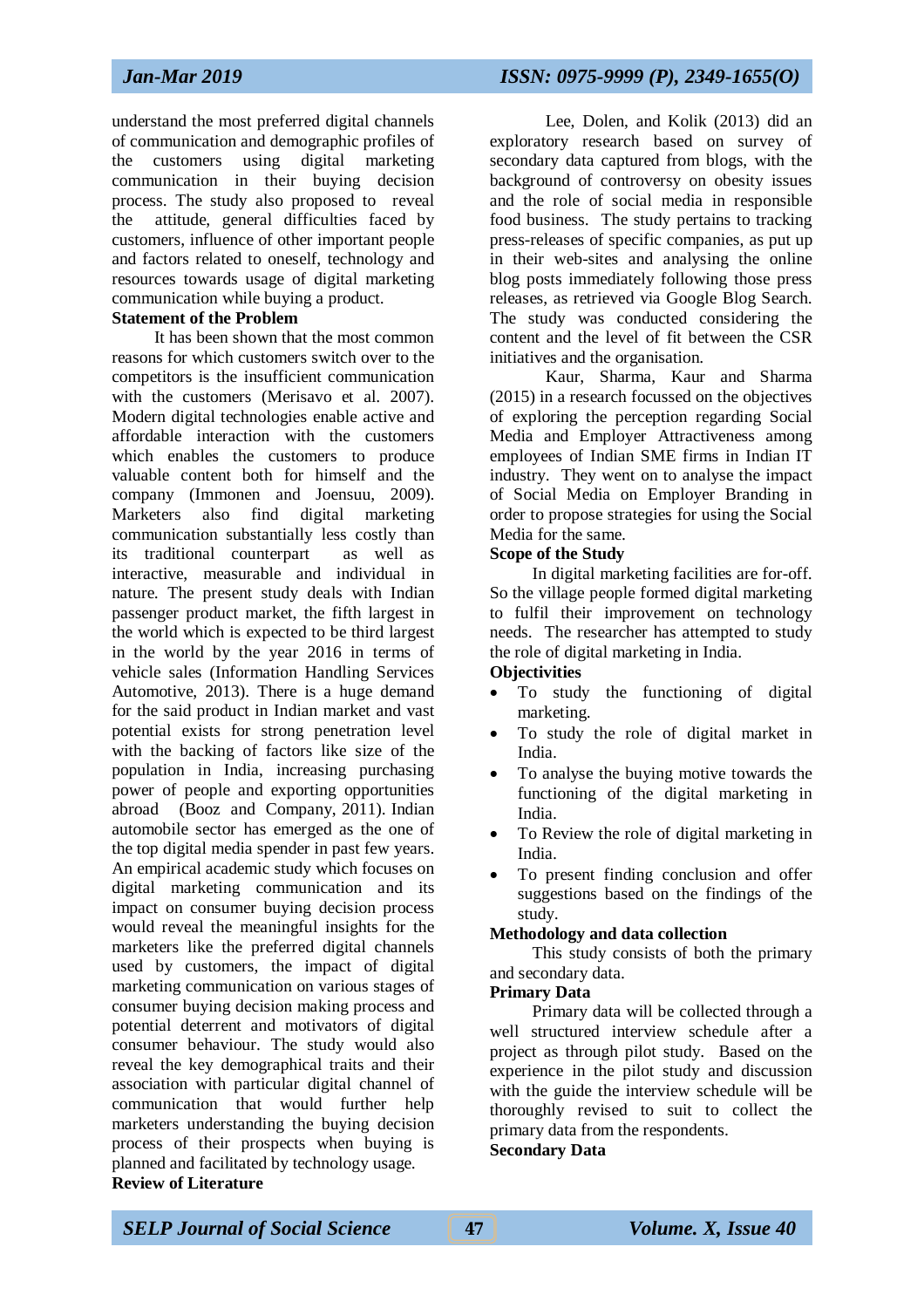understand the most preferred digital channels of communication and demographic profiles of the customers using digital marketing communication in their buying decision process. The study also proposed to reveal the attitude, general difficulties faced by customers, influence of other important people and factors related to oneself, technology and resources towards usage of digital marketing communication while buying a product.

**Statement of the Problem**

It has been shown that the most common reasons for which customers switch over to the competitors is the insufficient communication with the customers (Merisavo et al. 2007). Modern digital technologies enable active and affordable interaction with the customers which enables the customers to produce valuable content both for himself and the company (Immonen and Joensuu, 2009). Marketers also find digital marketing communication substantially less costly than its traditional counterpart as well as interactive, measurable and individual in nature. The present study deals with Indian passenger product market, the fifth largest in the world which is expected to be third largest in the world by the year 2016 in terms of vehicle sales (Information Handling Services Automotive, 2013). There is a huge demand for the said product in Indian market and vast potential exists for strong penetration level with the backing of factors like size of the population in India, increasing purchasing power of people and exporting opportunities abroad (Booz and Company, 2011). Indian automobile sector has emerged as the one of the top digital media spender in past few years. An empirical academic study which focuses on digital marketing communication and its impact on consumer buying decision process would reveal the meaningful insights for the marketers like the preferred digital channels used by customers, the impact of digital marketing communication on various stages of consumer buying decision making process and potential deterrent and motivators of digital consumer behaviour. The study would also reveal the key demographical traits and their association with particular digital channel of communication that would further help marketers understanding the buying decision process of their prospects when buying is planned and facilitated by technology usage.

**Review of Literature**

Lee, Dolen, and Kolik (2013) did an exploratory research based on survey of secondary data captured from blogs, with the background of controversy on obesity issues and the role of social media in responsible food business. The study pertains to tracking press-releases of specific companies, as put up in their web-sites and analysing the online blog posts immediately following those press releases, as retrieved via Google Blog Search. The study was conducted considering the content and the level of fit between the CSR initiatives and the organisation.

Kaur, Sharma, Kaur and Sharma (2015) in a research focussed on the objectives of exploring the perception regarding Social Media and Employer Attractiveness among employees of Indian SME firms in Indian IT industry. They went on to analyse the impact of Social Media on Employer Branding in order to propose strategies for using the Social Media for the same.

**Scope of the Study**

In digital marketing facilities are for-off. So the village people formed digital marketing to fulfil their improvement on technology needs. The researcher has attempted to study the role of digital marketing in India.

**Objectivities**

- To study the functioning of digital marketing.
- To study the role of digital market in India.
- To analyse the buying motive towards the functioning of the digital marketing in India.
- To Review the role of digital marketing in India.
- To present finding conclusion and offer suggestions based on the findings of the study.

**Methodology and data collection**

This study consists of both the primary and secondary data.

**Primary Data**

Primary data will be collected through a well structured interview schedule after a project as through pilot study. Based on the experience in the pilot study and discussion with the guide the interview schedule will be thoroughly revised to suit to collect the primary data from the respondents.

**Secondary Data**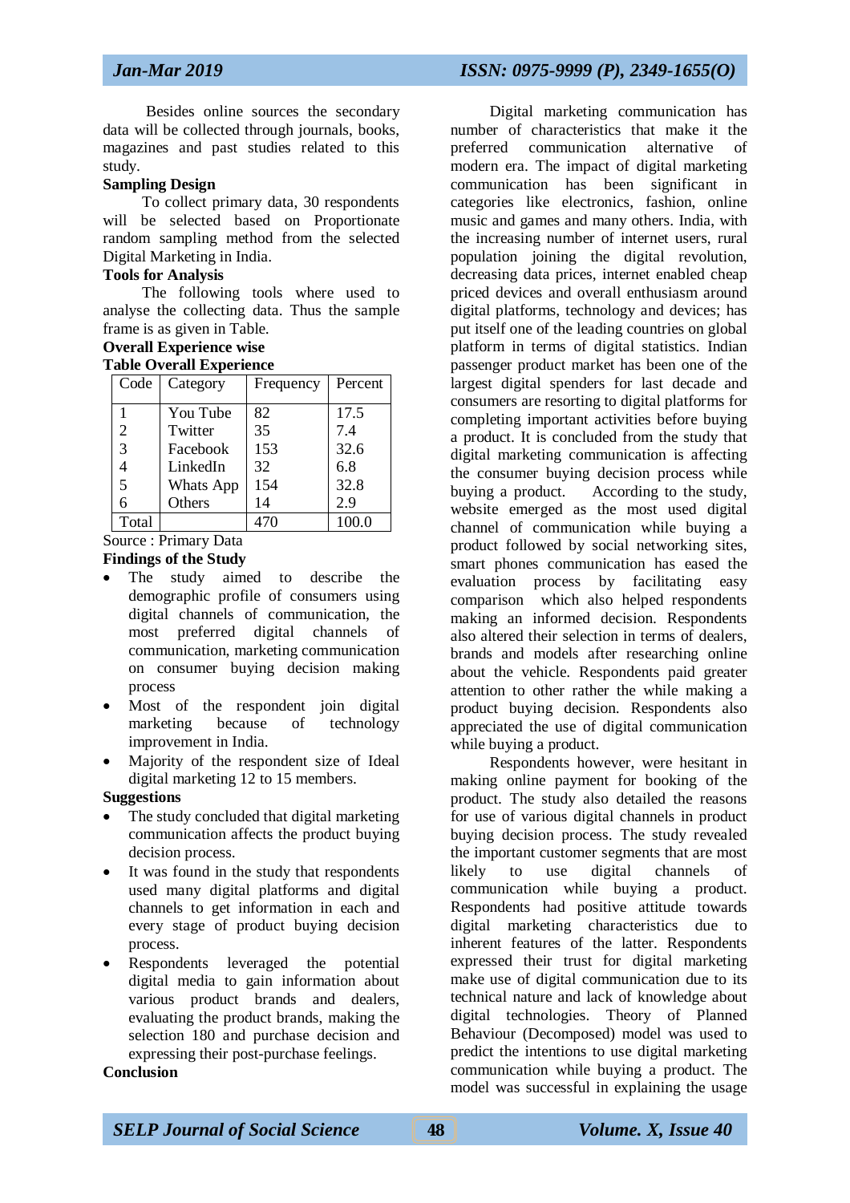Besides online sources the secondary data will be collected through journals, books, magazines and past studies related to this study.

**Sampling Design**

To collect primary data, 30 respondents will be selected based on Proportionate random sampling method from the selected Digital Marketing in India.

**Tools for Analysis**

The following tools where used to analyse the collecting data. Thus the sample frame is as given in Table.

**Overall Experience wise**

**Table Overall Experience**

| Code | Category | Frequency | Percent |
|---|---|---|---|
| 1 | You Tube | 82 | 17.5 |
| 2 | Twitter | 35 | 7.4 |
| 3 | Facebook | 153 | 32.6 |
| 4 | LinkedIn | 32 | 6.8 |
| 5 | Whats App | 154 | 32.8 |
| 6 | Others | 14 | 2.9 |
| Total | | 470 | 100.0 |

Source : Primary Data

**Findings of the Study**

- The study aimed to describe the demographic profile of consumers using digital channels of communication, the most preferred digital channels of communication, marketing communication on consumer buying decision making process
- Most of the respondent join digital marketing because of technology improvement in India.
- Majority of the respondent size of Ideal digital marketing 12 to 15 members.

**Suggestions**

- The study concluded that digital marketing communication affects the product buying decision process.
- It was found in the study that respondents used many digital platforms and digital channels to get information in each and every stage of product buying decision process.
- Respondents leveraged the potential digital media to gain information about various product brands and dealers, evaluating the product brands, making the selection 180 and purchase decision and expressing their post-purchase feelings.

**Conclusion**

Digital marketing communication has number of characteristics that make it the preferred communication alternative of modern era. The impact of digital marketing communication has been significant in categories like electronics, fashion, online music and games and many others. India, with the increasing number of internet users, rural population joining the digital revolution, decreasing data prices, internet enabled cheap priced devices and overall enthusiasm around digital platforms, technology and devices; has put itself one of the leading countries on global platform in terms of digital statistics. Indian passenger product market has been one of the largest digital spenders for last decade and consumers are resorting to digital platforms for completing important activities before buying a product. It is concluded from the study that digital marketing communication is affecting the consumer buying decision process while buying a product. According to the study, website emerged as the most used digital channel of communication while buying a product followed by social networking sites, smart phones communication has eased the evaluation process by facilitating easy comparison which also helped respondents making an informed decision. Respondents also altered their selection in terms of dealers, brands and models after researching online about the vehicle. Respondents paid greater attention to other rather the while making a product buying decision. Respondents also appreciated the use of digital communication while buying a product.

Respondents however, were hesitant in making online payment for booking of the product. The study also detailed the reasons for use of various digital channels in product buying decision process. The study revealed the important customer segments that are most likely to use digital channels of communication while buying a product. Respondents had positive attitude towards digital marketing characteristics due to inherent features of the latter. Respondents expressed their trust for digital marketing make use of digital communication due to its technical nature and lack of knowledge about digital technologies. Theory of Planned Behaviour (Decomposed) model was used to predict the intentions to use digital marketing communication while buying a product. The model was successful in explaining the usage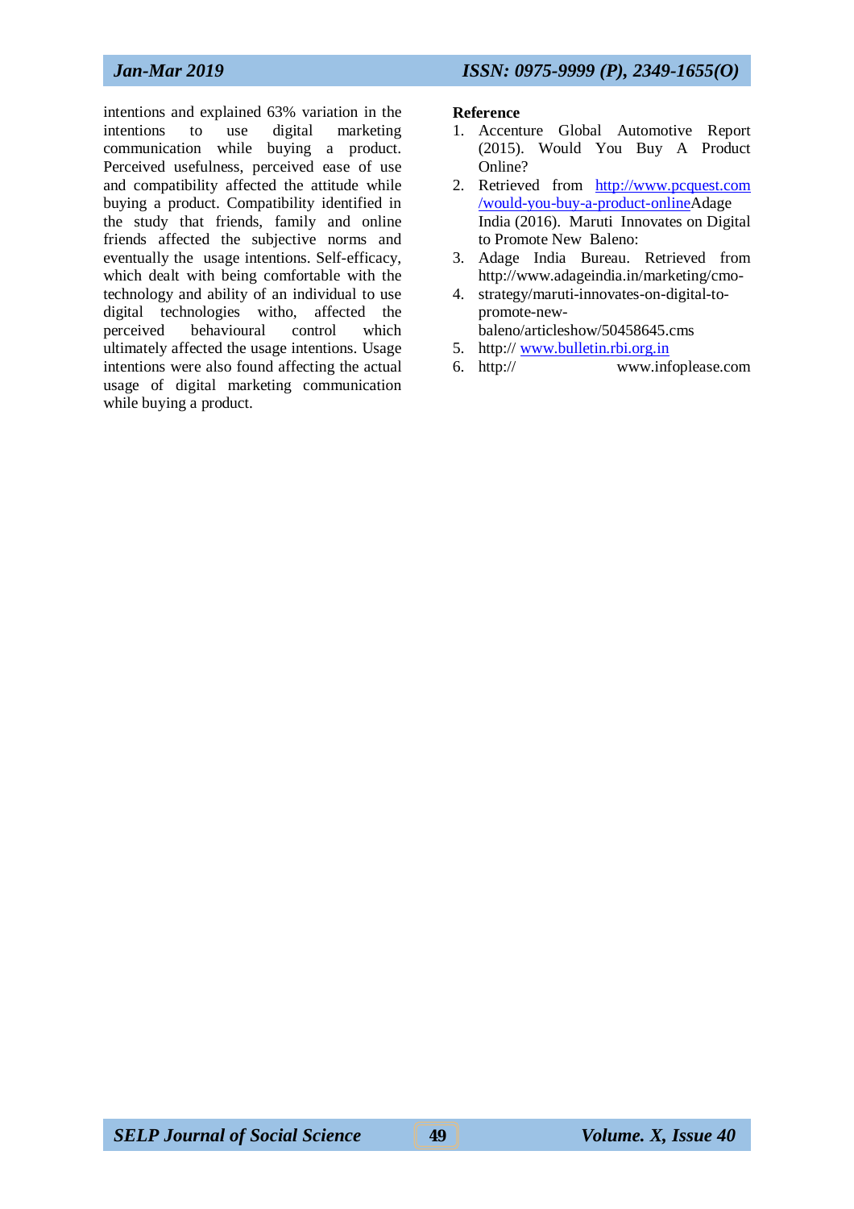intentions and explained 63% variation in the intentions to use digital marketing communication while buying a product. Perceived usefulness, perceived ease of use and compatibility affected the attitude while buying a product. Compatibility identified in the study that friends, family and online friends affected the subjective norms and eventually the usage intentions. Self-efficacy, which dealt with being comfortable with the technology and ability of an individual to use digital technologies witho, affected the perceived behavioural control which ultimately affected the usage intentions. Usage intentions were also found affecting the actual usage of digital marketing communication while buying a product.

**Reference**

1. Accenture Global Automotive Report (2015). Would You Buy A Product Online?
2. Retrieved from http://www.pcquest.com/would-you-buy-a-product-onlineAdage India (2016). Maruti Innovates on Digital to Promote New Baleno:
3. Adage India Bureau. Retrieved from http://www.adageindia.in/marketing/cmo-
4. strategy/maruti-innovates-on-digital-to-promote-new-baleno/articleshow/50458645.cms
5. http:// www.bulletin.rbi.org.in
6. http:// www.infoplease.com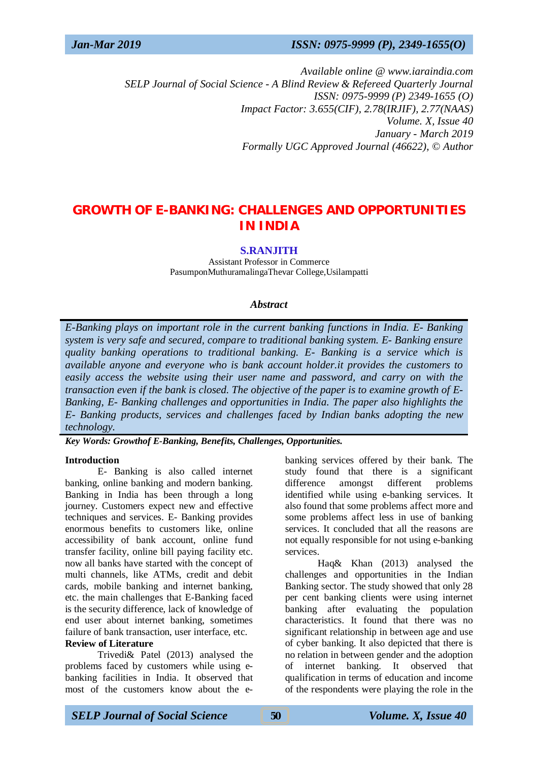Available online @ www.iaraindia.com
SELP Journal of Social Science - A Blind Review & Refereed Quarterly Journal
ISSN: 0975-9999 (P) 2349-1655 (O)
Impact Factor: 3.655(CIF), 2.78(IRJIF), 2.77(NAAS)
Volume. X, Issue 40
January - March 2019
Formally UGC Approved Journal (46622), © Author

# GROWTH OF E-BANKING: CHALLENGES AND OPPORTUNITIES IN INDIA

**S.RANJITH**
Assistant Professor in Commerce
PasumponMuthuramalingaThevar College,Usilampatti

### *Abstract*

*E-Banking plays on important role in the current banking functions in India. E- Banking system is very safe and secured, compare to traditional banking system. E- Banking ensure quality banking operations to traditional banking. E- Banking is a service which is available anyone and everyone who is bank account holder.it provides the customers to easily access the website using their user name and password, and carry on with the transaction even if the bank is closed. The objective of the paper is to examine growth of E-Banking, E- Banking challenges and opportunities in India. The paper also highlights the E- Banking products, services and challenges faced by Indian banks adopting the new technology.*

***Key Words: Growthof E-Banking, Benefits, Challenges, Opportunities.***

## Introduction

E- Banking is also called internet banking, online banking and modern banking. Banking in India has been through a long journey. Customers expect new and effective techniques and services. E- Banking provides enormous benefits to customers like, online accessibility of bank account, online fund transfer facility, online bill paying facility etc. now all banks have started with the concept of multi channels, like ATMs, credit and debit cards, mobile banking and internet banking, etc. the main challenges that E-Banking faced is the security difference, lack of knowledge of end user about internet banking, sometimes failure of bank transaction, user interface, etc.

## Review of Literature

Trivedi& Patel (2013) analysed the problems faced by customers while using e-banking facilities in India. It observed that most of the customers know about the e-banking services offered by their bank. The study found that there is a significant difference amongst different problems identified while using e-banking services. It also found that some problems affect more and some problems affect less in use of banking services. It concluded that all the reasons are not equally responsible for not using e-banking services.

Haq& Khan (2013) analysed the challenges and opportunities in the Indian Banking sector. The study showed that only 28 per cent banking clients were using internet banking after evaluating the population characteristics. It found that there was no significant relationship in between age and use of cyber banking. It also depicted that there is no relation in between gender and the adoption of internet banking. It observed that qualification in terms of education and income of the respondents were playing the role in the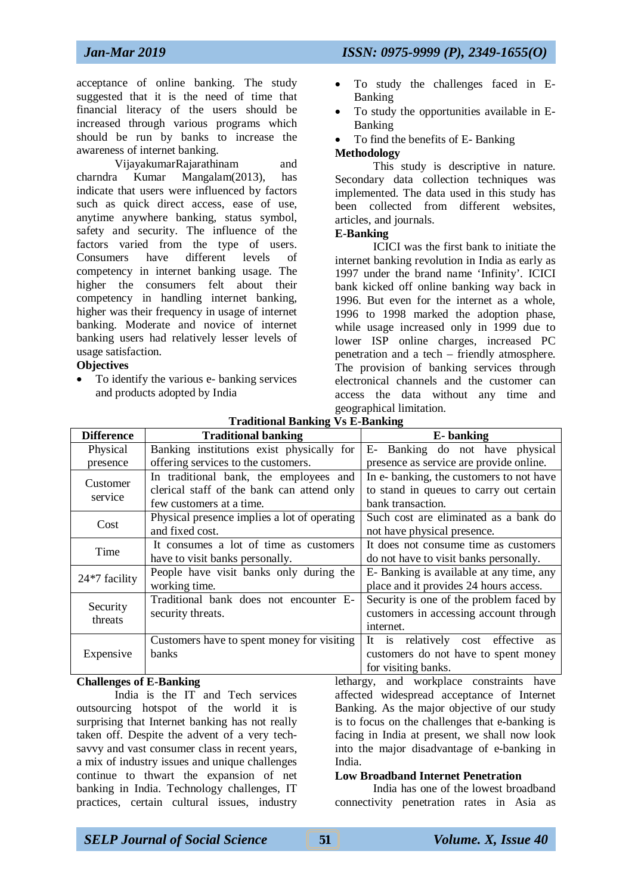acceptance of online banking. The study suggested that it is the need of time that financial literacy of the users should be increased through various programs which should be run by banks to increase the awareness of internet banking.

VijayakumarRajarathinam and charndra Kumar Mangalam(2013), has indicate that users were influenced by factors such as quick direct access, ease of use, anytime anywhere banking, status symbol, safety and security. The influence of the factors varied from the type of users. Consumers have different levels of competency in internet banking usage. The higher the consumers felt about their competency in handling internet banking, higher was their frequency in usage of internet banking. Moderate and novice of internet banking users had relatively lesser levels of usage satisfaction.

**Objectives**

- To identify the various e- banking services and products adopted by India
- To study the challenges faced in E-Banking
- To study the opportunities available in E-Banking
- To find the benefits of E- Banking

**Methodology**

This study is descriptive in nature. Secondary data collection techniques was implemented. The data used in this study has been collected from different websites, articles, and journals.

**E-Banking**

ICICI was the first bank to initiate the internet banking revolution in India as early as 1997 under the brand name 'Infinity'. ICICI bank kicked off online banking way back in 1996. But even for the internet as a whole, 1996 to 1998 marked the adoption phase, while usage increased only in 1999 due to lower ISP online charges, increased PC penetration and a tech – friendly atmosphere. The provision of banking services through electronical channels and the customer can access the data without any time and geographical limitation.

**Traditional Banking Vs E-Banking**

| Difference | Traditional banking | E- banking |
|---|---|---|
| Physical presence | Banking institutions exist physically for offering services to the customers. | E- Banking do not have physical presence as service are provide online. |
| Customer service | In traditional bank, the employees and clerical staff of the bank can attend only few customers at a time. | In e- banking, the customers to not have to stand in queues to carry out certain bank transaction. |
| Cost | Physical presence implies a lot of operating and fixed cost. | Such cost are eliminated as a bank do not have physical presence. |
| Time | It consumes a lot of time as customers have to visit banks personally. | It does not consume time as customers do not have to visit banks personally. |
| 24*7 facility | People have visit banks only during the working time. | E- Banking is available at any time, any place and it provides 24 hours access. |
| Security threats | Traditional bank does not encounter E-security threats. | Security is one of the problem faced by customers in accessing account through internet. |
| Expensive | Customers have to spent money for visiting banks | It is relatively cost effective as customers do not have to spent money for visiting banks. |

**Challenges of E-Banking**

India is the IT and Tech services outsourcing hotspot of the world it is surprising that Internet banking has not really taken off. Despite the advent of a very tech-savvy and vast consumer class in recent years, a mix of industry issues and unique challenges continue to thwart the expansion of net banking in India. Technology challenges, IT practices, certain cultural issues, industry lethargy, and workplace constraints have affected widespread acceptance of Internet Banking. As the major objective of our study is to focus on the challenges that e-banking is facing in India at present, we shall now look into the major disadvantage of e-banking in India.

**Low Broadband Internet Penetration**

India has one of the lowest broadband connectivity penetration rates in Asia as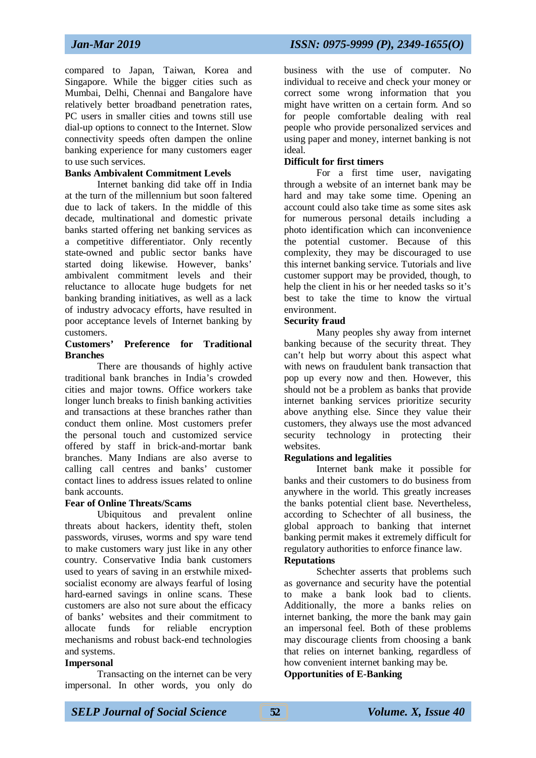compared to Japan, Taiwan, Korea and Singapore. While the bigger cities such as Mumbai, Delhi, Chennai and Bangalore have relatively better broadband penetration rates, PC users in smaller cities and towns still use dial-up options to connect to the Internet. Slow connectivity speeds often dampen the online banking experience for many customers eager to use such services.

**Banks Ambivalent Commitment Levels**

Internet banking did take off in India at the turn of the millennium but soon faltered due to lack of takers. In the middle of this decade, multinational and domestic private banks started offering net banking services as a competitive differentiator. Only recently state-owned and public sector banks have started doing likewise. However, banks' ambivalent commitment levels and their reluctance to allocate huge budgets for net banking branding initiatives, as well as a lack of industry advocacy efforts, have resulted in poor acceptance levels of Internet banking by customers.

**Customers' Preference for Traditional Branches**

There are thousands of highly active traditional bank branches in India's crowded cities and major towns. Office workers take longer lunch breaks to finish banking activities and transactions at these branches rather than conduct them online. Most customers prefer the personal touch and customized service offered by staff in brick-and-mortar bank branches. Many Indians are also averse to calling call centres and banks' customer contact lines to address issues related to online bank accounts.

**Fear of Online Threats/Scams**

Ubiquitous and prevalent online threats about hackers, identity theft, stolen passwords, viruses, worms and spy ware tend to make customers wary just like in any other country. Conservative India bank customers used to years of saving in an erstwhile mixed-socialist economy are always fearful of losing hard-earned savings in online scans. These customers are also not sure about the efficacy of banks' websites and their commitment to allocate funds for reliable encryption mechanisms and robust back-end technologies and systems.

**Impersonal**

Transacting on the internet can be very impersonal. In other words, you only do business with the use of computer. No individual to receive and check your money or correct some wrong information that you might have written on a certain form. And so for people comfortable dealing with real people who provide personalized services and using paper and money, internet banking is not ideal.

**Difficult for first timers**

For a first time user, navigating through a website of an internet bank may be hard and may take some time. Opening an account could also take time as some sites ask for numerous personal details including a photo identification which can inconvenience the potential customer. Because of this complexity, they may be discouraged to use this internet banking service. Tutorials and live customer support may be provided, though, to help the client in his or her needed tasks so it's best to take the time to know the virtual environment.

**Security fraud**

Many peoples shy away from internet banking because of the security threat. They can't help but worry about this aspect what with news on fraudulent bank transaction that pop up every now and then. However, this should not be a problem as banks that provide internet banking services prioritize security above anything else. Since they value their customers, they always use the most advanced security technology in protecting their websites.

**Regulations and legalities**

Internet bank make it possible for banks and their customers to do business from anywhere in the world. This greatly increases the banks potential client base. Nevertheless, according to Schechter of all business, the global approach to banking that internet banking permit makes it extremely difficult for regulatory authorities to enforce finance law.

**Reputations**

Schechter asserts that problems such as governance and security have the potential to make a bank look bad to clients. Additionally, the more a banks relies on internet banking, the more the bank may gain an impersonal feel. Both of these problems may discourage clients from choosing a bank that relies on internet banking, regardless of how convenient internet banking may be.

**Opportunities of E-Banking**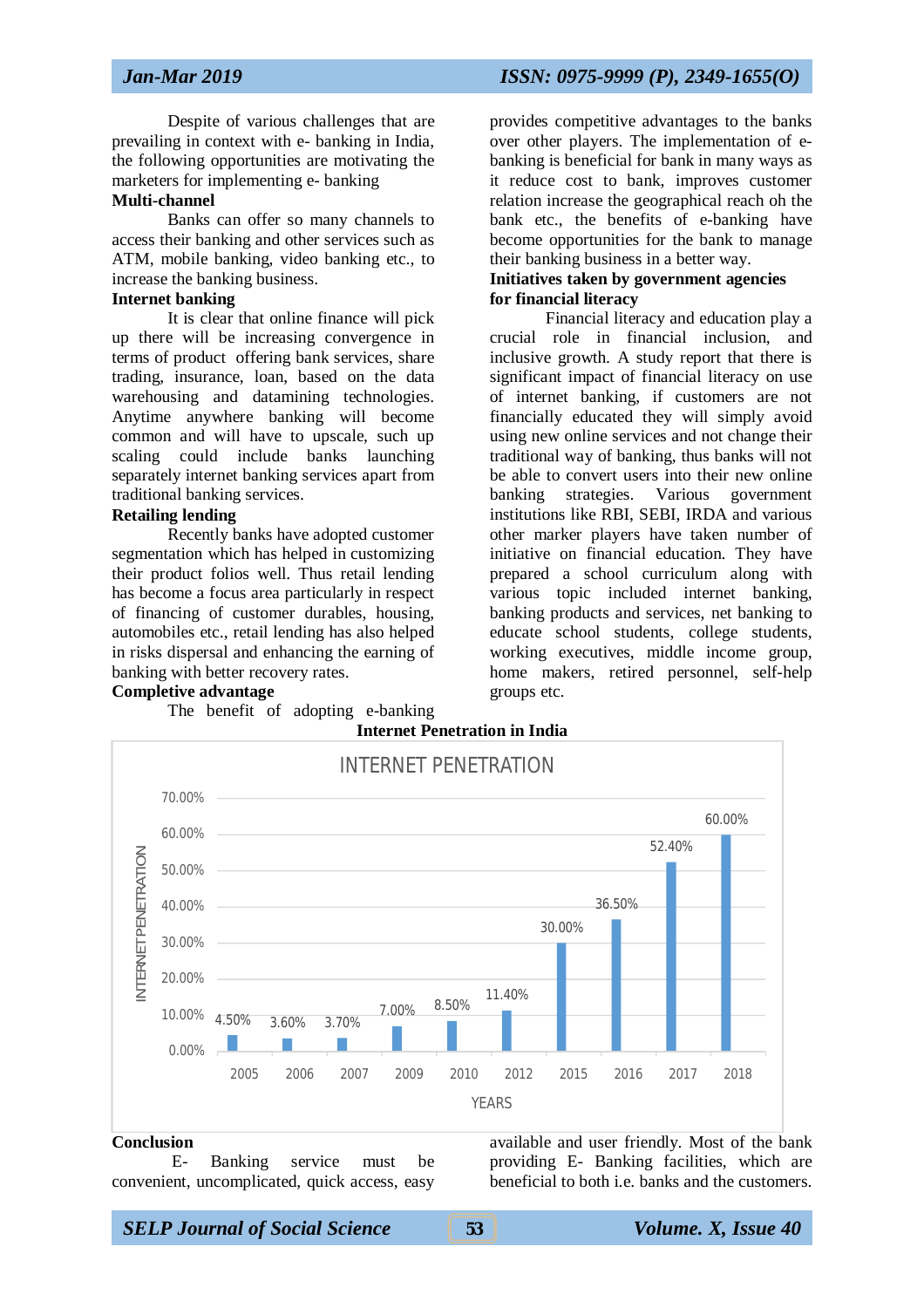Despite of various challenges that are prevailing in context with e- banking in India, the following opportunities are motivating the marketers for implementing e- banking

**Multi-channel**

Banks can offer so many channels to access their banking and other services such as ATM, mobile banking, video banking etc., to increase the banking business.

**Internet banking**

It is clear that online finance will pick up there will be increasing convergence in terms of product offering bank services, share trading, insurance, loan, based on the data warehousing and datamining technologies. Anytime anywhere banking will become common and will have to upscale, such up scaling could include banks launching separately internet banking services apart from traditional banking services.

**Retailing lending**

Recently banks have adopted customer segmentation which has helped in customizing their product folios well. Thus retail lending has become a focus area particularly in respect of financing of customer durables, housing, automobiles etc., retail lending has also helped in risks dispersal and enhancing the earning of banking with better recovery rates.

**Completive advantage**

The benefit of adopting e-banking provides competitive advantages to the banks over other players. The implementation of e-banking is beneficial for bank in many ways as it reduce cost to bank, improves customer relation increase the geographical reach oh the bank etc., the benefits of e-banking have become opportunities for the bank to manage their banking business in a better way.

**Initiatives taken by government agencies for financial literacy**

Financial literacy and education play a crucial role in financial inclusion, and inclusive growth. A study report that there is significant impact of financial literacy on use of internet banking, if customers are not financially educated they will simply avoid using new online services and not change their traditional way of banking, thus banks will not be able to convert users into their new online banking strategies. Various government institutions like RBI, SEBI, IRDA and various other marker players have taken number of initiative on financial education. They have prepared a school curriculum along with various topic included internet banking, banking products and services, net banking to educate school students, college students, working executives, middle income group, home makers, retired personnel, self-help groups etc.

**Internet Penetration in India**

INTERNET PENETRATION

| YEARS | INTERNET PENETRATION |
|---|---|
| 2005 | 4.50% |
| 2006 | 3.60% |
| 2007 | 3.70% |
| 2009 | 7.00% |
| 2010 | 8.50% |
| 2012 | 11.40% |
| 2015 | 30.00% |
| 2016 | 36.50% |
| 2017 | 52.40% |
| 2018 | 60.00% |

**Conclusion**

E- Banking service must be convenient, uncomplicated, quick access, easy available and user friendly. Most of the bank providing E- Banking facilities, which are beneficial to both i.e. banks and the customers.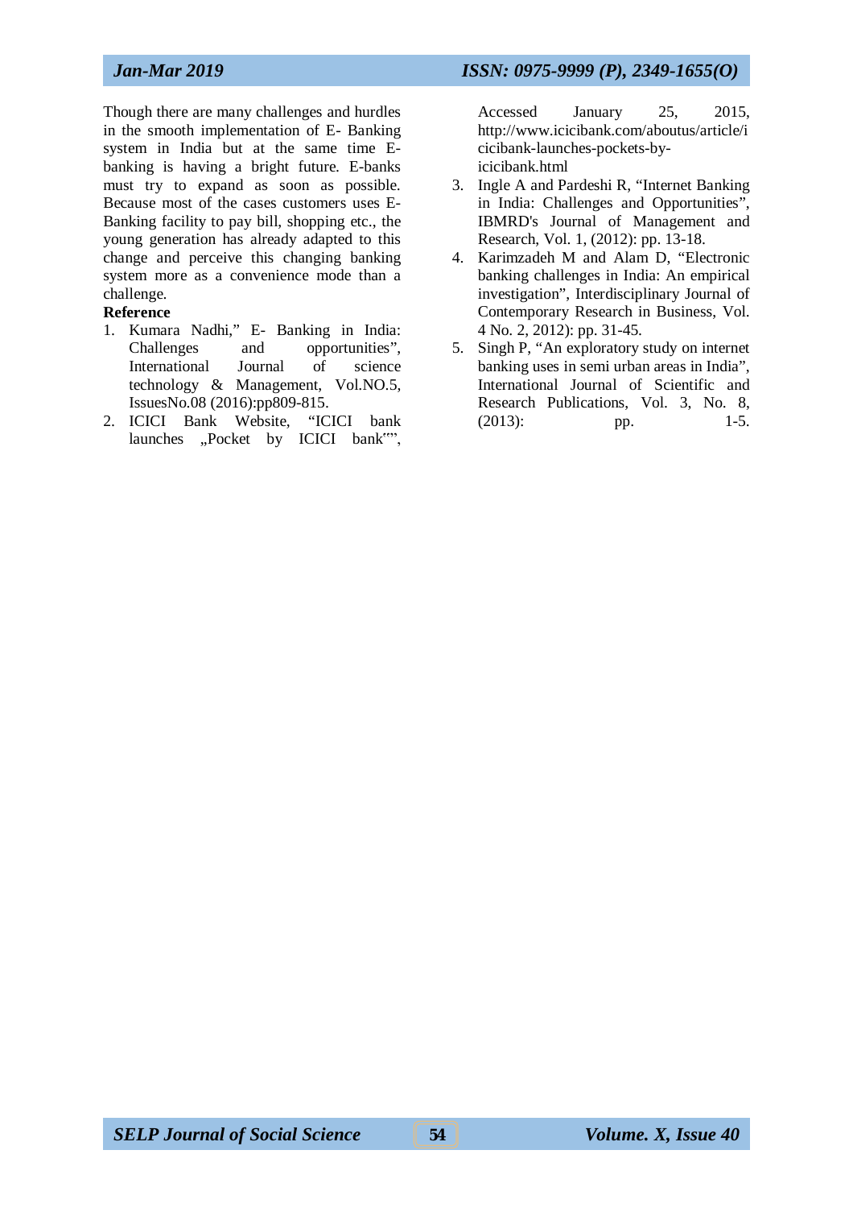Though there are many challenges and hurdles in the smooth implementation of E- Banking system in India but at the same time E-banking is having a bright future. E-banks must try to expand as soon as possible. Because most of the cases customers uses E-Banking facility to pay bill, shopping etc., the young generation has already adapted to this change and perceive this changing banking system more as a convenience mode than a challenge.

**Reference**

1. Kumara Nadhi," E- Banking in India: Challenges and opportunities", International Journal of science technology & Management, Vol.NO.5, IssuesNo.08 (2016):pp809-815.
2. ICICI Bank Website, "ICICI bank launches „Pocket by ICICI bank"", Accessed January 25, 2015, http://www.icicibank.com/aboutus/article/icicibank-launches-pockets-by-icicibank.html
3. Ingle A and Pardeshi R, "Internet Banking in India: Challenges and Opportunities", IBMRD's Journal of Management and Research, Vol. 1, (2012): pp. 13-18.
4. Karimzadeh M and Alam D, "Electronic banking challenges in India: An empirical investigation", Interdisciplinary Journal of Contemporary Research in Business, Vol. 4 No. 2, 2012): pp. 31-45.
5. Singh P, "An exploratory study on internet banking uses in semi urban areas in India", International Journal of Scientific and Research Publications, Vol. 3, No. 8, (2013): pp. 1-5.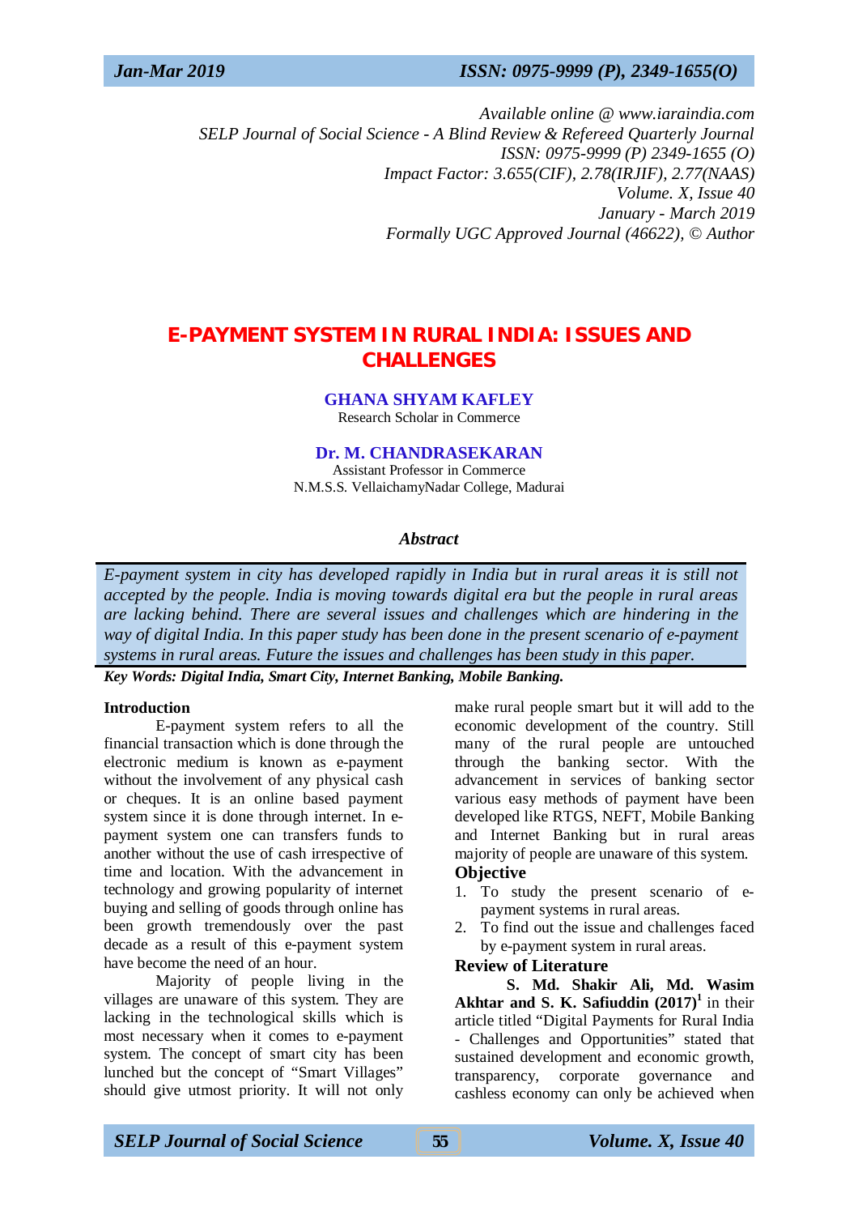Available online @ www.iaraindia.com
SELP Journal of Social Science - A Blind Review & Refereed Quarterly Journal
ISSN: 0975-9999 (P) 2349-1655 (O)
Impact Factor: 3.655(CIF), 2.78(IRJIF), 2.77(NAAS)
Volume. X, Issue 40
January - March 2019
Formally UGC Approved Journal (46622), © Author

# E-PAYMENT SYSTEM IN RURAL INDIA: ISSUES AND CHALLENGES

**GHANA SHYAM KAFLEY**
Research Scholar in Commerce

**Dr. M. CHANDRASEKARAN**
Assistant Professor in Commerce
N.M.S.S. VellaichamyNadar College, Madurai

### *Abstract*

*E-payment system in city has developed rapidly in India but in rural areas it is still not accepted by the people. India is moving towards digital era but the people in rural areas are lacking behind. There are several issues and challenges which are hindering in the way of digital India. In this paper study has been done in the present scenario of e-payment systems in rural areas. Future the issues and challenges has been study in this paper.*

***Key Words: Digital India, Smart City, Internet Banking, Mobile Banking.***

## Introduction

E-payment system refers to all the financial transaction which is done through the electronic medium is known as e-payment without the involvement of any physical cash or cheques. It is an online based payment system since it is done through internet. In e-payment system one can transfers funds to another without the use of cash irrespective of time and location. With the advancement in technology and growing popularity of internet buying and selling of goods through online has been growth tremendously over the past decade as a result of this e-payment system have become the need of an hour.

Majority of people living in the villages are unaware of this system. They are lacking in the technological skills which is most necessary when it comes to e-payment system. The concept of smart city has been lunched but the concept of "Smart Villages" should give utmost priority. It will not only make rural people smart but it will add to the economic development of the country. Still many of the rural people are untouched through the banking sector. With the advancement in services of banking sector various easy methods of payment have been developed like RTGS, NEFT, Mobile Banking and Internet Banking but in rural areas majority of people are unaware of this system.

## Objective

1. To study the present scenario of e-payment systems in rural areas.
2. To find out the issue and challenges faced by e-payment system in rural areas.

## Review of Literature

**S. Md. Shakir Ali, Md. Wasim Akhtar and S. K. Safiuddin (2017)**[1] in their article titled "Digital Payments for Rural India - Challenges and Opportunities" stated that sustained development and economic growth, transparency, corporate governance and cashless economy can only be achieved when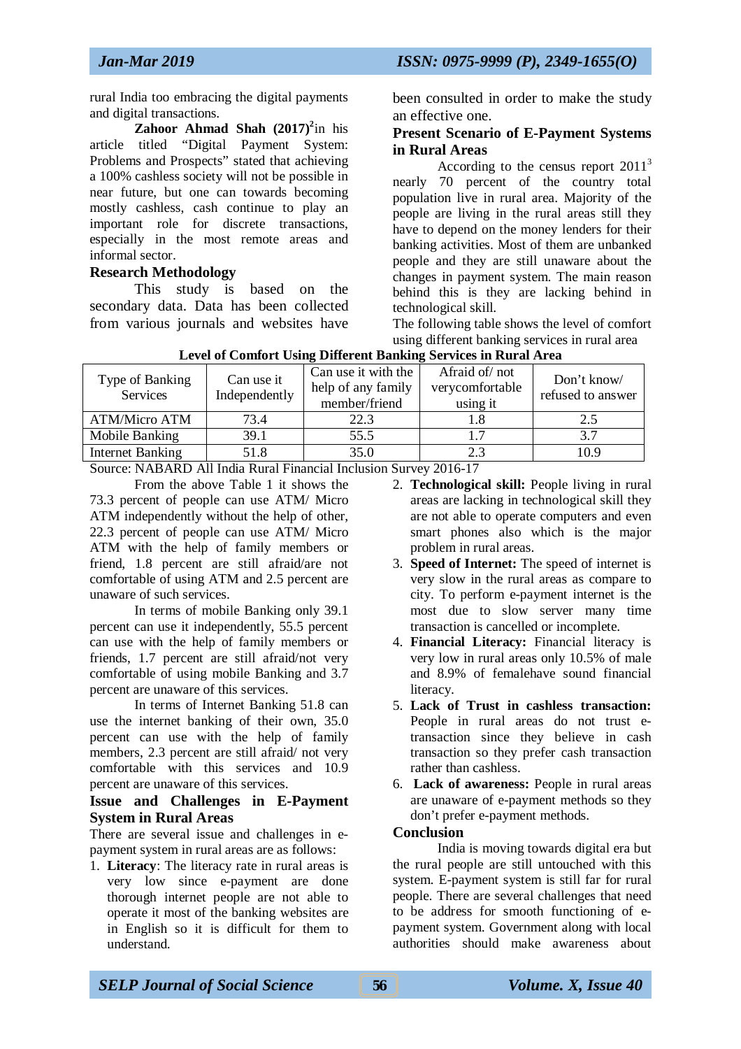rural India too embracing the digital payments and digital transactions.

**Zahoor Ahmad Shah (2017)**[2] in his article titled "Digital Payment System: Problems and Prospects" stated that achieving a 100% cashless society will not be possible in near future, but one can towards becoming mostly cashless, cash continue to play an important role for discrete transactions, especially in the most remote areas and informal sector.

## Research Methodology

This study is based on the secondary data. Data has been collected from various journals and websites have been consulted in order to make the study an effective one.

## Present Scenario of E-Payment Systems in Rural Areas

According to the census report 2011[3] nearly 70 percent of the country total population live in rural area. Majority of the people are living in the rural areas still they have to depend on the money lenders for their banking activities. Most of them are unbanked people and they are still unaware about the changes in payment system. The main reason behind this is they are lacking behind in technological skill.

The following table shows the level of comfort using different banking services in rural area

**Level of Comfort Using Different Banking Services in Rural Area**

| Type of Banking Services | Can use it Independently | Can use it with the help of any family member/friend | Afraid of/ not verycomfortable using it | Don't know/ refused to answer |
|---|---|---|---|---|
| ATM/Micro ATM | 73.4 | 22.3 | 1.8 | 2.5 |
| Mobile Banking | 39.1 | 55.5 | 1.7 | 3.7 |
| Internet Banking | 51.8 | 35.0 | 2.3 | 10.9 |

Source: NABARD All India Rural Financial Inclusion Survey 2016-17

From the above Table 1 it shows the 73.3 percent of people can use ATM/ Micro ATM independently without the help of other, 22.3 percent of people can use ATM/ Micro ATM with the help of family members or friend, 1.8 percent are still afraid/are not comfortable of using ATM and 2.5 percent are unaware of such services.

In terms of mobile Banking only 39.1 percent can use it independently, 55.5 percent can use with the help of family members or friends, 1.7 percent are still afraid/not very comfortable of using mobile Banking and 3.7 percent are unaware of this services.

In terms of Internet Banking 51.8 can use the internet banking of their own, 35.0 percent can use with the help of family members, 2.3 percent are still afraid/ not very comfortable with this services and 10.9 percent are unaware of this services.

## Issue and Challenges in E-Payment System in Rural Areas

There are several issue and challenges in e-payment system in rural areas are as follows:

1. **Literacy**: The literacy rate in rural areas is very low since e-payment are done thorough internet people are not able to operate it most of the banking websites are in English so it is difficult for them to understand.
2. **Technological skill:** People living in rural areas are lacking in technological skill they are not able to operate computers and even smart phones also which is the major problem in rural areas.
3. **Speed of Internet:** The speed of internet is very slow in the rural areas as compare to city. To perform e-payment internet is the most due to slow server many time transaction is cancelled or incomplete.
4. **Financial Literacy:** Financial literacy is very low in rural areas only 10.5% of male and 8.9% of femalehave sound financial literacy.
5. **Lack of Trust in cashless transaction:** People in rural areas do not trust e-transaction since they believe in cash transaction so they prefer cash transaction rather than cashless.
6. **Lack of awareness:** People in rural areas are unaware of e-payment methods so they don't prefer e-payment methods.

## Conclusion

India is moving towards digital era but the rural people are still untouched with this system. E-payment system is still far for rural people. There are several challenges that need to be address for smooth functioning of e-payment system. Government along with local authorities should make awareness about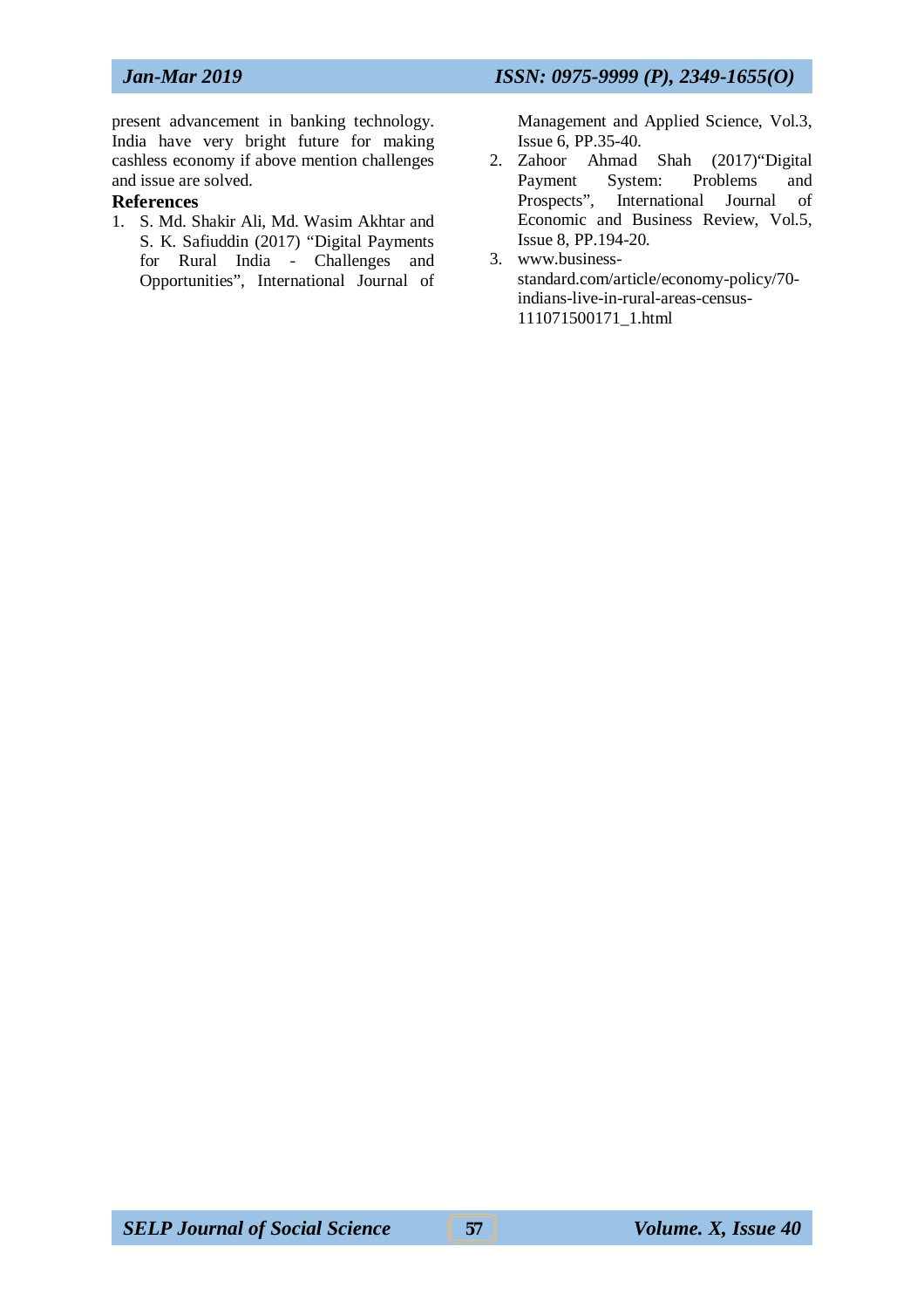present advancement in banking technology. India have very bright future for making cashless economy if above mention challenges and issue are solved.

## References

1. S. Md. Shakir Ali, Md. Wasim Akhtar and S. K. Safiuddin (2017) "Digital Payments for Rural India - Challenges and Opportunities", International Journal of Management and Applied Science, Vol.3, Issue 6, PP.35-40.
2. Zahoor Ahmad Shah (2017)"Digital Payment System: Problems and Prospects", International Journal of Economic and Business Review, Vol.5, Issue 8, PP.194-20.
3. www.business-standard.com/article/economy-policy/70-indians-live-in-rural-areas-census-111071500171_1.html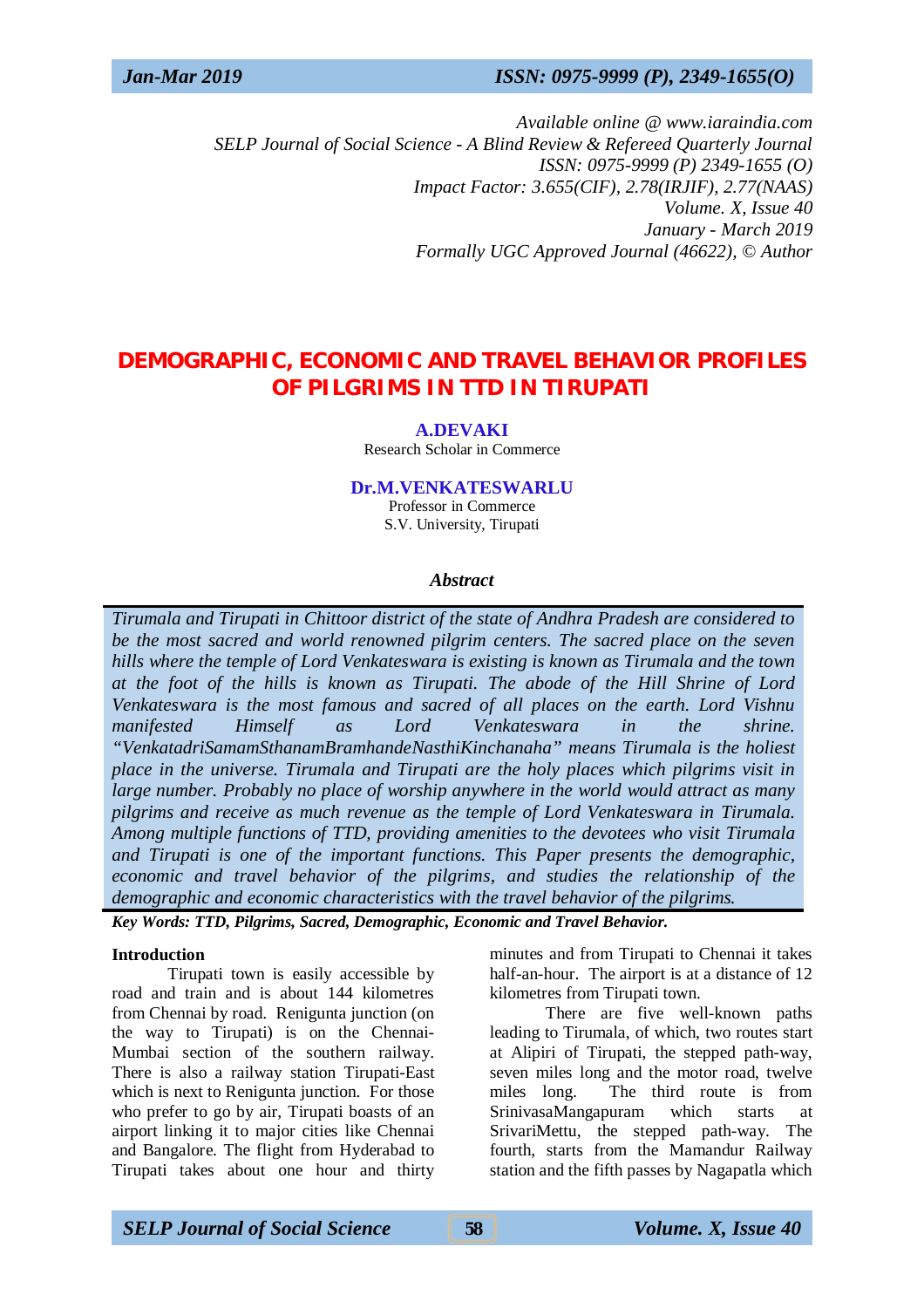Available online @ www.iaraindia.com
SELP Journal of Social Science - A Blind Review & Refereed Quarterly Journal
ISSN: 0975-9999 (P) 2349-1655 (O)
Impact Factor: 3.655(CIF), 2.78(IRJIF), 2.77(NAAS)
Volume. X, Issue 40
January - March 2019
Formally UGC Approved Journal (46622), © Author

# DEMOGRAPHIC, ECONOMIC AND TRAVEL BEHAVIOR PROFILES OF PILGRIMS IN TTD IN TIRUPATI

**A.DEVAKI**
Research Scholar in Commerce

**Dr.M.VENKATESWARLU**
Professor in Commerce
S.V. University, Tirupati

### *Abstract*

*Tirumala and Tirupati in Chittoor district of the state of Andhra Pradesh are considered to be the most sacred and world renowned pilgrim centers. The sacred place on the seven hills where the temple of Lord Venkateswara is existing is known as Tirumala and the town at the foot of the hills is known as Tirupati. The abode of the Hill Shrine of Lord Venkateswara is the most famous and sacred of all places on the earth. Lord Vishnu manifested Himself as Lord Venkateswara in the shrine. "VenkatadriSamamSthanamBramhandeNasthiKinchanaha" means Tirumala is the holiest place in the universe. Tirumala and Tirupati are the holy places which pilgrims visit in large number. Probably no place of worship anywhere in the world would attract as many pilgrims and receive as much revenue as the temple of Lord Venkateswara in Tirumala. Among multiple functions of TTD, providing amenities to the devotees who visit Tirumala and Tirupati is one of the important functions. This Paper presents the demographic, economic and travel behavior of the pilgrims, and studies the relationship of the demographic and economic characteristics with the travel behavior of the pilgrims.*

***Key Words: TTD, Pilgrims, Sacred, Demographic, Economic and Travel Behavior.***

**Introduction**

Tirupati town is easily accessible by road and train and is about 144 kilometres from Chennai by road. Renigunta junction (on the way to Tirupati) is on the Chennai-Mumbai section of the southern railway. There is also a railway station Tirupati-East which is next to Renigunta junction. For those who prefer to go by air, Tirupati boasts of an airport linking it to major cities like Chennai and Bangalore. The flight from Hyderabad to Tirupati takes about one hour and thirty minutes and from Tirupati to Chennai it takes half-an-hour. The airport is at a distance of 12 kilometres from Tirupati town.

There are five well-known paths leading to Tirumala, of which, two routes start at Alipiri of Tirupati, the stepped path-way, seven miles long and the motor road, twelve miles long. The third route is from SrinivasaMangapuram which starts at SrivariMettu, the stepped path-way. The fourth, starts from the Mamandur Railway station and the fifth passes by Nagapatla which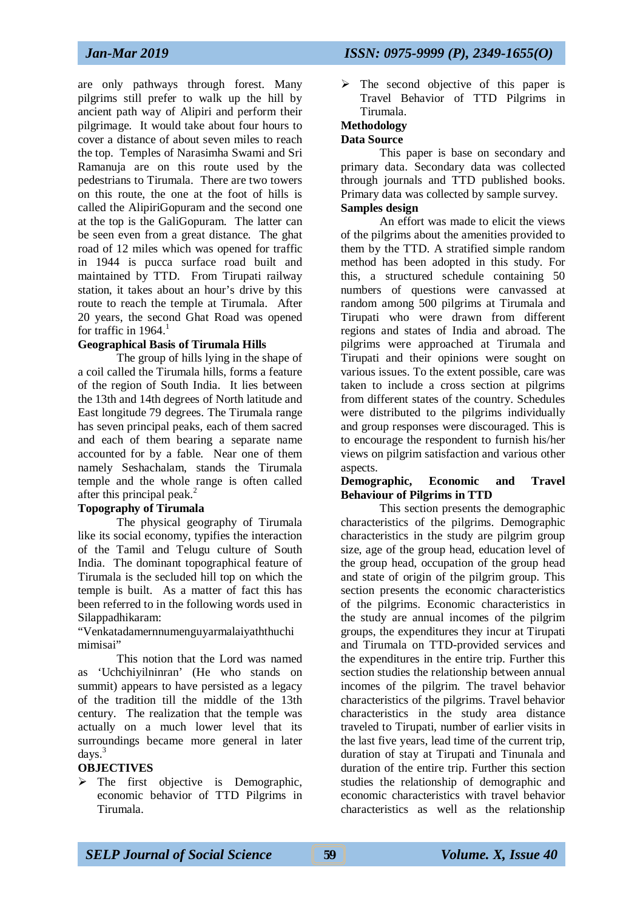are only pathways through forest. Many pilgrims still prefer to walk up the hill by ancient path way of Alipiri and perform their pilgrimage. It would take about four hours to cover a distance of about seven miles to reach the top. Temples of Narasimha Swami and Sri Ramanuja are on this route used by the pedestrians to Tirumala. There are two towers on this route, the one at the foot of hills is called the AlipiriGopuram and the second one at the top is the GaliGopuram. The latter can be seen even from a great distance. The ghat road of 12 miles which was opened for traffic in 1944 is pucca surface road built and maintained by TTD. From Tirupati railway station, it takes about an hour's drive by this route to reach the temple at Tirumala. After 20 years, the second Ghat Road was opened for traffic in 1964.[1]

**Geographical Basis of Tirumala Hills**

The group of hills lying in the shape of a coil called the Tirumala hills, forms a feature of the region of South India. It lies between the 13th and 14th degrees of North latitude and East longitude 79 degrees. The Tirumala range has seven principal peaks, each of them sacred and each of them bearing a separate name accounted for by a fable. Near one of them namely Seshachalam, stands the Tirumala temple and the whole range is often called after this principal peak.[2]

**Topography of Tirumala**

The physical geography of Tirumala like its social economy, typifies the interaction of the Tamil and Telugu culture of South India. The dominant topographical feature of Tirumala is the secluded hill top on which the temple is built. As a matter of fact this has been referred to in the following words used in Silappadhikaram:

"Venkatadamernnumenguyarmalaiyaththuchi mimisai"

This notion that the Lord was named as 'Uchchiyilninran' (He who stands on summit) appears to have persisted as a legacy of the tradition till the middle of the 13th century. The realization that the temple was actually on a much lower level that its surroundings became more general in later days.[3]

**OBJECTIVES**

- The first objective is Demographic, economic behavior of TTD Pilgrims in Tirumala.
- The second objective of this paper is Travel Behavior of TTD Pilgrims in Tirumala.

**Methodology**

**Data Source**

This paper is base on secondary and primary data. Secondary data was collected through journals and TTD published books. Primary data was collected by sample survey.

**Samples design**

An effort was made to elicit the views of the pilgrims about the amenities provided to them by the TTD. A stratified simple random method has been adopted in this study. For this, a structured schedule containing 50 numbers of questions were canvassed at random among 500 pilgrims at Tirumala and Tirupati who were drawn from different regions and states of India and abroad. The pilgrims were approached at Tirumala and Tirupati and their opinions were sought on various issues. To the extent possible, care was taken to include a cross section at pilgrims from different states of the country. Schedules were distributed to the pilgrims individually and group responses were discouraged. This is to encourage the respondent to furnish his/her views on pilgrim satisfaction and various other aspects.

**Demographic, Economic and Travel Behaviour of Pilgrims in TTD**

This section presents the demographic characteristics of the pilgrims. Demographic characteristics in the study are pilgrim group size, age of the group head, education level of the group head, occupation of the group head and state of origin of the pilgrim group. This section presents the economic characteristics of the pilgrims. Economic characteristics in the study are annual incomes of the pilgrim groups, the expenditures they incur at Tirupati and Tirumala on TTD-provided services and the expenditures in the entire trip. Further this section studies the relationship between annual incomes of the pilgrim. The travel behavior characteristics of the pilgrims. Travel behavior characteristics in the study area distance traveled to Tirupati, number of earlier visits in the last five years, lead time of the current trip, duration of stay at Tirupati and Tinunala and duration of the entire trip. Further this section studies the relationship of demographic and economic characteristics with travel behavior characteristics as well as the relationship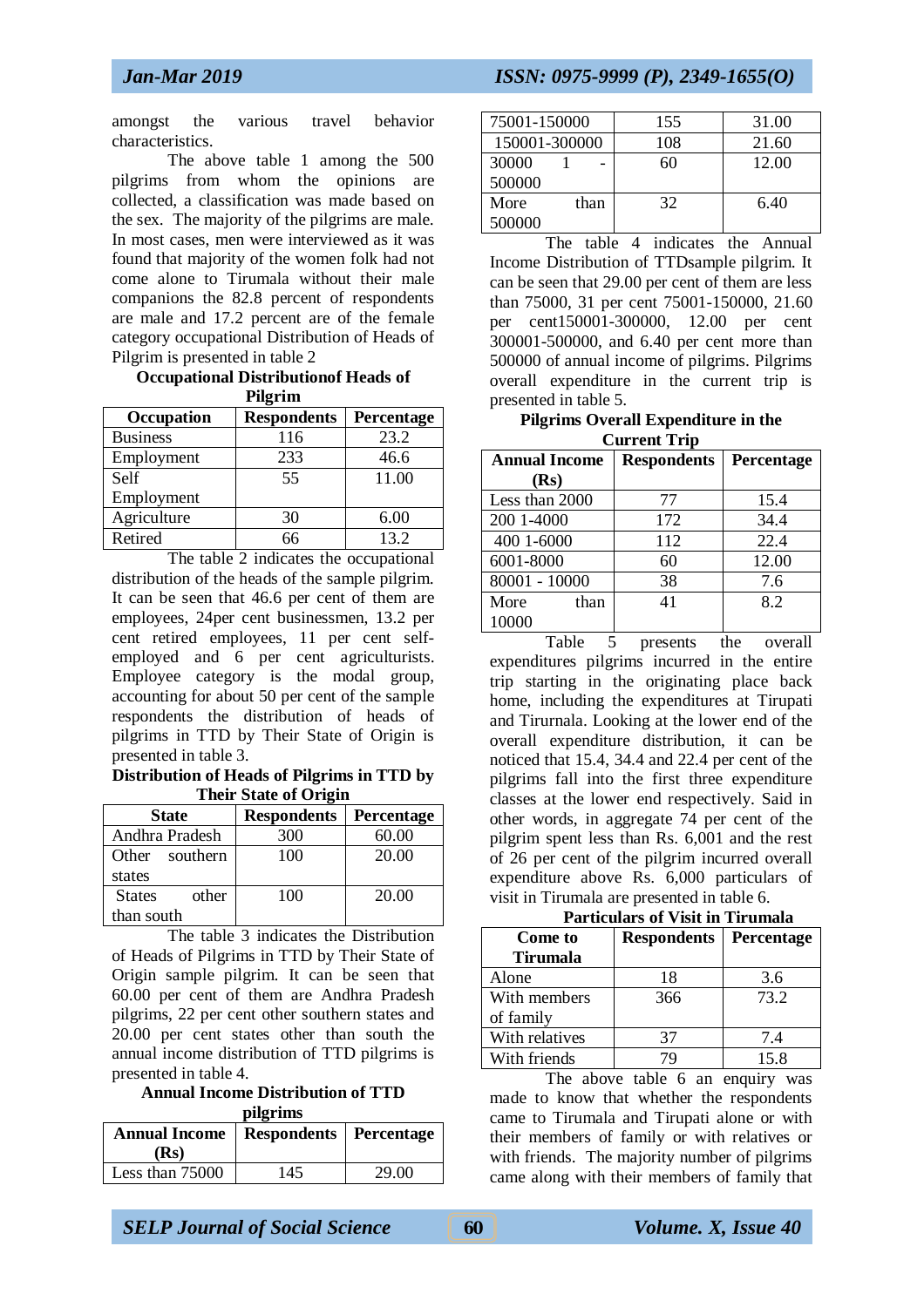amongst the various travel behavior characteristics.

The above table 1 among the 500 pilgrims from whom the opinions are collected, a classification was made based on the sex. The majority of the pilgrims are male. In most cases, men were interviewed as it was found that majority of the women folk had not come alone to Tirumala without their male companions the 82.8 percent of respondents are male and 17.2 percent are of the female category occupational Distribution of Heads of Pilgrim is presented in table 2

**Occupational Distributionof Heads of Pilgrim**

| Occupation | Respondents | Percentage |
|---|---|---|
| Business | 116 | 23.2 |
| Employment | 233 | 46.6 |
| Self Employment | 55 | 11.00 |
| Agriculture | 30 | 6.00 |
| Retired | 66 | 13.2 |

The table 2 indicates the occupational distribution of the heads of the sample pilgrim. It can be seen that 46.6 per cent of them are employees, 24per cent businessmen, 13.2 per cent retired employees, 11 per cent self-employed and 6 per cent agriculturists. Employee category is the modal group, accounting for about 50 per cent of the sample respondents the distribution of heads of pilgrims in TTD by Their State of Origin is presented in table 3.

**Distribution of Heads of Pilgrims in TTD by Their State of Origin**

| State | Respondents | Percentage |
|---|---|---|
| Andhra Pradesh | 300 | 60.00 |
| Other southern states | 100 | 20.00 |
| States other than south | 100 | 20.00 |

The table 3 indicates the Distribution of Heads of Pilgrims in TTD by Their State of Origin sample pilgrim. It can be seen that 60.00 per cent of them are Andhra Pradesh pilgrims, 22 per cent other southern states and 20.00 per cent states other than south the annual income distribution of TTD pilgrims is presented in table 4.

**Annual Income Distribution of TTD pilgrims**

| Annual Income (Rs) | Respondents | Percentage |
|---|---|---|
| Less than 75000 | 145 | 29.00 |
| 75001-150000 | 155 | 31.00 |
| 150001-300000 | 108 | 21.60 |
| 30000 1 - 500000 | 60 | 12.00 |
| More than 500000 | 32 | 6.40 |

The table 4 indicates the Annual Income Distribution of TTDsample pilgrim. It can be seen that 29.00 per cent of them are less than 75000, 31 per cent 75001-150000, 21.60 per cent150001-300000, 12.00 per cent 300001-500000, and 6.40 per cent more than 500000 of annual income of pilgrims. Pilgrims overall expenditure in the current trip is presented in table 5.

**Pilgrims Overall Expenditure in the Current Trip**

| Annual Income (Rs) | Respondents | Percentage |
|---|---|---|
| Less than 2000 | 77 | 15.4 |
| 200 1-4000 | 172 | 34.4 |
| 400 1-6000 | 112 | 22.4 |
| 6001-8000 | 60 | 12.00 |
| 80001 - 10000 | 38 | 7.6 |
| More than 10000 | 41 | 8.2 |

Table 5 presents the overall expenditures pilgrims incurred in the entire trip starting in the originating place back home, including the expenditures at Tirupati and Tirurnala. Looking at the lower end of the overall expenditure distribution, it can be noticed that 15.4, 34.4 and 22.4 per cent of the pilgrims fall into the first three expenditure classes at the lower end respectively. Said in other words, in aggregate 74 per cent of the pilgrim spent less than Rs. 6,001 and the rest of 26 per cent of the pilgrim incurred overall expenditure above Rs. 6,000 particulars of visit in Tirumala are presented in table 6.

**Particulars of Visit in Tirumala**

| Come to Tirumala | Respondents | Percentage |
|---|---|---|
| Alone | 18 | 3.6 |
| With members of family | 366 | 73.2 |
| With relatives | 37 | 7.4 |
| With friends | 79 | 15.8 |

The above table 6 an enquiry was made to know that whether the respondents came to Tirumala and Tirupati alone or with their members of family or with relatives or with friends. The majority number of pilgrims came along with their members of family that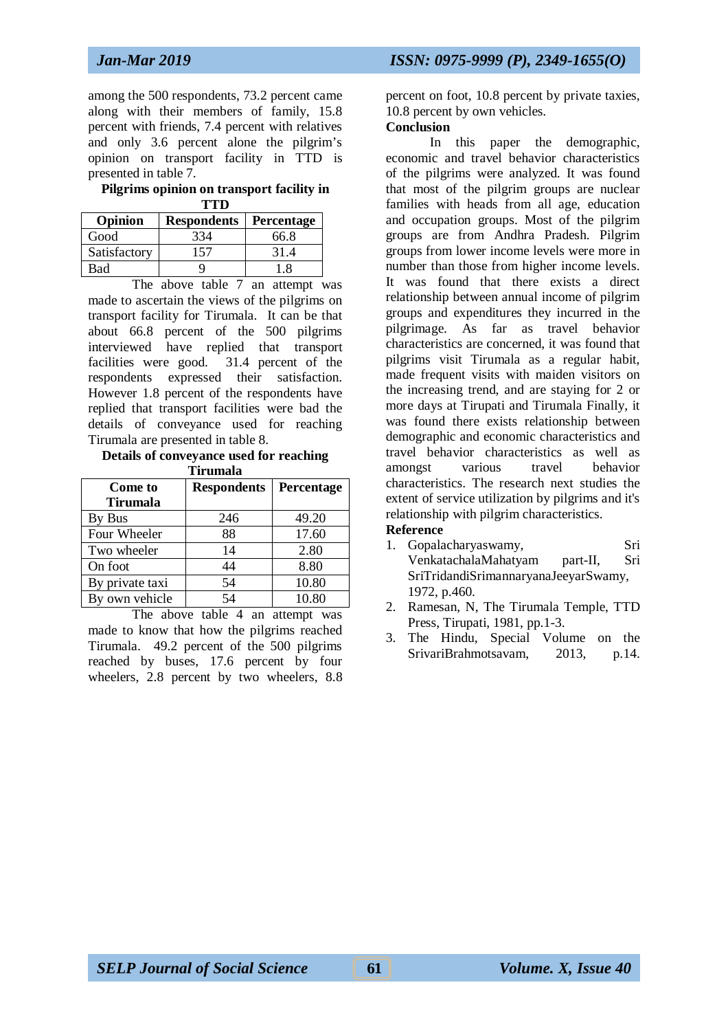among the 500 respondents, 73.2 percent came along with their members of family, 15.8 percent with friends, 7.4 percent with relatives and only 3.6 percent alone the pilgrim's opinion on transport facility in TTD is presented in table 7.

**Pilgrims opinion on transport facility in TTD**

| Opinion | Respondents | Percentage |
|---|---|---|
| Good | 334 | 66.8 |
| Satisfactory | 157 | 31.4 |
| Bad | 9 | 1.8 |

The above table 7 an attempt was made to ascertain the views of the pilgrims on transport facility for Tirumala. It can be that about 66.8 percent of the 500 pilgrims interviewed have replied that transport facilities were good. 31.4 percent of the respondents expressed their satisfaction. However 1.8 percent of the respondents have replied that transport facilities were bad the details of conveyance used for reaching Tirumala are presented in table 8.

**Details of conveyance used for reaching Tirumala**

| Come to Tirumala | Respondents | Percentage |
|---|---|---|
| By Bus | 246 | 49.20 |
| Four Wheeler | 88 | 17.60 |
| Two wheeler | 14 | 2.80 |
| On foot | 44 | 8.80 |
| By private taxi | 54 | 10.80 |
| By own vehicle | 54 | 10.80 |

The above table 4 an attempt was made to know that how the pilgrims reached Tirumala. 49.2 percent of the 500 pilgrims reached by buses, 17.6 percent by four wheelers, 2.8 percent by two wheelers, 8.8 percent on foot, 10.8 percent by private taxies, 10.8 percent by own vehicles.

**Conclusion**

In this paper the demographic, economic and travel behavior characteristics of the pilgrims were analyzed. It was found that most of the pilgrim groups are nuclear families with heads from all age, education and occupation groups. Most of the pilgrim groups are from Andhra Pradesh. Pilgrim groups from lower income levels were more in number than those from higher income levels. It was found that there exists a direct relationship between annual income of pilgrim groups and expenditures they incurred in the pilgrimage. As far as travel behavior characteristics are concerned, it was found that pilgrims visit Tirumala as a regular habit, made frequent visits with maiden visitors on the increasing trend, and are staying for 2 or more days at Tirupati and Tirumala Finally, it was found there exists relationship between demographic and economic characteristics and travel behavior characteristics as well as amongst various travel behavior characteristics. The research next studies the extent of service utilization by pilgrims and it's relationship with pilgrim characteristics.

**Reference**

1. Gopalacharyaswamy, Sri VenkatachalaMahatyam part-II, Sri SriTridandiSrimannaryanaJeeyarSwamy, 1972, p.460.
2. Ramesan, N, The Tirumala Temple, TTD Press, Tirupati, 1981, pp.1-3.
3. The Hindu, Special Volume on the SrivariBrahmotsavam, 2013, p.14.